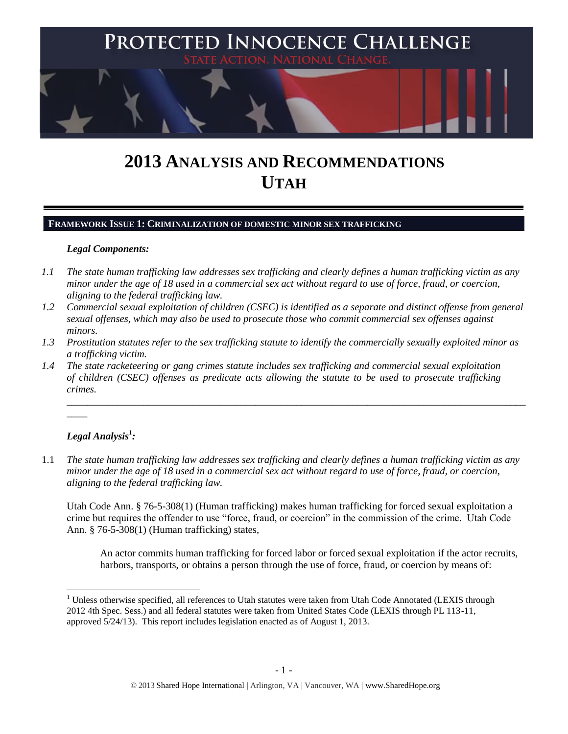# PROTECTED INNOCENCE CHALLENGE

STATE ACTION. NATIONAL CHANGE.

# 2013 ANALYSIS AND RECOMMENDATIONS
# UTAH

## FRAMEWORK ISSUE 1: CRIMINALIZATION OF DOMESTIC MINOR SEX TRAFFICKING

***Legal Components:***

*1.1 The state human trafficking law addresses sex trafficking and clearly defines a human trafficking victim as any minor under the age of 18 used in a commercial sex act without regard to use of force, fraud, or coercion, aligning to the federal trafficking law.*

*1.2 Commercial sexual exploitation of children (CSEC) is identified as a separate and distinct offense from general sexual offenses, which may also be used to prosecute those who commit commercial sex offenses against minors.*

*1.3 Prostitution statutes refer to the sex trafficking statute to identify the commercially sexually exploited minor as a trafficking victim.*

*1.4 The state racketeering or gang crimes statute includes sex trafficking and commercial sexual exploitation of children (CSEC) offenses as predicate acts allowing the statute to be used to prosecute trafficking crimes.*

---

***Legal Analysis[1]:***

1.1 *The state human trafficking law addresses sex trafficking and clearly defines a human trafficking victim as any minor under the age of 18 used in a commercial sex act without regard to use of force, fraud, or coercion, aligning to the federal trafficking law.*

Utah Code Ann. § 76-5-308(1) (Human trafficking) makes human trafficking for forced sexual exploitation a crime but requires the offender to use "force, fraud, or coercion" in the commission of the crime. Utah Code Ann. § 76-5-308(1) (Human trafficking) states,

> An actor commits human trafficking for forced labor or forced sexual exploitation if the actor recruits, harbors, transports, or obtains a person through the use of force, fraud, or coercion by means of:

---

[1] Unless otherwise specified, all references to Utah statutes were taken from Utah Code Annotated (LEXIS through 2012 4th Spec. Sess.) and all federal statutes were taken from United States Code (LEXIS through PL 113-11, approved 5/24/13). This report includes legislation enacted as of August 1, 2013.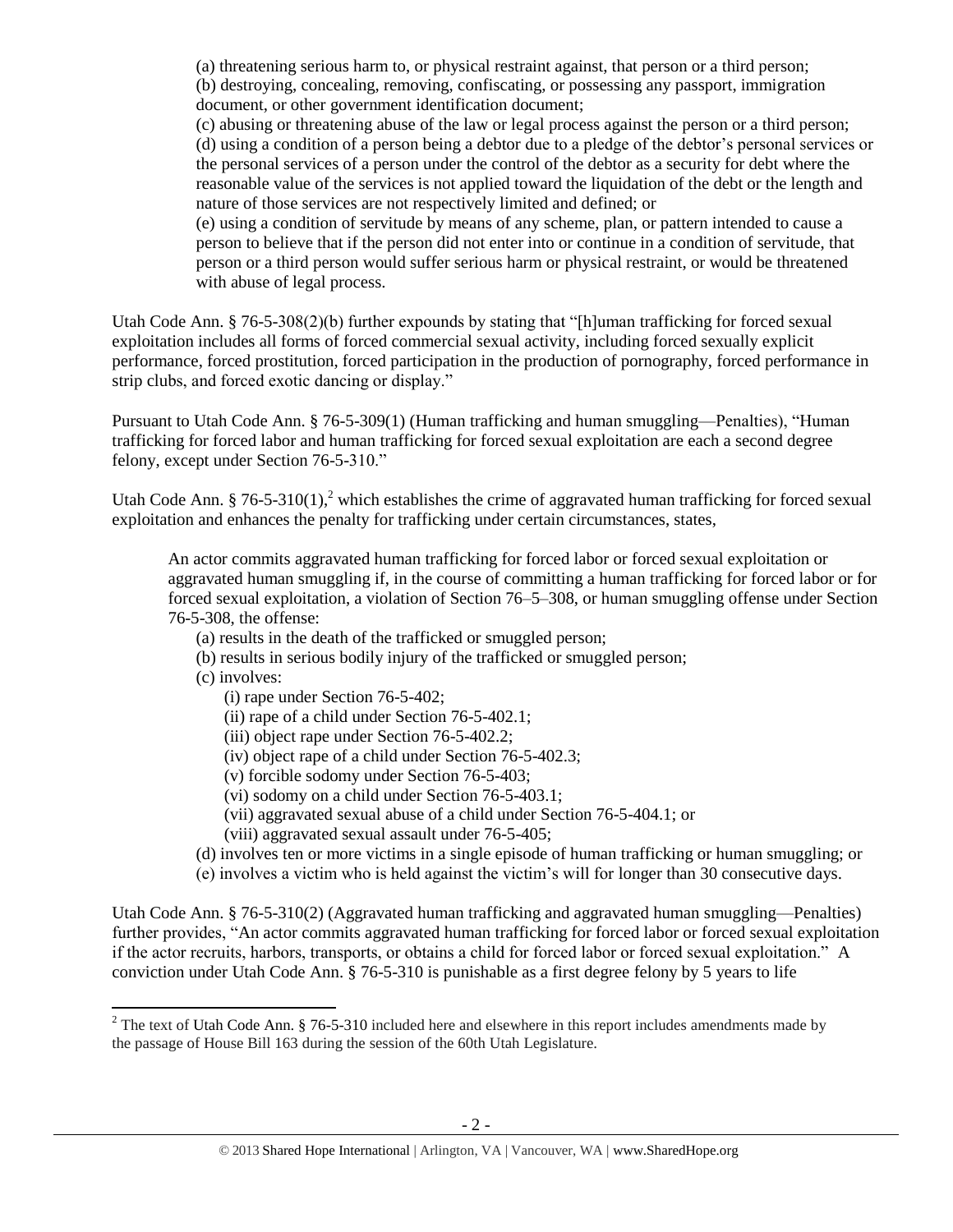(a) threatening serious harm to, or physical restraint against, that person or a third person;
(b) destroying, concealing, removing, confiscating, or possessing any passport, immigration document, or other government identification document;
(c) abusing or threatening abuse of the law or legal process against the person or a third person;
(d) using a condition of a person being a debtor due to a pledge of the debtor's personal services or the personal services of a person under the control of the debtor as a security for debt where the reasonable value of the services is not applied toward the liquidation of the debt or the length and nature of those services are not respectively limited and defined; or
(e) using a condition of servitude by means of any scheme, plan, or pattern intended to cause a person to believe that if the person did not enter into or continue in a condition of servitude, that person or a third person would suffer serious harm or physical restraint, or would be threatened with abuse of legal process.

Utah Code Ann. § 76-5-308(2)(b) further expounds by stating that "[h]uman trafficking for forced sexual exploitation includes all forms of forced commercial sexual activity, including forced sexually explicit performance, forced prostitution, forced participation in the production of pornography, forced performance in strip clubs, and forced exotic dancing or display."

Pursuant to Utah Code Ann. § 76-5-309(1) (Human trafficking and human smuggling—Penalties), "Human trafficking for forced labor and human trafficking for forced sexual exploitation are each a second degree felony, except under Section 76-5-310."

Utah Code Ann. § 76-5-310(1),[2] which establishes the crime of aggravated human trafficking for forced sexual exploitation and enhances the penalty for trafficking under certain circumstances, states,

> An actor commits aggravated human trafficking for forced labor or forced sexual exploitation or aggravated human smuggling if, in the course of committing a human trafficking for forced labor or for forced sexual exploitation, a violation of Section 76–5–308, or human smuggling offense under Section 76-5-308, the offense:
> (a) results in the death of the trafficked or smuggled person;
> (b) results in serious bodily injury of the trafficked or smuggled person;
> (c) involves:
> (i) rape under Section 76-5-402;
> (ii) rape of a child under Section 76-5-402.1;
> (iii) object rape under Section 76-5-402.2;
> (iv) object rape of a child under Section 76-5-402.3;
> (v) forcible sodomy under Section 76-5-403;
> (vi) sodomy on a child under Section 76-5-403.1;
> (vii) aggravated sexual abuse of a child under Section 76-5-404.1; or
> (viii) aggravated sexual assault under 76-5-405;
> (d) involves ten or more victims in a single episode of human trafficking or human smuggling; or
> (e) involves a victim who is held against the victim's will for longer than 30 consecutive days.

Utah Code Ann. § 76-5-310(2) (Aggravated human trafficking and aggravated human smuggling—Penalties) further provides, "An actor commits aggravated human trafficking for forced labor or forced sexual exploitation if the actor recruits, harbors, transports, or obtains a child for forced labor or forced sexual exploitation." A conviction under Utah Code Ann. § 76-5-310 is punishable as a first degree felony by 5 years to life

[2] The text of Utah Code Ann. § 76-5-310 included here and elsewhere in this report includes amendments made by the passage of House Bill 163 during the session of the 60th Utah Legislature.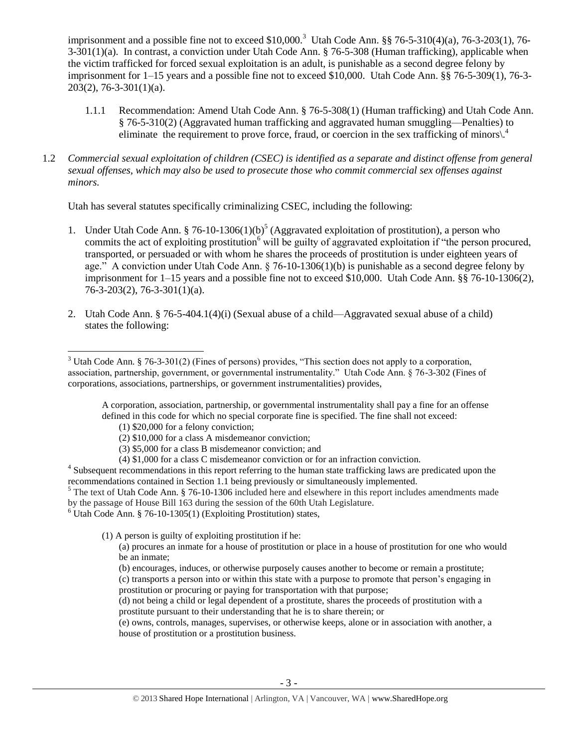imprisonment and a possible fine not to exceed $10,000.[3] Utah Code Ann. §§ 76-5-310(4)(a), 76-3-203(1), 76-3-301(1)(a). In contrast, a conviction under Utah Code Ann. § 76-5-308 (Human trafficking), applicable when the victim trafficked for forced sexual exploitation is an adult, is punishable as a second degree felony by imprisonment for 1–15 years and a possible fine not to exceed $10,000. Utah Code Ann. §§ 76-5-309(1), 76-3-203(2), 76-3-301(1)(a).

1.1.1 Recommendation: Amend Utah Code Ann. § 76-5-308(1) (Human trafficking) and Utah Code Ann. § 76-5-310(2) (Aggravated human trafficking and aggravated human smuggling—Penalties) to eliminate the requirement to prove force, fraud, or coercion in the sex trafficking of minors\.[4]

1.2 *Commercial sexual exploitation of children (CSEC) is identified as a separate and distinct offense from general sexual offenses, which may also be used to prosecute those who commit commercial sex offenses against minors.*

Utah has several statutes specifically criminalizing CSEC, including the following:

1. Under Utah Code Ann. § 76-10-1306(1)(b)[5] (Aggravated exploitation of prostitution), a person who commits the act of exploiting prostitution[6] will be guilty of aggravated exploitation if "the person procured, transported, or persuaded or with whom he shares the proceeds of prostitution is under eighteen years of age." A conviction under Utah Code Ann. § 76-10-1306(1)(b) is punishable as a second degree felony by imprisonment for 1–15 years and a possible fine not to exceed $10,000. Utah Code Ann. §§ 76-10-1306(2), 76-3-203(2), 76-3-301(1)(a).

2. Utah Code Ann. § 76-5-404.1(4)(i) (Sexual abuse of a child—Aggravated sexual abuse of a child) states the following:

---

[3] Utah Code Ann. § 76-3-301(2) (Fines of persons) provides, "This section does not apply to a corporation, association, partnership, government, or governmental instrumentality." Utah Code Ann. § 76-3-302 (Fines of corporations, associations, partnerships, or government instrumentalities) provides,

> A corporation, association, partnership, or governmental instrumentality shall pay a fine for an offense defined in this code for which no special corporate fine is specified. The fine shall not exceed:
> (1) $20,000 for a felony conviction;
> (2) $10,000 for a class A misdemeanor conviction;
> (3) $5,000 for a class B misdemeanor conviction; and
> (4) $1,000 for a class C misdemeanor conviction or for an infraction conviction.

[4] Subsequent recommendations in this report referring to the human state trafficking laws are predicated upon the recommendations contained in Section 1.1 being previously or simultaneously implemented.

[5] The text of Utah Code Ann. § 76-10-1306 included here and elsewhere in this report includes amendments made by the passage of House Bill 163 during the session of the 60th Utah Legislature.

[6] Utah Code Ann. § 76-10-1305(1) (Exploiting Prostitution) states,

> (1) A person is guilty of exploiting prostitution if he:
> (a) procures an inmate for a house of prostitution or place in a house of prostitution for one who would be an inmate;
> (b) encourages, induces, or otherwise purposely causes another to become or remain a prostitute;
> (c) transports a person into or within this state with a purpose to promote that person's engaging in prostitution or procuring or paying for transportation with that purpose;
> (d) not being a child or legal dependent of a prostitute, shares the proceeds of prostitution with a prostitute pursuant to their understanding that he is to share therein; or
> (e) owns, controls, manages, supervises, or otherwise keeps, alone or in association with another, a house of prostitution or a prostitution business.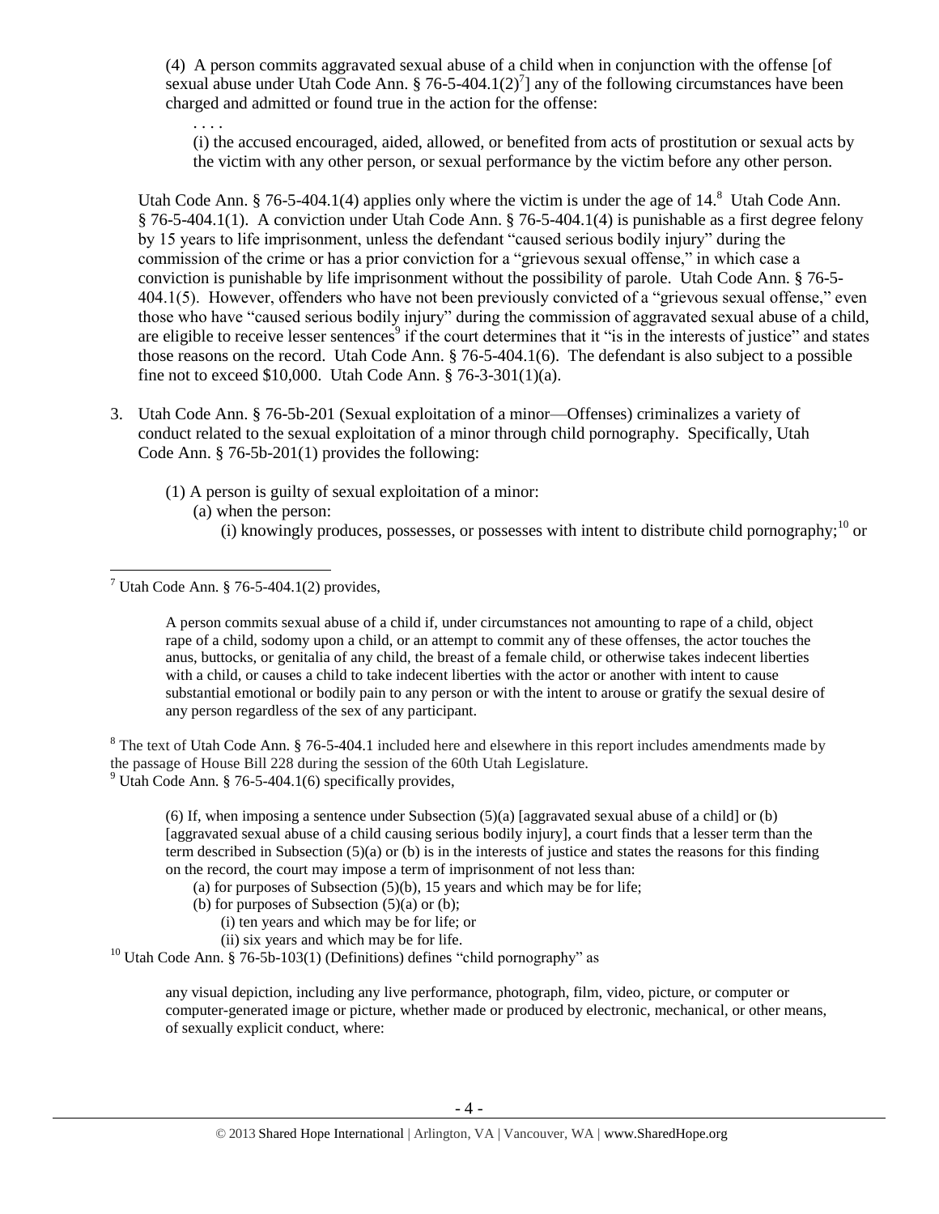(4) A person commits aggravated sexual abuse of a child when in conjunction with the offense [of sexual abuse under Utah Code Ann. § 76-5-404.1(2)[7]] any of the following circumstances have been charged and admitted or found true in the action for the offense:

. . . .

(i) the accused encouraged, aided, allowed, or benefited from acts of prostitution or sexual acts by the victim with any other person, or sexual performance by the victim before any other person.

Utah Code Ann. § 76-5-404.1(4) applies only where the victim is under the age of 14.[8] Utah Code Ann. § 76-5-404.1(1). A conviction under Utah Code Ann. § 76-5-404.1(4) is punishable as a first degree felony by 15 years to life imprisonment, unless the defendant "caused serious bodily injury" during the commission of the crime or has a prior conviction for a "grievous sexual offense," in which case a conviction is punishable by life imprisonment without the possibility of parole. Utah Code Ann. § 76-5-404.1(5). However, offenders who have not been previously convicted of a "grievous sexual offense," even those who have "caused serious bodily injury" during the commission of aggravated sexual abuse of a child, are eligible to receive lesser sentences[9] if the court determines that it "is in the interests of justice" and states those reasons on the record. Utah Code Ann. § 76-5-404.1(6). The defendant is also subject to a possible fine not to exceed $10,000. Utah Code Ann. § 76-3-301(1)(a).

3. Utah Code Ann. § 76-5b-201 (Sexual exploitation of a minor—Offenses) criminalizes a variety of conduct related to the sexual exploitation of a minor through child pornography. Specifically, Utah Code Ann. § 76-5b-201(1) provides the following:

   (1) A person is guilty of sexual exploitation of a minor:
      (a) when the person:
         (i) knowingly produces, possesses, or possesses with intent to distribute child pornography;[10] or

---

[7] Utah Code Ann. § 76-5-404.1(2) provides,

> A person commits sexual abuse of a child if, under circumstances not amounting to rape of a child, object rape of a child, sodomy upon a child, or an attempt to commit any of these offenses, the actor touches the anus, buttocks, or genitalia of any child, the breast of a female child, or otherwise takes indecent liberties with a child, or causes a child to take indecent liberties with the actor or another with intent to cause substantial emotional or bodily pain to any person or with the intent to arouse or gratify the sexual desire of any person regardless of the sex of any participant.

[8] The text of Utah Code Ann. § 76-5-404.1 included here and elsewhere in this report includes amendments made by the passage of House Bill 228 during the session of the 60th Utah Legislature.

[9] Utah Code Ann. § 76-5-404.1(6) specifically provides,

> (6) If, when imposing a sentence under Subsection (5)(a) [aggravated sexual abuse of a child] or (b) [aggravated sexual abuse of a child causing serious bodily injury], a court finds that a lesser term than the term described in Subsection (5)(a) or (b) is in the interests of justice and states the reasons for this finding on the record, the court may impose a term of imprisonment of not less than:
> (a) for purposes of Subsection (5)(b), 15 years and which may be for life;
> (b) for purposes of Subsection (5)(a) or (b);
> (i) ten years and which may be for life; or
> (ii) six years and which may be for life.

[10] Utah Code Ann. § 76-5b-103(1) (Definitions) defines "child pornography" as

> any visual depiction, including any live performance, photograph, film, video, picture, or computer or computer-generated image or picture, whether made or produced by electronic, mechanical, or other means, of sexually explicit conduct, where: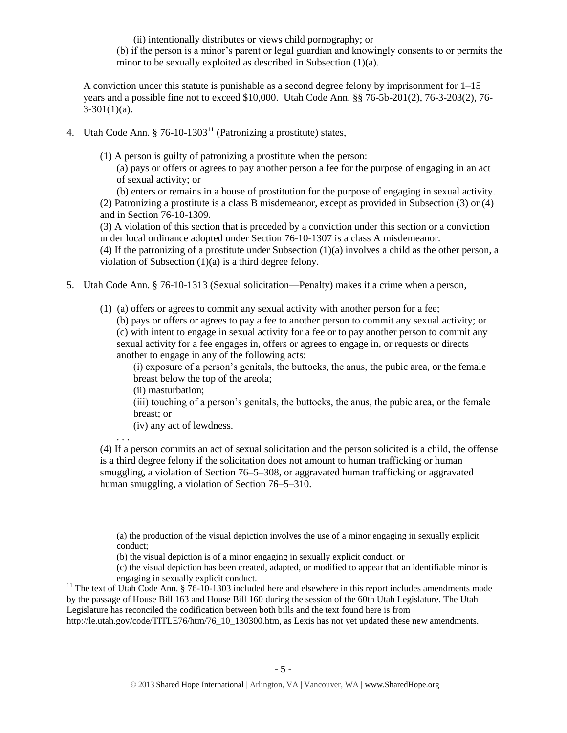(ii) intentionally distributes or views child pornography; or

(b) if the person is a minor's parent or legal guardian and knowingly consents to or permits the minor to be sexually exploited as described in Subsection (1)(a).

A conviction under this statute is punishable as a second degree felony by imprisonment for 1–15 years and a possible fine not to exceed $10,000. Utah Code Ann. §§ 76-5b-201(2), 76-3-203(2), 76-3-301(1)(a).

4. Utah Code Ann. § 76-10-1303[11] (Patronizing a prostitute) states,

   (1) A person is guilty of patronizing a prostitute when the person:

   (a) pays or offers or agrees to pay another person a fee for the purpose of engaging in an act of sexual activity; or

   (b) enters or remains in a house of prostitution for the purpose of engaging in sexual activity.

   (2) Patronizing a prostitute is a class B misdemeanor, except as provided in Subsection (3) or (4) and in Section 76-10-1309.

   (3) A violation of this section that is preceded by a conviction under this section or a conviction under local ordinance adopted under Section 76-10-1307 is a class A misdemeanor.

   (4) If the patronizing of a prostitute under Subsection (1)(a) involves a child as the other person, a violation of Subsection (1)(a) is a third degree felony.

5. Utah Code Ann. § 76-10-1313 (Sexual solicitation—Penalty) makes it a crime when a person,

   (1) (a) offers or agrees to commit any sexual activity with another person for a fee;

   (b) pays or offers or agrees to pay a fee to another person to commit any sexual activity; or

   (c) with intent to engage in sexual activity for a fee or to pay another person to commit any sexual activity for a fee engages in, offers or agrees to engage in, or requests or directs another to engage in any of the following acts:

   (i) exposure of a person's genitals, the buttocks, the anus, the pubic area, or the female breast below the top of the areola;

   (ii) masturbation;

   (iii) touching of a person's genitals, the buttocks, the anus, the pubic area, or the female breast; or

   (iv) any act of lewdness.

   . . .

   (4) If a person commits an act of sexual solicitation and the person solicited is a child, the offense is a third degree felony if the solicitation does not amount to human trafficking or human smuggling, a violation of Section 76–5–308, or aggravated human trafficking or aggravated human smuggling, a violation of Section 76–5–310.

---

(a) the production of the visual depiction involves the use of a minor engaging in sexually explicit conduct;

(b) the visual depiction is of a minor engaging in sexually explicit conduct; or

(c) the visual depiction has been created, adapted, or modified to appear that an identifiable minor is engaging in sexually explicit conduct.

[11] The text of Utah Code Ann. § 76-10-1303 included here and elsewhere in this report includes amendments made by the passage of House Bill 163 and House Bill 160 during the session of the 60th Utah Legislature. The Utah Legislature has reconciled the codification between both bills and the text found here is from http://le.utah.gov/code/TITLE76/htm/76_10_130300.htm, as Lexis has not yet updated these new amendments.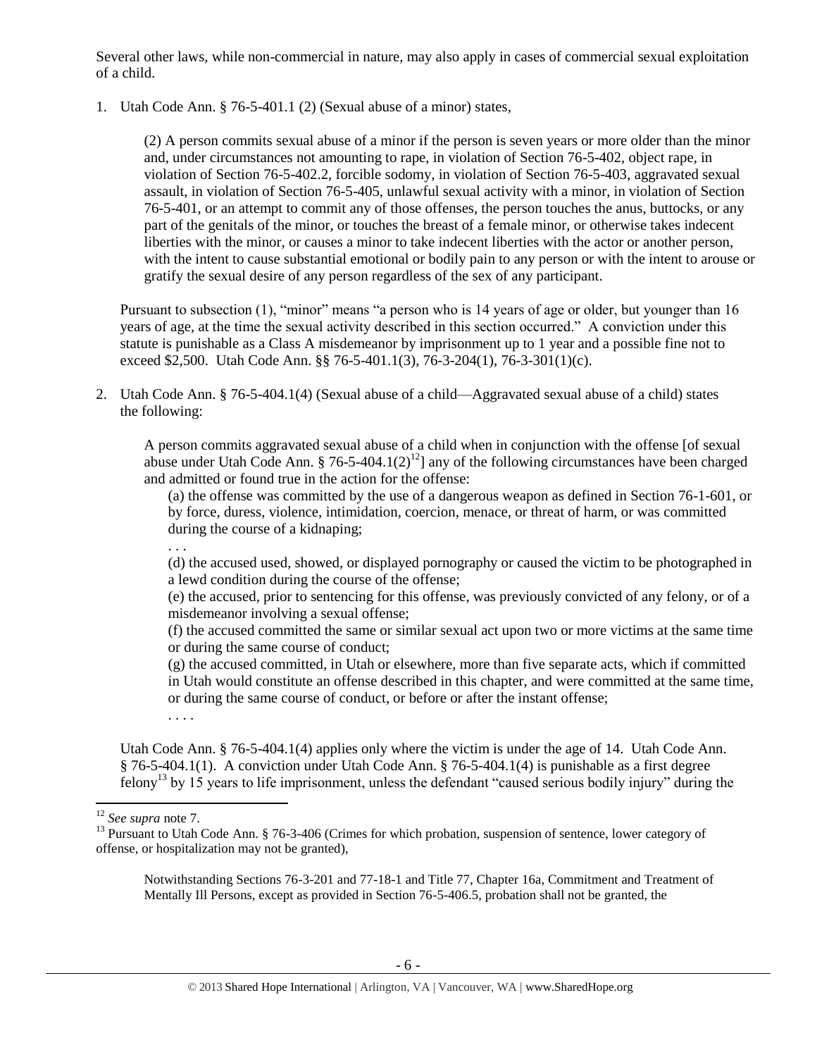Several other laws, while non-commercial in nature, may also apply in cases of commercial sexual exploitation of a child.

1. Utah Code Ann. § 76-5-401.1 (2) (Sexual abuse of a minor) states,

   > (2) A person commits sexual abuse of a minor if the person is seven years or more older than the minor and, under circumstances not amounting to rape, in violation of Section 76-5-402, object rape, in violation of Section 76-5-402.2, forcible sodomy, in violation of Section 76-5-403, aggravated sexual assault, in violation of Section 76-5-405, unlawful sexual activity with a minor, in violation of Section 76-5-401, or an attempt to commit any of those offenses, the person touches the anus, buttocks, or any part of the genitals of the minor, or touches the breast of a female minor, or otherwise takes indecent liberties with the minor, or causes a minor to take indecent liberties with the actor or another person, with the intent to cause substantial emotional or bodily pain to any person or with the intent to arouse or gratify the sexual desire of any person regardless of the sex of any participant.

   Pursuant to subsection (1), "minor" means "a person who is 14 years of age or older, but younger than 16 years of age, at the time the sexual activity described in this section occurred." A conviction under this statute is punishable as a Class A misdemeanor by imprisonment up to 1 year and a possible fine not to exceed $2,500. Utah Code Ann. §§ 76-5-401.1(3), 76-3-204(1), 76-3-301(1)(c).

2. Utah Code Ann. § 76-5-404.1(4) (Sexual abuse of a child—Aggravated sexual abuse of a child) states the following:

   > A person commits aggravated sexual abuse of a child when in conjunction with the offense [of sexual abuse under Utah Code Ann. § 76-5-404.1(2)[12]] any of the following circumstances have been charged and admitted or found true in the action for the offense:
   >
   > (a) the offense was committed by the use of a dangerous weapon as defined in Section 76-1-601, or by force, duress, violence, intimidation, coercion, menace, or threat of harm, or was committed during the course of a kidnaping;
   >
   > . . .
   >
   > (d) the accused used, showed, or displayed pornography or caused the victim to be photographed in a lewd condition during the course of the offense;
   >
   > (e) the accused, prior to sentencing for this offense, was previously convicted of any felony, or of a misdemeanor involving a sexual offense;
   >
   > (f) the accused committed the same or similar sexual act upon two or more victims at the same time or during the same course of conduct;
   >
   > (g) the accused committed, in Utah or elsewhere, more than five separate acts, which if committed in Utah would constitute an offense described in this chapter, and were committed at the same time, or during the same course of conduct, or before or after the instant offense;
   >
   > . . . .

   Utah Code Ann. § 76-5-404.1(4) applies only where the victim is under the age of 14. Utah Code Ann. § 76-5-404.1(1). A conviction under Utah Code Ann. § 76-5-404.1(4) is punishable as a first degree felony[13] by 15 years to life imprisonment, unless the defendant "caused serious bodily injury" during the

---

[12] *See supra* note 7.

[13] Pursuant to Utah Code Ann. § 76-3-406 (Crimes for which probation, suspension of sentence, lower category of offense, or hospitalization may not be granted),

> Notwithstanding Sections 76-3-201 and 77-18-1 and Title 77, Chapter 16a, Commitment and Treatment of Mentally Ill Persons, except as provided in Section 76-5-406.5, probation shall not be granted, the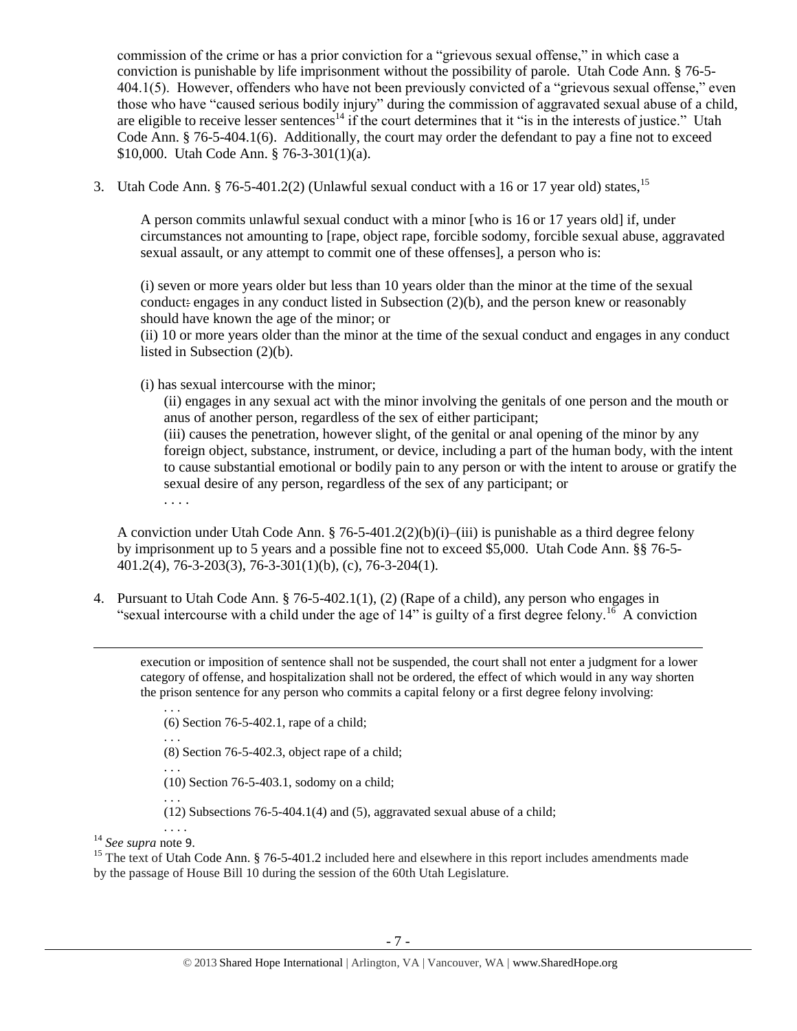commission of the crime or has a prior conviction for a "grievous sexual offense," in which case a conviction is punishable by life imprisonment without the possibility of parole. Utah Code Ann. § 76-5-404.1(5). However, offenders who have not been previously convicted of a "grievous sexual offense," even those who have "caused serious bodily injury" during the commission of aggravated sexual abuse of a child, are eligible to receive lesser sentences[14] if the court determines that it "is in the interests of justice." Utah Code Ann. § 76-5-404.1(6). Additionally, the court may order the defendant to pay a fine not to exceed $10,000. Utah Code Ann. § 76-3-301(1)(a).

3. Utah Code Ann. § 76-5-401.2(2) (Unlawful sexual conduct with a 16 or 17 year old) states,[15]

   A person commits unlawful sexual conduct with a minor [who is 16 or 17 years old] if, under circumstances not amounting to [rape, object rape, forcible sodomy, forcible sexual abuse, aggravated sexual assault, or any attempt to commit one of these offenses], a person who is:

   (i) seven or more years older but less than 10 years older than the minor at the time of the sexual conduct: engages in any conduct listed in Subsection (2)(b), and the person knew or reasonably should have known the age of the minor; or
   (ii) 10 or more years older than the minor at the time of the sexual conduct and engages in any conduct listed in Subsection (2)(b).

   (i) has sexual intercourse with the minor;
   (ii) engages in any sexual act with the minor involving the genitals of one person and the mouth or anus of another person, regardless of the sex of either participant;
   (iii) causes the penetration, however slight, of the genital or anal opening of the minor by any foreign object, substance, instrument, or device, including a part of the human body, with the intent to cause substantial emotional or bodily pain to any person or with the intent to arouse or gratify the sexual desire of any person, regardless of the sex of any participant; or
   . . . .

   A conviction under Utah Code Ann. § 76-5-401.2(2)(b)(i)–(iii) is punishable as a third degree felony by imprisonment up to 5 years and a possible fine not to exceed $5,000. Utah Code Ann. §§ 76-5-401.2(4), 76-3-203(3), 76-3-301(1)(b), (c), 76-3-204(1).

4. Pursuant to Utah Code Ann. § 76-5-402.1(1), (2) (Rape of a child), any person who engages in "sexual intercourse with a child under the age of 14" is guilty of a first degree felony.[16] A conviction

---

execution or imposition of sentence shall not be suspended, the court shall not enter a judgment for a lower category of offense, and hospitalization shall not be ordered, the effect of which would in any way shorten the prison sentence for any person who commits a capital felony or a first degree felony involving:

. . .
(6) Section 76-5-402.1, rape of a child;
. . .
(8) Section 76-5-402.3, object rape of a child;
. . .
(10) Section 76-5-403.1, sodomy on a child;
. . .
(12) Subsections 76-5-404.1(4) and (5), aggravated sexual abuse of a child;
. . . .

[14] *See supra* note 9.

[15] The text of Utah Code Ann. § 76-5-401.2 included here and elsewhere in this report includes amendments made by the passage of House Bill 10 during the session of the 60th Utah Legislature.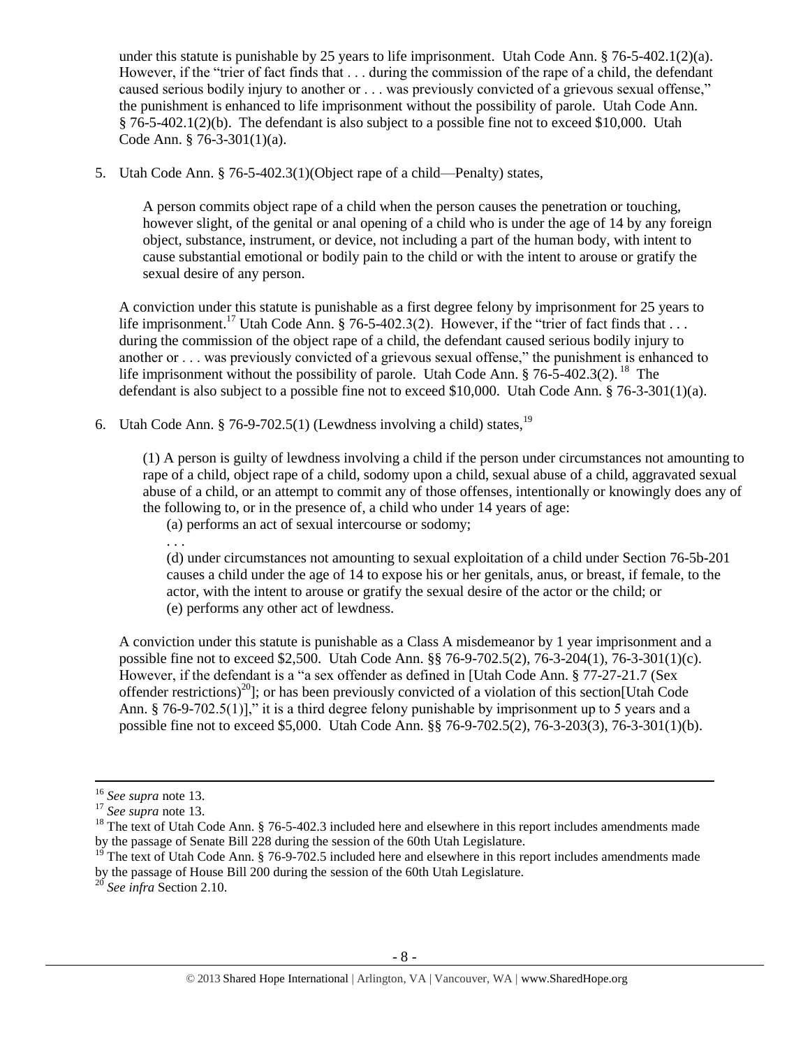under this statute is punishable by 25 years to life imprisonment. Utah Code Ann. § 76-5-402.1(2)(a). However, if the "trier of fact finds that . . . during the commission of the rape of a child, the defendant caused serious bodily injury to another or . . . was previously convicted of a grievous sexual offense," the punishment is enhanced to life imprisonment without the possibility of parole. Utah Code Ann. § 76-5-402.1(2)(b). The defendant is also subject to a possible fine not to exceed $10,000. Utah Code Ann. § 76-3-301(1)(a).

5. Utah Code Ann. § 76-5-402.3(1)(Object rape of a child—Penalty) states,

> A person commits object rape of a child when the person causes the penetration or touching, however slight, of the genital or anal opening of a child who is under the age of 14 by any foreign object, substance, instrument, or device, not including a part of the human body, with intent to cause substantial emotional or bodily pain to the child or with the intent to arouse or gratify the sexual desire of any person.

A conviction under this statute is punishable as a first degree felony by imprisonment for 25 years to life imprisonment.[17] Utah Code Ann. § 76-5-402.3(2). However, if the "trier of fact finds that . . . during the commission of the object rape of a child, the defendant caused serious bodily injury to another or . . . was previously convicted of a grievous sexual offense," the punishment is enhanced to life imprisonment without the possibility of parole. Utah Code Ann. § 76-5-402.3(2).[18] The defendant is also subject to a possible fine not to exceed $10,000. Utah Code Ann. § 76-3-301(1)(a).

6. Utah Code Ann. § 76-9-702.5(1) (Lewdness involving a child) states,[19]

> (1) A person is guilty of lewdness involving a child if the person under circumstances not amounting to rape of a child, object rape of a child, sodomy upon a child, sexual abuse of a child, aggravated sexual abuse of a child, or an attempt to commit any of those offenses, intentionally or knowingly does any of the following to, or in the presence of, a child who under 14 years of age:
>
> (a) performs an act of sexual intercourse or sodomy;
>
> . . .
>
> (d) under circumstances not amounting to sexual exploitation of a child under Section 76-5b-201 causes a child under the age of 14 to expose his or her genitals, anus, or breast, if female, to the actor, with the intent to arouse or gratify the sexual desire of the actor or the child; or
>
> (e) performs any other act of lewdness.

A conviction under this statute is punishable as a Class A misdemeanor by 1 year imprisonment and a possible fine not to exceed $2,500. Utah Code Ann. §§ 76-9-702.5(2), 76-3-204(1), 76-3-301(1)(c). However, if the defendant is a "a sex offender as defined in [Utah Code Ann. § 77-27-21.7 (Sex offender restrictions)[20]]; or has been previously convicted of a violation of this section[Utah Code Ann. § 76-9-702.5(1)]," it is a third degree felony punishable by imprisonment up to 5 years and a possible fine not to exceed $5,000. Utah Code Ann. §§ 76-9-702.5(2), 76-3-203(3), 76-3-301(1)(b).

---

[16] *See supra* note 13.

[17] *See supra* note 13.

[18] The text of Utah Code Ann. § 76-5-402.3 included here and elsewhere in this report includes amendments made by the passage of Senate Bill 228 during the session of the 60th Utah Legislature.

[19] The text of Utah Code Ann. § 76-9-702.5 included here and elsewhere in this report includes amendments made by the passage of House Bill 200 during the session of the 60th Utah Legislature.

[20] *See infra* Section 2.10.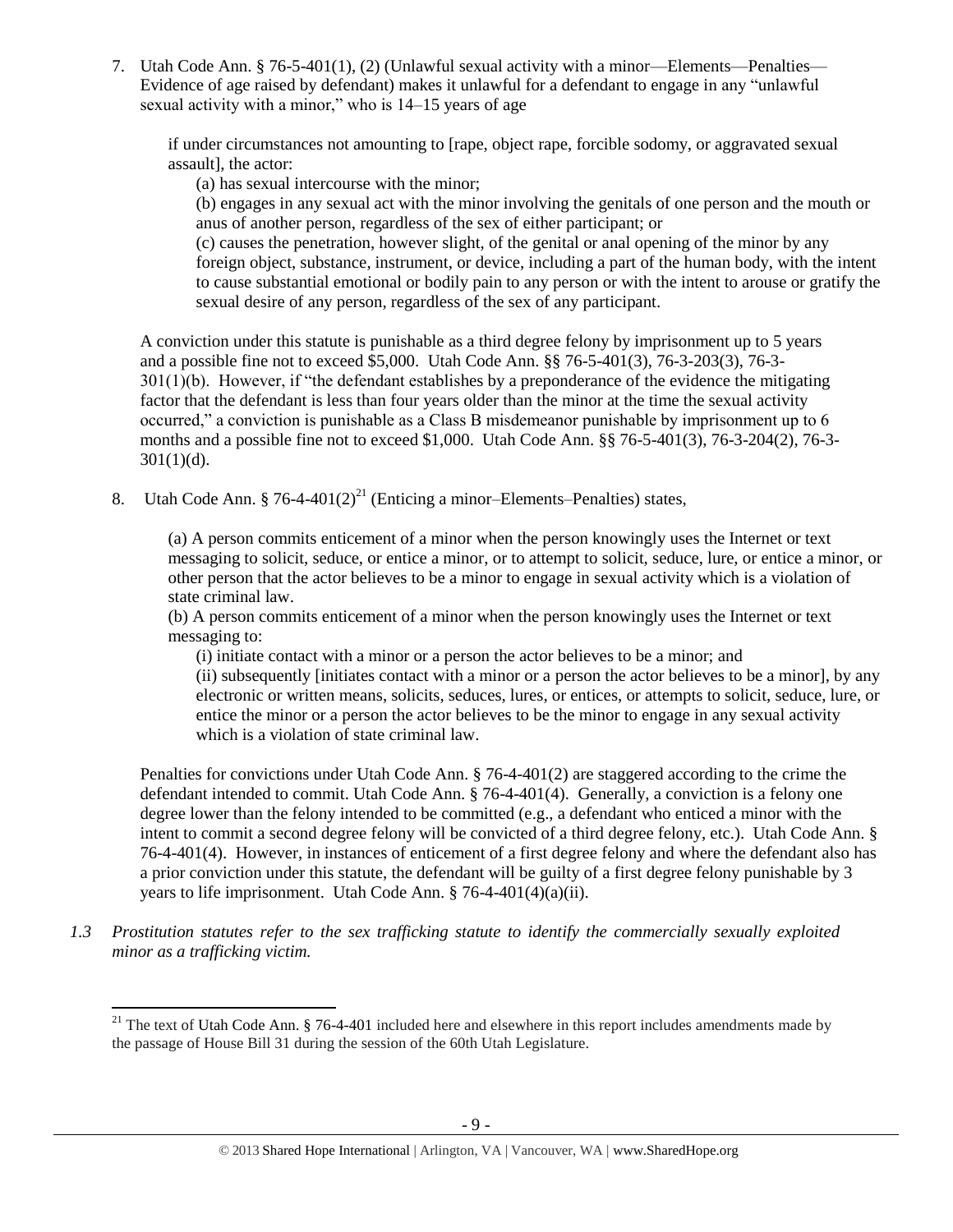7. Utah Code Ann. § 76-5-401(1), (2) (Unlawful sexual activity with a minor—Elements—Penalties—Evidence of age raised by defendant) makes it unlawful for a defendant to engage in any "unlawful sexual activity with a minor," who is 14–15 years of age

   > if under circumstances not amounting to [rape, object rape, forcible sodomy, or aggravated sexual assault], the actor:
   >
   > (a) has sexual intercourse with the minor;
   >
   > (b) engages in any sexual act with the minor involving the genitals of one person and the mouth or anus of another person, regardless of the sex of either participant; or
   >
   > (c) causes the penetration, however slight, of the genital or anal opening of the minor by any foreign object, substance, instrument, or device, including a part of the human body, with the intent to cause substantial emotional or bodily pain to any person or with the intent to arouse or gratify the sexual desire of any person, regardless of the sex of any participant.

   A conviction under this statute is punishable as a third degree felony by imprisonment up to 5 years and a possible fine not to exceed $5,000. Utah Code Ann. §§ 76-5-401(3), 76-3-203(3), 76-3-301(1)(b). However, if "the defendant establishes by a preponderance of the evidence the mitigating factor that the defendant is less than four years older than the minor at the time the sexual activity occurred," a conviction is punishable as a Class B misdemeanor punishable by imprisonment up to 6 months and a possible fine not to exceed $1,000. Utah Code Ann. §§ 76-5-401(3), 76-3-204(2), 76-3-301(1)(d).

8. Utah Code Ann. § 76-4-401(2)[21] (Enticing a minor–Elements–Penalties) states,

   > (a) A person commits enticement of a minor when the person knowingly uses the Internet or text messaging to solicit, seduce, or entice a minor, or to attempt to solicit, seduce, lure, or entice a minor, or other person that the actor believes to be a minor to engage in sexual activity which is a violation of state criminal law.
   >
   > (b) A person commits enticement of a minor when the person knowingly uses the Internet or text messaging to:
   >
   > (i) initiate contact with a minor or a person the actor believes to be a minor; and
   >
   > (ii) subsequently [initiates contact with a minor or a person the actor believes to be a minor], by any electronic or written means, solicits, seduces, lures, or entices, or attempts to solicit, seduce, lure, or entice the minor or a person the actor believes to be the minor to engage in any sexual activity which is a violation of state criminal law.

   Penalties for convictions under Utah Code Ann. § 76-4-401(2) are staggered according to the crime the defendant intended to commit. Utah Code Ann. § 76-4-401(4). Generally, a conviction is a felony one degree lower than the felony intended to be committed (e.g., a defendant who enticed a minor with the intent to commit a second degree felony will be convicted of a third degree felony, etc.). Utah Code Ann. § 76-4-401(4). However, in instances of enticement of a first degree felony and where the defendant also has a prior conviction under this statute, the defendant will be guilty of a first degree felony punishable by 3 years to life imprisonment. Utah Code Ann. § 76-4-401(4)(a)(ii).

*1.3 Prostitution statutes refer to the sex trafficking statute to identify the commercially sexually exploited minor as a trafficking victim.*

---

[21] The text of Utah Code Ann. § 76-4-401 included here and elsewhere in this report includes amendments made by the passage of House Bill 31 during the session of the 60th Utah Legislature.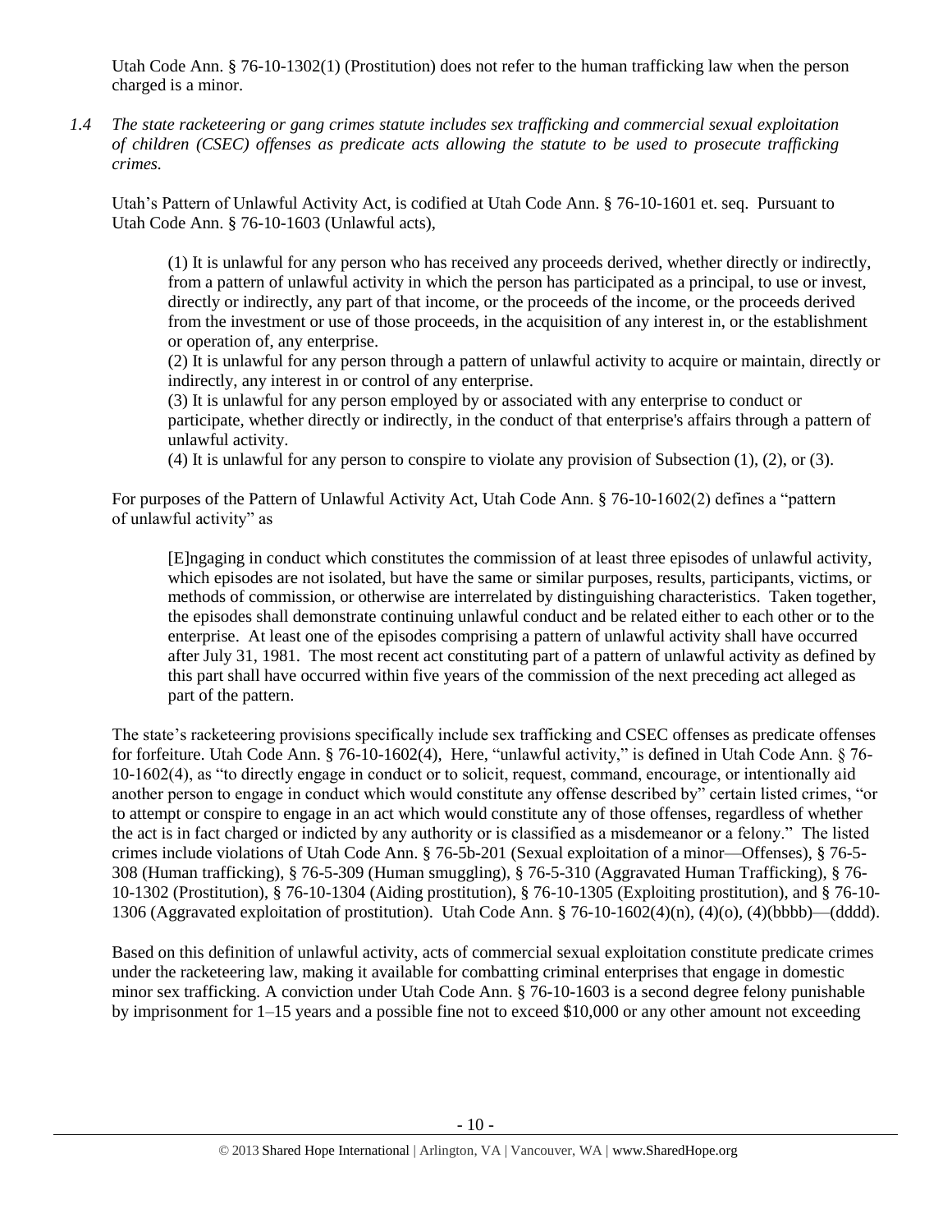Utah Code Ann. § 76-10-1302(1) (Prostitution) does not refer to the human trafficking law when the person charged is a minor.

*1.4 The state racketeering or gang crimes statute includes sex trafficking and commercial sexual exploitation of children (CSEC) offenses as predicate acts allowing the statute to be used to prosecute trafficking crimes.*

Utah's Pattern of Unlawful Activity Act, is codified at Utah Code Ann. § 76-10-1601 et. seq. Pursuant to Utah Code Ann. § 76-10-1603 (Unlawful acts),

> (1) It is unlawful for any person who has received any proceeds derived, whether directly or indirectly, from a pattern of unlawful activity in which the person has participated as a principal, to use or invest, directly or indirectly, any part of that income, or the proceeds of the income, or the proceeds derived from the investment or use of those proceeds, in the acquisition of any interest in, or the establishment or operation of, any enterprise.
>
> (2) It is unlawful for any person through a pattern of unlawful activity to acquire or maintain, directly or indirectly, any interest in or control of any enterprise.
>
> (3) It is unlawful for any person employed by or associated with any enterprise to conduct or participate, whether directly or indirectly, in the conduct of that enterprise's affairs through a pattern of unlawful activity.
>
> (4) It is unlawful for any person to conspire to violate any provision of Subsection (1), (2), or (3).

For purposes of the Pattern of Unlawful Activity Act, Utah Code Ann. § 76-10-1602(2) defines a "pattern of unlawful activity" as

> [E]ngaging in conduct which constitutes the commission of at least three episodes of unlawful activity, which episodes are not isolated, but have the same or similar purposes, results, participants, victims, or methods of commission, or otherwise are interrelated by distinguishing characteristics. Taken together, the episodes shall demonstrate continuing unlawful conduct and be related either to each other or to the enterprise. At least one of the episodes comprising a pattern of unlawful activity shall have occurred after July 31, 1981. The most recent act constituting part of a pattern of unlawful activity as defined by this part shall have occurred within five years of the commission of the next preceding act alleged as part of the pattern.

The state's racketeering provisions specifically include sex trafficking and CSEC offenses as predicate offenses for forfeiture. Utah Code Ann. § 76-10-1602(4), Here, "unlawful activity," is defined in Utah Code Ann. § 76-10-1602(4), as "to directly engage in conduct or to solicit, request, command, encourage, or intentionally aid another person to engage in conduct which would constitute any offense described by" certain listed crimes, "or to attempt or conspire to engage in an act which would constitute any of those offenses, regardless of whether the act is in fact charged or indicted by any authority or is classified as a misdemeanor or a felony." The listed crimes include violations of Utah Code Ann. § 76-5b-201 (Sexual exploitation of a minor—Offenses), § 76-5-308 (Human trafficking), § 76-5-309 (Human smuggling), § 76-5-310 (Aggravated Human Trafficking), § 76-10-1302 (Prostitution), § 76-10-1304 (Aiding prostitution), § 76-10-1305 (Exploiting prostitution), and § 76-10-1306 (Aggravated exploitation of prostitution). Utah Code Ann. § 76-10-1602(4)(n), (4)(o), (4)(bbbb)—(dddd).

Based on this definition of unlawful activity, acts of commercial sexual exploitation constitute predicate crimes under the racketeering law, making it available for combatting criminal enterprises that engage in domestic minor sex trafficking. A conviction under Utah Code Ann. § 76-10-1603 is a second degree felony punishable by imprisonment for 1–15 years and a possible fine not to exceed $10,000 or any other amount not exceeding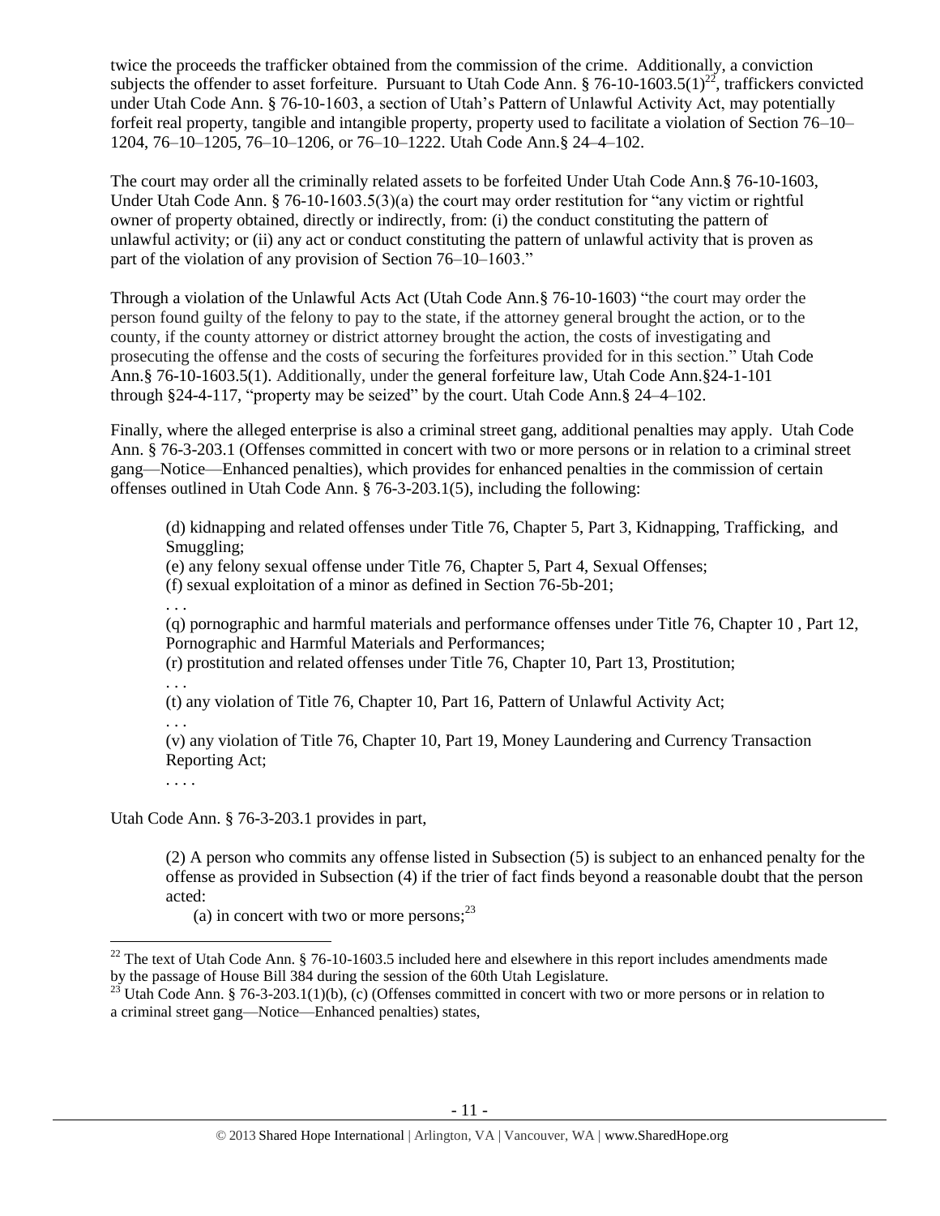twice the proceeds the trafficker obtained from the commission of the crime. Additionally, a conviction subjects the offender to asset forfeiture. Pursuant to Utah Code Ann. § 76-10-1603.5(1)[22], traffickers convicted under Utah Code Ann. § 76-10-1603, a section of Utah's Pattern of Unlawful Activity Act, may potentially forfeit real property, tangible and intangible property, property used to facilitate a violation of Section 76–10–1204, 76–10–1205, 76–10–1206, or 76–10–1222. Utah Code Ann.§ 24–4–102.

The court may order all the criminally related assets to be forfeited Under Utah Code Ann.§ 76-10-1603, Under Utah Code Ann. § 76-10-1603.5(3)(a) the court may order restitution for "any victim or rightful owner of property obtained, directly or indirectly, from: (i) the conduct constituting the pattern of unlawful activity; or (ii) any act or conduct constituting the pattern of unlawful activity that is proven as part of the violation of any provision of Section 76–10–1603."

Through a violation of the Unlawful Acts Act (Utah Code Ann.§ 76-10-1603) "the court may order the person found guilty of the felony to pay to the state, if the attorney general brought the action, or to the county, if the county attorney or district attorney brought the action, the costs of investigating and prosecuting the offense and the costs of securing the forfeitures provided for in this section." Utah Code Ann.§ 76-10-1603.5(1). Additionally, under the general forfeiture law, Utah Code Ann.§24-1-101 through §24-4-117, "property may be seized" by the court. Utah Code Ann.§ 24–4–102.

Finally, where the alleged enterprise is also a criminal street gang, additional penalties may apply. Utah Code Ann. § 76-3-203.1 (Offenses committed in concert with two or more persons or in relation to a criminal street gang—Notice—Enhanced penalties), which provides for enhanced penalties in the commission of certain offenses outlined in Utah Code Ann. § 76-3-203.1(5), including the following:

> (d) kidnapping and related offenses under Title 76, Chapter 5, Part 3, Kidnapping, Trafficking, and Smuggling;
> (e) any felony sexual offense under Title 76, Chapter 5, Part 4, Sexual Offenses;
> (f) sexual exploitation of a minor as defined in Section 76-5b-201;
> . . .
> (q) pornographic and harmful materials and performance offenses under Title 76, Chapter 10 , Part 12, Pornographic and Harmful Materials and Performances;
> (r) prostitution and related offenses under Title 76, Chapter 10, Part 13, Prostitution;
> . . .
> (t) any violation of Title 76, Chapter 10, Part 16, Pattern of Unlawful Activity Act;
> . . .
> (v) any violation of Title 76, Chapter 10, Part 19, Money Laundering and Currency Transaction Reporting Act;
> . . . .

Utah Code Ann. § 76-3-203.1 provides in part,

> (2) A person who commits any offense listed in Subsection (5) is subject to an enhanced penalty for the offense as provided in Subsection (4) if the trier of fact finds beyond a reasonable doubt that the person acted:
>
> (a) in concert with two or more persons;[23]

---

[22] The text of Utah Code Ann. § 76-10-1603.5 included here and elsewhere in this report includes amendments made by the passage of House Bill 384 during the session of the 60th Utah Legislature.

[23] Utah Code Ann. § 76-3-203.1(1)(b), (c) (Offenses committed in concert with two or more persons or in relation to a criminal street gang—Notice—Enhanced penalties) states,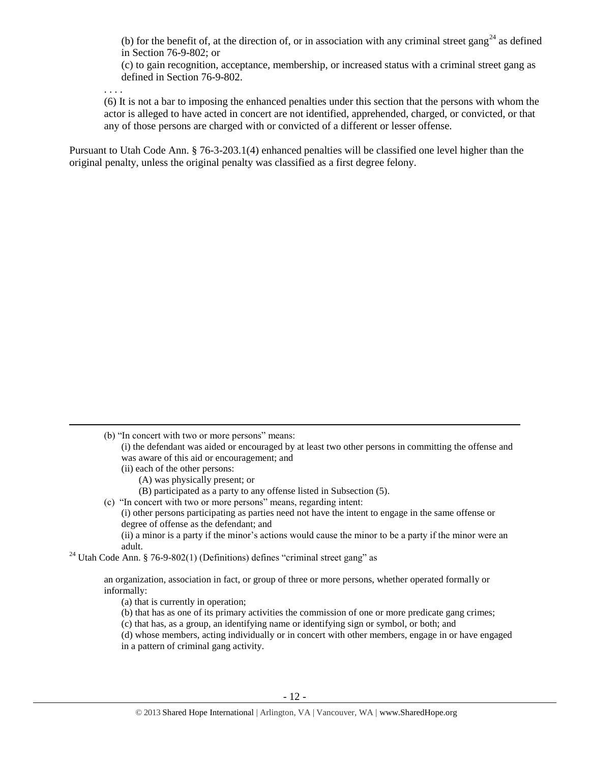> (b) for the benefit of, at the direction of, or in association with any criminal street gang[24] as defined in Section 76-9-802; or
>
> (c) to gain recognition, acceptance, membership, or increased status with a criminal street gang as defined in Section 76-9-802.
>
> . . . .
>
> (6) It is not a bar to imposing the enhanced penalties under this section that the persons with whom the actor is alleged to have acted in concert are not identified, apprehended, charged, or convicted, or that any of those persons are charged with or convicted of a different or lesser offense.

Pursuant to Utah Code Ann. § 76-3-203.1(4) enhanced penalties will be classified one level higher than the original penalty, unless the original penalty was classified as a first degree felony.

---

(b) "In concert with two or more persons" means:

(i) the defendant was aided or encouraged by at least two other persons in committing the offense and was aware of this aid or encouragement; and

(ii) each of the other persons:

(A) was physically present; or

(B) participated as a party to any offense listed in Subsection (5).

(c) "In concert with two or more persons" means, regarding intent:

(i) other persons participating as parties need not have the intent to engage in the same offense or degree of offense as the defendant; and

(ii) a minor is a party if the minor's actions would cause the minor to be a party if the minor were an adult.

[24] Utah Code Ann. § 76-9-802(1) (Definitions) defines "criminal street gang" as

> an organization, association in fact, or group of three or more persons, whether operated formally or informally:
>
> (a) that is currently in operation;
>
> (b) that has as one of its primary activities the commission of one or more predicate gang crimes;
>
> (c) that has, as a group, an identifying name or identifying sign or symbol, or both; and
>
> (d) whose members, acting individually or in concert with other members, engage in or have engaged in a pattern of criminal gang activity.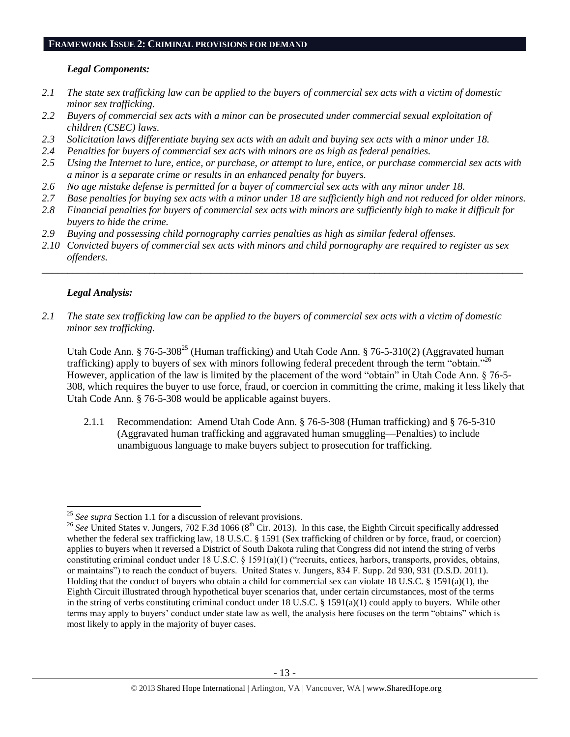## FRAMEWORK ISSUE 2: CRIMINAL PROVISIONS FOR DEMAND

### *Legal Components:*

*2.1 The state sex trafficking law can be applied to the buyers of commercial sex acts with a victim of domestic minor sex trafficking.*

*2.2 Buyers of commercial sex acts with a minor can be prosecuted under commercial sexual exploitation of children (CSEC) laws.*

*2.3 Solicitation laws differentiate buying sex acts with an adult and buying sex acts with a minor under 18.*

*2.4 Penalties for buyers of commercial sex acts with minors are as high as federal penalties.*

*2.5 Using the Internet to lure, entice, or purchase, or attempt to lure, entice, or purchase commercial sex acts with a minor is a separate crime or results in an enhanced penalty for buyers.*

*2.6 No age mistake defense is permitted for a buyer of commercial sex acts with any minor under 18.*

*2.7 Base penalties for buying sex acts with a minor under 18 are sufficiently high and not reduced for older minors.*

*2.8 Financial penalties for buyers of commercial sex acts with minors are sufficiently high to make it difficult for buyers to hide the crime.*

*2.9 Buying and possessing child pornography carries penalties as high as similar federal offenses.*

*2.10 Convicted buyers of commercial sex acts with minors and child pornography are required to register as sex offenders.*

---

### *Legal Analysis:*

*2.1 The state sex trafficking law can be applied to the buyers of commercial sex acts with a victim of domestic minor sex trafficking.*

Utah Code Ann. § 76-5-308[25] (Human trafficking) and Utah Code Ann. § 76-5-310(2) (Aggravated human trafficking) apply to buyers of sex with minors following federal precedent through the term "obtain."[26] However, application of the law is limited by the placement of the word "obtain" in Utah Code Ann. § 76-5-308, which requires the buyer to use force, fraud, or coercion in committing the crime, making it less likely that Utah Code Ann. § 76-5-308 would be applicable against buyers.

2.1.1 Recommendation: Amend Utah Code Ann. § 76-5-308 (Human trafficking) and § 76-5-310 (Aggravated human trafficking and aggravated human smuggling—Penalties) to include unambiguous language to make buyers subject to prosecution for trafficking.

---

[25] *See supra* Section 1.1 for a discussion of relevant provisions.

[26] *See* United States v. Jungers, 702 F.3d 1066 (8th Cir. 2013). In this case, the Eighth Circuit specifically addressed whether the federal sex trafficking law, 18 U.S.C. § 1591 (Sex trafficking of children or by force, fraud, or coercion) applies to buyers when it reversed a District of South Dakota ruling that Congress did not intend the string of verbs constituting criminal conduct under 18 U.S.C. § 1591(a)(1) ("recruits, entices, harbors, transports, provides, obtains, or maintains") to reach the conduct of buyers. United States v. Jungers, 834 F. Supp. 2d 930, 931 (D.S.D. 2011). Holding that the conduct of buyers who obtain a child for commercial sex can violate 18 U.S.C. § 1591(a)(1), the Eighth Circuit illustrated through hypothetical buyer scenarios that, under certain circumstances, most of the terms in the string of verbs constituting criminal conduct under 18 U.S.C. § 1591(a)(1) could apply to buyers. While other terms may apply to buyers' conduct under state law as well, the analysis here focuses on the term "obtains" which is most likely to apply in the majority of buyer cases.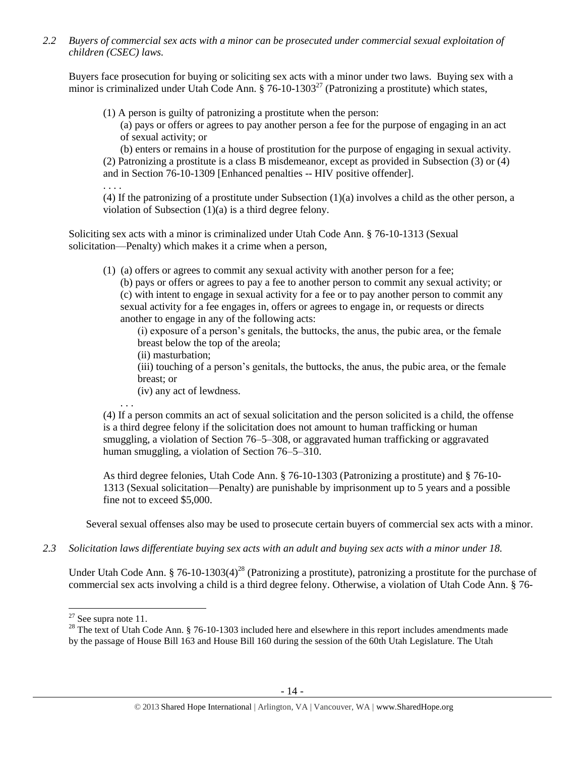*2.2 Buyers of commercial sex acts with a minor can be prosecuted under commercial sexual exploitation of children (CSEC) laws.*

Buyers face prosecution for buying or soliciting sex acts with a minor under two laws. Buying sex with a minor is criminalized under Utah Code Ann. § 76-10-1303[27] (Patronizing a prostitute) which states,

> (1) A person is guilty of patronizing a prostitute when the person:
>
> (a) pays or offers or agrees to pay another person a fee for the purpose of engaging in an act of sexual activity; or
>
> (b) enters or remains in a house of prostitution for the purpose of engaging in sexual activity.
>
> (2) Patronizing a prostitute is a class B misdemeanor, except as provided in Subsection (3) or (4) and in Section 76-10-1309 [Enhanced penalties -- HIV positive offender].
>
> . . . .
>
> (4) If the patronizing of a prostitute under Subsection (1)(a) involves a child as the other person, a violation of Subsection (1)(a) is a third degree felony.

Soliciting sex acts with a minor is criminalized under Utah Code Ann. § 76-10-1313 (Sexual solicitation—Penalty) which makes it a crime when a person,

> (1) (a) offers or agrees to commit any sexual activity with another person for a fee;
>
> (b) pays or offers or agrees to pay a fee to another person to commit any sexual activity; or
>
> (c) with intent to engage in sexual activity for a fee or to pay another person to commit any sexual activity for a fee engages in, offers or agrees to engage in, or requests or directs another to engage in any of the following acts:
>
> (i) exposure of a person's genitals, the buttocks, the anus, the pubic area, or the female breast below the top of the areola;
>
> (ii) masturbation;
>
> (iii) touching of a person's genitals, the buttocks, the anus, the pubic area, or the female breast; or
>
> (iv) any act of lewdness.
>
> . . .
>
> (4) If a person commits an act of sexual solicitation and the person solicited is a child, the offense is a third degree felony if the solicitation does not amount to human trafficking or human smuggling, a violation of Section 76–5–308, or aggravated human trafficking or aggravated human smuggling, a violation of Section 76–5–310.

As third degree felonies, Utah Code Ann. § 76-10-1303 (Patronizing a prostitute) and § 76-10-1313 (Sexual solicitation—Penalty) are punishable by imprisonment up to 5 years and a possible fine not to exceed $5,000.

Several sexual offenses also may be used to prosecute certain buyers of commercial sex acts with a minor.

*2.3 Solicitation laws differentiate buying sex acts with an adult and buying sex acts with a minor under 18.*

Under Utah Code Ann. § 76-10-1303(4)[28] (Patronizing a prostitute), patronizing a prostitute for the purchase of commercial sex acts involving a child is a third degree felony. Otherwise, a violation of Utah Code Ann. § 76-

---

[27] See supra note 11.

[28] The text of Utah Code Ann. § 76-10-1303 included here and elsewhere in this report includes amendments made by the passage of House Bill 163 and House Bill 160 during the session of the 60th Utah Legislature. The Utah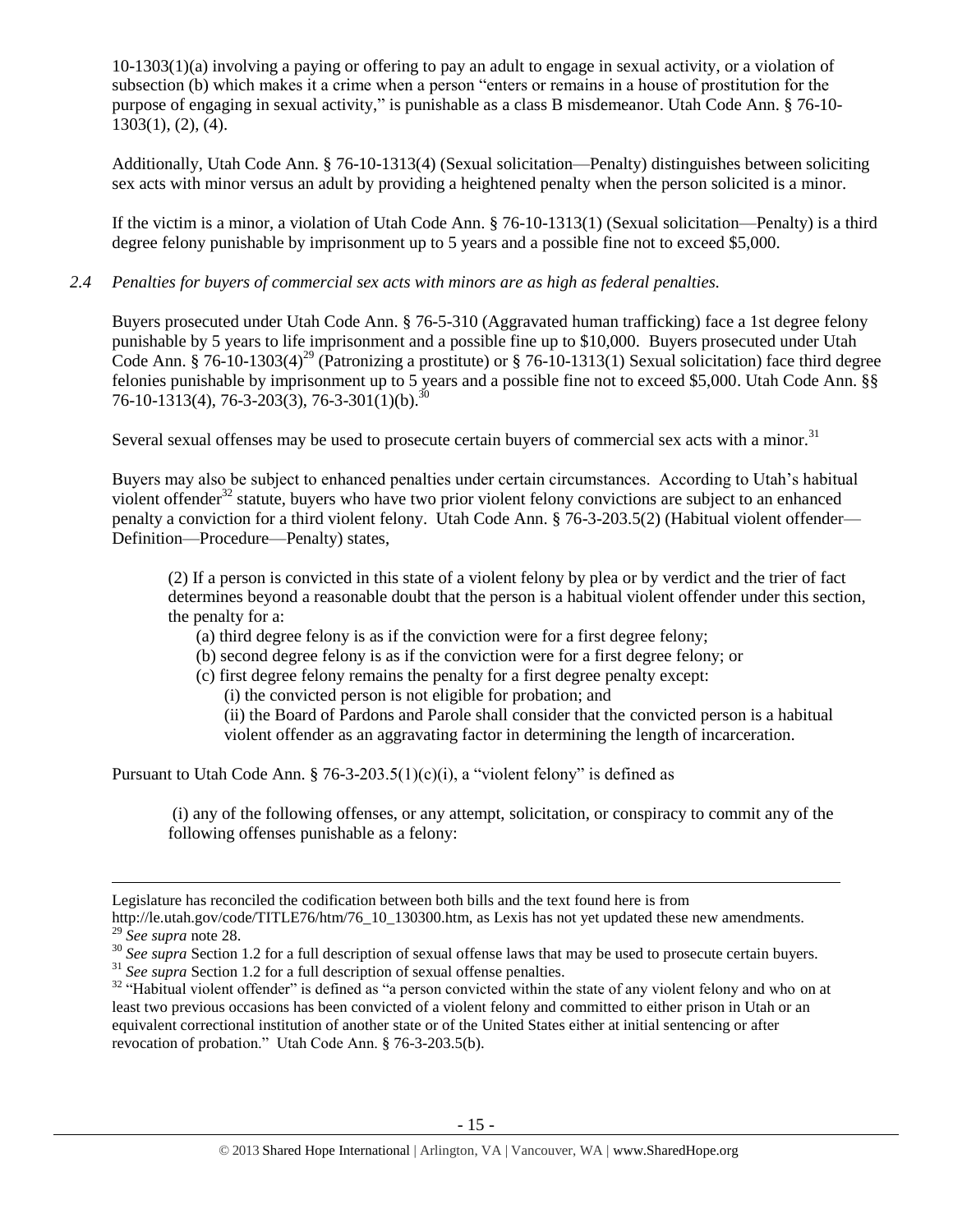10-1303(1)(a) involving a paying or offering to pay an adult to engage in sexual activity, or a violation of subsection (b) which makes it a crime when a person "enters or remains in a house of prostitution for the purpose of engaging in sexual activity," is punishable as a class B misdemeanor. Utah Code Ann. § 76-10-1303(1), (2), (4).

Additionally, Utah Code Ann. § 76-10-1313(4) (Sexual solicitation—Penalty) distinguishes between soliciting sex acts with minor versus an adult by providing a heightened penalty when the person solicited is a minor.

If the victim is a minor, a violation of Utah Code Ann. § 76-10-1313(1) (Sexual solicitation—Penalty) is a third degree felony punishable by imprisonment up to 5 years and a possible fine not to exceed $5,000.

*2.4 Penalties for buyers of commercial sex acts with minors are as high as federal penalties.*

Buyers prosecuted under Utah Code Ann. § 76-5-310 (Aggravated human trafficking) face a 1st degree felony punishable by 5 years to life imprisonment and a possible fine up to $10,000. Buyers prosecuted under Utah Code Ann. § 76-10-1303(4)[29] (Patronizing a prostitute) or § 76-10-1313(1) Sexual solicitation) face third degree felonies punishable by imprisonment up to 5 years and a possible fine not to exceed $5,000. Utah Code Ann. §§ 76-10-1313(4), 76-3-203(3), 76-3-301(1)(b).[30]

Several sexual offenses may be used to prosecute certain buyers of commercial sex acts with a minor.[31]

Buyers may also be subject to enhanced penalties under certain circumstances. According to Utah's habitual violent offender[32] statute, buyers who have two prior violent felony convictions are subject to an enhanced penalty a conviction for a third violent felony. Utah Code Ann. § 76-3-203.5(2) (Habitual violent offender—Definition—Procedure—Penalty) states,

> (2) If a person is convicted in this state of a violent felony by plea or by verdict and the trier of fact determines beyond a reasonable doubt that the person is a habitual violent offender under this section, the penalty for a:
>
> (a) third degree felony is as if the conviction were for a first degree felony;
>
> (b) second degree felony is as if the conviction were for a first degree felony; or
>
> (c) first degree felony remains the penalty for a first degree penalty except:
>
> (i) the convicted person is not eligible for probation; and
>
> (ii) the Board of Pardons and Parole shall consider that the convicted person is a habitual violent offender as an aggravating factor in determining the length of incarceration.

Pursuant to Utah Code Ann. § 76-3-203.5(1)(c)(i), a "violent felony" is defined as

> (i) any of the following offenses, or any attempt, solicitation, or conspiracy to commit any of the following offenses punishable as a felony:

---

Legislature has reconciled the codification between both bills and the text found here is from http://le.utah.gov/code/TITLE76/htm/76_10_130300.htm, as Lexis has not yet updated these new amendments.

[29] *See supra* note 28.

[30] *See supra* Section 1.2 for a full description of sexual offense laws that may be used to prosecute certain buyers.

[31] *See supra* Section 1.2 for a full description of sexual offense penalties.

[32] "Habitual violent offender" is defined as "a person convicted within the state of any violent felony and who on at least two previous occasions has been convicted of a violent felony and committed to either prison in Utah or an equivalent correctional institution of another state or of the United States either at initial sentencing or after revocation of probation." Utah Code Ann. § 76-3-203.5(b).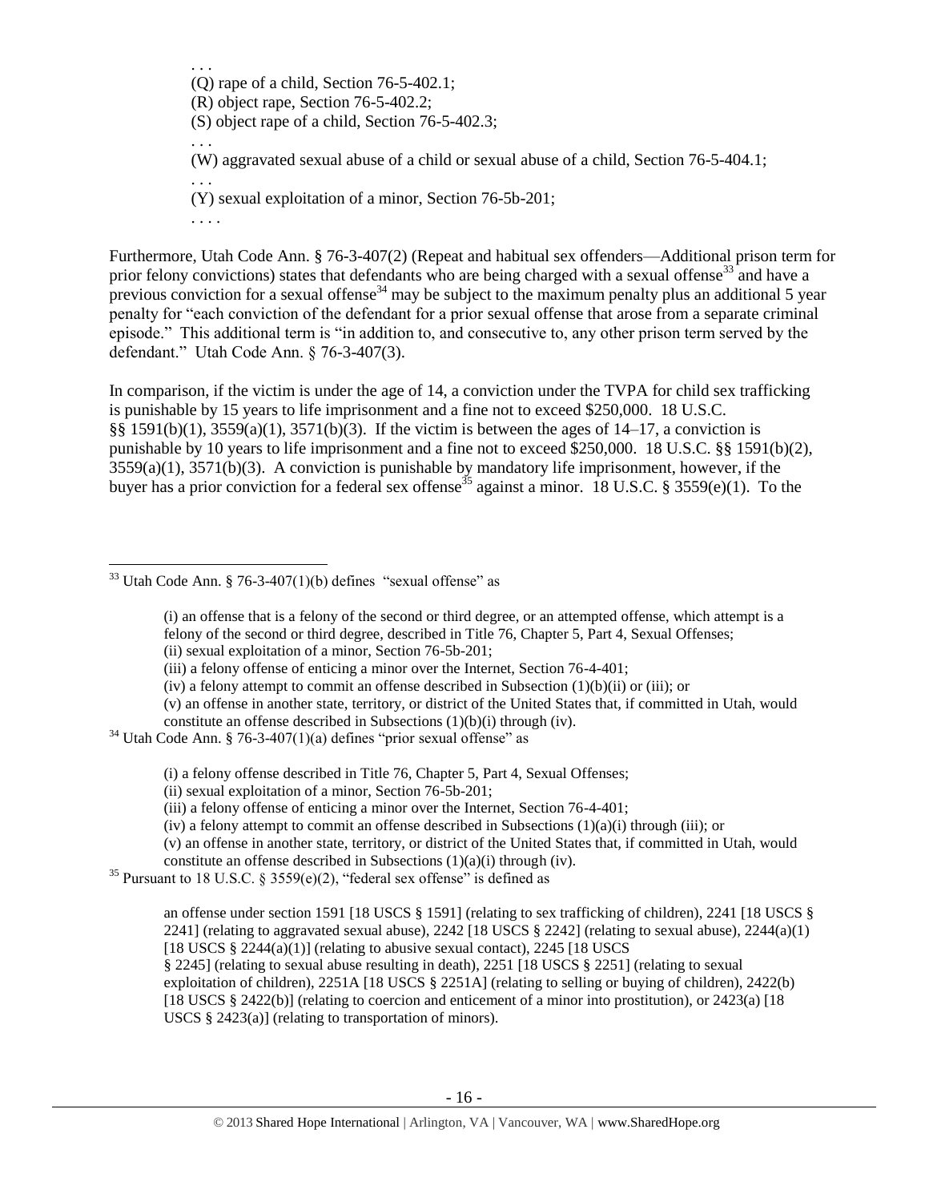> . . .
> (Q) rape of a child, Section 76-5-402.1;
> (R) object rape, Section 76-5-402.2;
> (S) object rape of a child, Section 76-5-402.3;
> . . .
> (W) aggravated sexual abuse of a child or sexual abuse of a child, Section 76-5-404.1;
> . . .
> (Y) sexual exploitation of a minor, Section 76-5b-201;
> . . . .

Furthermore, Utah Code Ann. § 76-3-407(2) (Repeat and habitual sex offenders—Additional prison term for prior felony convictions) states that defendants who are being charged with a sexual offense[33] and have a previous conviction for a sexual offense[34] may be subject to the maximum penalty plus an additional 5 year penalty for "each conviction of the defendant for a prior sexual offense that arose from a separate criminal episode." This additional term is "in addition to, and consecutive to, any other prison term served by the defendant." Utah Code Ann. § 76-3-407(3).

In comparison, if the victim is under the age of 14, a conviction under the TVPA for child sex trafficking is punishable by 15 years to life imprisonment and a fine not to exceed $250,000. 18 U.S.C. §§ 1591(b)(1), 3559(a)(1), 3571(b)(3). If the victim is between the ages of 14–17, a conviction is punishable by 10 years to life imprisonment and a fine not to exceed $250,000. 18 U.S.C. §§ 1591(b)(2), 3559(a)(1), 3571(b)(3). A conviction is punishable by mandatory life imprisonment, however, if the buyer has a prior conviction for a federal sex offense[35] against a minor. 18 U.S.C. § 3559(e)(1). To the

---

[33] Utah Code Ann. § 76-3-407(1)(b) defines "sexual offense" as

> (i) an offense that is a felony of the second or third degree, or an attempted offense, which attempt is a felony of the second or third degree, described in Title 76, Chapter 5, Part 4, Sexual Offenses;
> (ii) sexual exploitation of a minor, Section 76-5b-201;
> (iii) a felony offense of enticing a minor over the Internet, Section 76-4-401;
> (iv) a felony attempt to commit an offense described in Subsection (1)(b)(ii) or (iii); or
> (v) an offense in another state, territory, or district of the United States that, if committed in Utah, would constitute an offense described in Subsections (1)(b)(i) through (iv).

[34] Utah Code Ann. § 76-3-407(1)(a) defines "prior sexual offense" as

> (i) a felony offense described in Title 76, Chapter 5, Part 4, Sexual Offenses;
> (ii) sexual exploitation of a minor, Section 76-5b-201;
> (iii) a felony offense of enticing a minor over the Internet, Section 76-4-401;
> (iv) a felony attempt to commit an offense described in Subsections (1)(a)(i) through (iii); or
> (v) an offense in another state, territory, or district of the United States that, if committed in Utah, would constitute an offense described in Subsections (1)(a)(i) through (iv).

[35] Pursuant to 18 U.S.C. § 3559(e)(2), "federal sex offense" is defined as

> an offense under section 1591 [18 USCS § 1591] (relating to sex trafficking of children), 2241 [18 USCS § 2241] (relating to aggravated sexual abuse), 2242 [18 USCS § 2242] (relating to sexual abuse), 2244(a)(1) [18 USCS § 2244(a)(1)] (relating to abusive sexual contact), 2245 [18 USCS § 2245] (relating to sexual abuse resulting in death), 2251 [18 USCS § 2251] (relating to sexual exploitation of children), 2251A [18 USCS § 2251A] (relating to selling or buying of children), 2422(b) [18 USCS § 2422(b)] (relating to coercion and enticement of a minor into prostitution), or 2423(a) [18 USCS § 2423(a)] (relating to transportation of minors).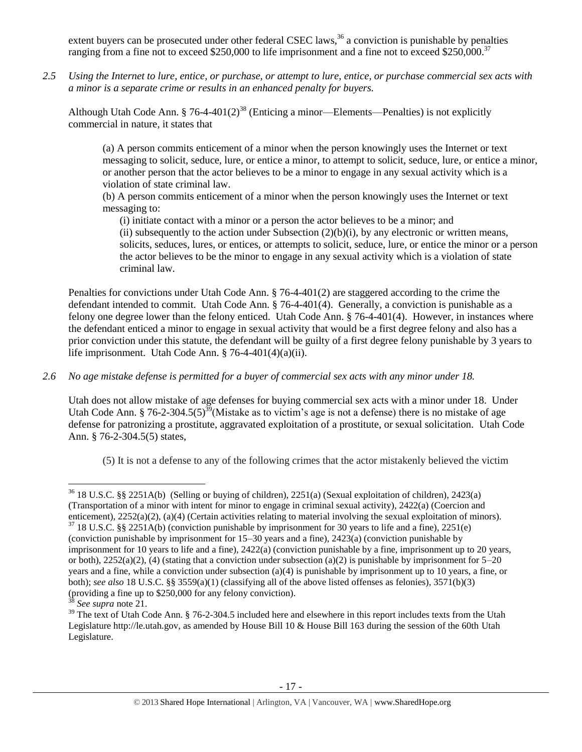extent buyers can be prosecuted under other federal CSEC laws,[36] a conviction is punishable by penalties ranging from a fine not to exceed $250,000 to life imprisonment and a fine not to exceed $250,000.[37]

*2.5 Using the Internet to lure, entice, or purchase, or attempt to lure, entice, or purchase commercial sex acts with a minor is a separate crime or results in an enhanced penalty for buyers.*

Although Utah Code Ann. § 76-4-401(2)[38] (Enticing a minor—Elements—Penalties) is not explicitly commercial in nature, it states that

> (a) A person commits enticement of a minor when the person knowingly uses the Internet or text messaging to solicit, seduce, lure, or entice a minor, to attempt to solicit, seduce, lure, or entice a minor, or another person that the actor believes to be a minor to engage in any sexual activity which is a violation of state criminal law.
>
> (b) A person commits enticement of a minor when the person knowingly uses the Internet or text messaging to:
>
> (i) initiate contact with a minor or a person the actor believes to be a minor; and
>
> (ii) subsequently to the action under Subsection (2)(b)(i), by any electronic or written means, solicits, seduces, lures, or entices, or attempts to solicit, seduce, lure, or entice the minor or a person the actor believes to be the minor to engage in any sexual activity which is a violation of state criminal law.

Penalties for convictions under Utah Code Ann. § 76-4-401(2) are staggered according to the crime the defendant intended to commit. Utah Code Ann. § 76-4-401(4). Generally, a conviction is punishable as a felony one degree lower than the felony enticed. Utah Code Ann. § 76-4-401(4). However, in instances where the defendant enticed a minor to engage in sexual activity that would be a first degree felony and also has a prior conviction under this statute, the defendant will be guilty of a first degree felony punishable by 3 years to life imprisonment. Utah Code Ann. § 76-4-401(4)(a)(ii).

*2.6 No age mistake defense is permitted for a buyer of commercial sex acts with any minor under 18.*

Utah does not allow mistake of age defenses for buying commercial sex acts with a minor under 18. Under Utah Code Ann. § 76-2-304.5(5)[39](Mistake as to victim's age is not a defense) there is no mistake of age defense for patronizing a prostitute, aggravated exploitation of a prostitute, or sexual solicitation. Utah Code Ann. § 76-2-304.5(5) states,

> (5) It is not a defense to any of the following crimes that the actor mistakenly believed the victim

---

[36] 18 U.S.C. §§ 2251A(b) (Selling or buying of children), 2251(a) (Sexual exploitation of children), 2423(a) (Transportation of a minor with intent for minor to engage in criminal sexual activity), 2422(a) (Coercion and enticement), 2252(a)(2), (a)(4) (Certain activities relating to material involving the sexual exploitation of minors).

[37] 18 U.S.C. §§ 2251A(b) (conviction punishable by imprisonment for 30 years to life and a fine), 2251(e) (conviction punishable by imprisonment for 15–30 years and a fine), 2423(a) (conviction punishable by imprisonment for 10 years to life and a fine), 2422(a) (conviction punishable by a fine, imprisonment up to 20 years, or both), 2252(a)(2), (4) (stating that a conviction under subsection (a)(2) is punishable by imprisonment for 5–20 years and a fine, while a conviction under subsection (a)(4) is punishable by imprisonment up to 10 years, a fine, or both); *see also* 18 U.S.C. §§ 3559(a)(1) (classifying all of the above listed offenses as felonies), 3571(b)(3) (providing a fine up to $250,000 for any felony conviction).

[38] *See supra* note 21.

[39] The text of Utah Code Ann. § 76-2-304.5 included here and elsewhere in this report includes texts from the Utah Legislature http://le.utah.gov, as amended by House Bill 10 & House Bill 163 during the session of the 60th Utah Legislature.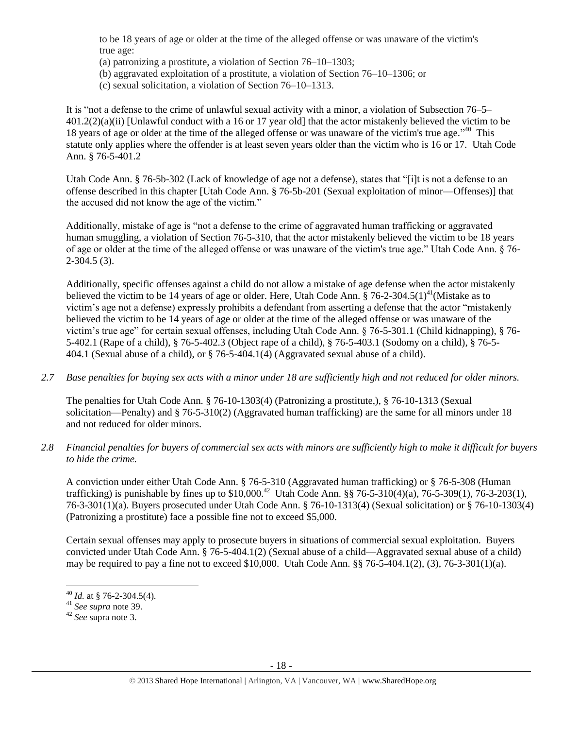to be 18 years of age or older at the time of the alleged offense or was unaware of the victim's true age:

(a) patronizing a prostitute, a violation of Section 76–10–1303;
(b) aggravated exploitation of a prostitute, a violation of Section 76–10–1306; or
(c) sexual solicitation, a violation of Section 76–10–1313.

It is "not a defense to the crime of unlawful sexual activity with a minor, a violation of Subsection 76–5–401.2(2)(a)(ii) [Unlawful conduct with a 16 or 17 year old] that the actor mistakenly believed the victim to be 18 years of age or older at the time of the alleged offense or was unaware of the victim's true age."[40] This statute only applies where the offender is at least seven years older than the victim who is 16 or 17. Utah Code Ann. § 76-5-401.2

Utah Code Ann. § 76-5b-302 (Lack of knowledge of age not a defense), states that "[i]t is not a defense to an offense described in this chapter [Utah Code Ann. § 76-5b-201 (Sexual exploitation of minor—Offenses)] that the accused did not know the age of the victim."

Additionally, mistake of age is "not a defense to the crime of aggravated human trafficking or aggravated human smuggling, a violation of Section 76-5-310, that the actor mistakenly believed the victim to be 18 years of age or older at the time of the alleged offense or was unaware of the victim's true age." Utah Code Ann. § 76-2-304.5 (3).

Additionally, specific offenses against a child do not allow a mistake of age defense when the actor mistakenly believed the victim to be 14 years of age or older. Here, Utah Code Ann. § 76-2-304.5(1)[41](Mistake as to victim's age not a defense) expressly prohibits a defendant from asserting a defense that the actor "mistakenly believed the victim to be 14 years of age or older at the time of the alleged offense or was unaware of the victim's true age" for certain sexual offenses, including Utah Code Ann. § 76-5-301.1 (Child kidnapping), § 76-5-402.1 (Rape of a child), § 76-5-402.3 (Object rape of a child), § 76-5-403.1 (Sodomy on a child), § 76-5-404.1 (Sexual abuse of a child), or § 76-5-404.1(4) (Aggravated sexual abuse of a child).

*2.7 Base penalties for buying sex acts with a minor under 18 are sufficiently high and not reduced for older minors.*

The penalties for Utah Code Ann. § 76-10-1303(4) (Patronizing a prostitute,), § 76-10-1313 (Sexual solicitation—Penalty) and § 76-5-310(2) (Aggravated human trafficking) are the same for all minors under 18 and not reduced for older minors.

*2.8 Financial penalties for buyers of commercial sex acts with minors are sufficiently high to make it difficult for buyers to hide the crime.*

A conviction under either Utah Code Ann. § 76-5-310 (Aggravated human trafficking) or § 76-5-308 (Human trafficking) is punishable by fines up to $10,000.[42] Utah Code Ann. §§ 76-5-310(4)(a), 76-5-309(1), 76-3-203(1), 76-3-301(1)(a). Buyers prosecuted under Utah Code Ann. § 76-10-1313(4) (Sexual solicitation) or § 76-10-1303(4) (Patronizing a prostitute) face a possible fine not to exceed $5,000.

Certain sexual offenses may apply to prosecute buyers in situations of commercial sexual exploitation. Buyers convicted under Utah Code Ann. § 76-5-404.1(2) (Sexual abuse of a child—Aggravated sexual abuse of a child) may be required to pay a fine not to exceed $10,000. Utah Code Ann. §§ 76-5-404.1(2), (3), 76-3-301(1)(a).

[40] *Id.* at § 76-2-304.5(4).
[41] *See supra* note 39.
[42] *See* supra note 3.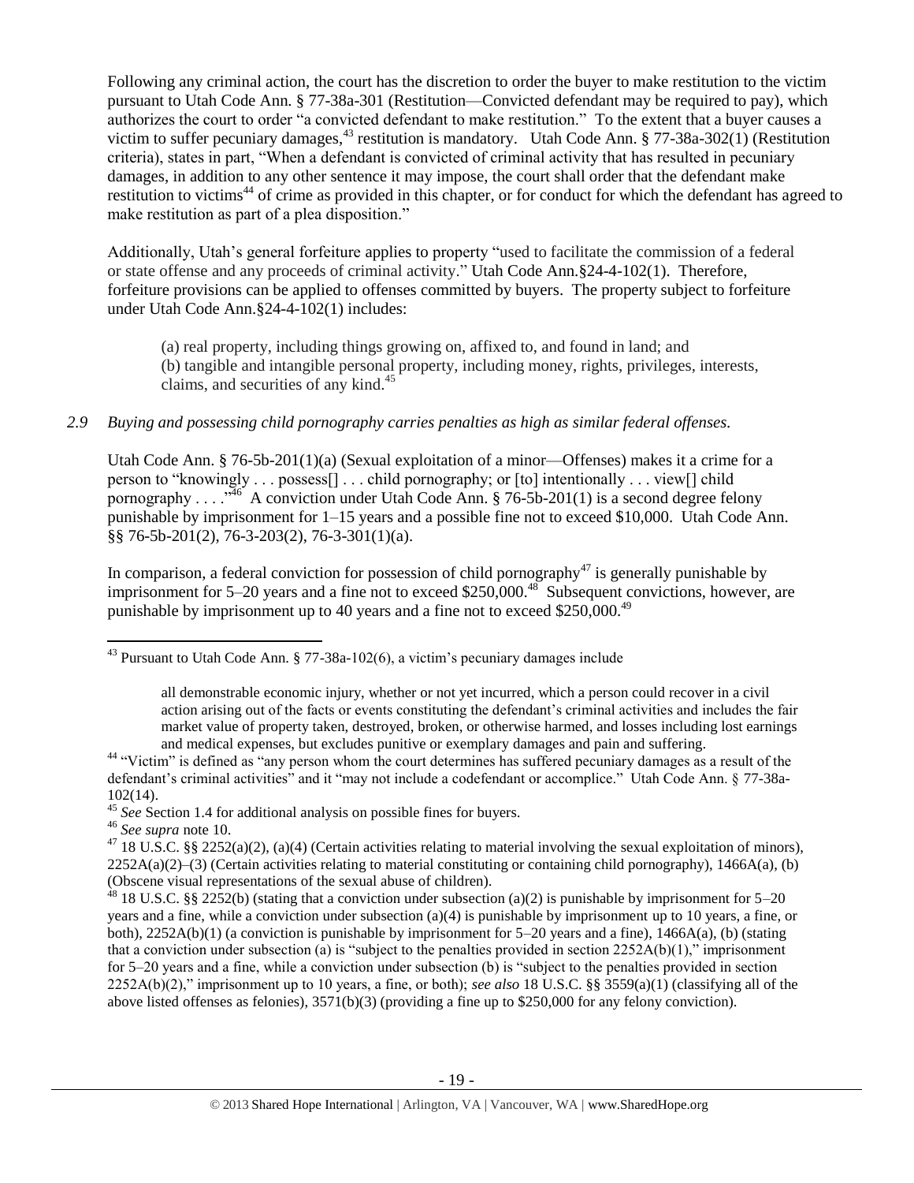Following any criminal action, the court has the discretion to order the buyer to make restitution to the victim pursuant to Utah Code Ann. § 77-38a-301 (Restitution—Convicted defendant may be required to pay), which authorizes the court to order "a convicted defendant to make restitution." To the extent that a buyer causes a victim to suffer pecuniary damages,[43] restitution is mandatory. Utah Code Ann. § 77-38a-302(1) (Restitution criteria), states in part, "When a defendant is convicted of criminal activity that has resulted in pecuniary damages, in addition to any other sentence it may impose, the court shall order that the defendant make restitution to victims[44] of crime as provided in this chapter, or for conduct for which the defendant has agreed to make restitution as part of a plea disposition."

Additionally, Utah's general forfeiture applies to property "used to facilitate the commission of a federal or state offense and any proceeds of criminal activity." Utah Code Ann.§24-4-102(1). Therefore, forfeiture provisions can be applied to offenses committed by buyers. The property subject to forfeiture under Utah Code Ann.§24-4-102(1) includes:

> (a) real property, including things growing on, affixed to, and found in land; and
> (b) tangible and intangible personal property, including money, rights, privileges, interests, claims, and securities of any kind.[45]

*2.9 Buying and possessing child pornography carries penalties as high as similar federal offenses.*

Utah Code Ann. § 76-5b-201(1)(a) (Sexual exploitation of a minor—Offenses) makes it a crime for a person to "knowingly . . . possess[] . . . child pornography; or [to] intentionally . . . view[] child pornography . . . ."[46] A conviction under Utah Code Ann. § 76-5b-201(1) is a second degree felony punishable by imprisonment for 1–15 years and a possible fine not to exceed $10,000. Utah Code Ann. §§ 76-5b-201(2), 76-3-203(2), 76-3-301(1)(a).

In comparison, a federal conviction for possession of child pornography[47] is generally punishable by imprisonment for 5–20 years and a fine not to exceed $250,000.[48] Subsequent convictions, however, are punishable by imprisonment up to 40 years and a fine not to exceed $250,000.[49]

---

[43] Pursuant to Utah Code Ann. § 77-38a-102(6), a victim's pecuniary damages include

> all demonstrable economic injury, whether or not yet incurred, which a person could recover in a civil action arising out of the facts or events constituting the defendant's criminal activities and includes the fair market value of property taken, destroyed, broken, or otherwise harmed, and losses including lost earnings and medical expenses, but excludes punitive or exemplary damages and pain and suffering.

[44] "Victim" is defined as "any person whom the court determines has suffered pecuniary damages as a result of the defendant's criminal activities" and it "may not include a codefendant or accomplice." Utah Code Ann. § 77-38a-102(14).

[45] *See* Section 1.4 for additional analysis on possible fines for buyers.

[46] *See supra* note 10.

[47] 18 U.S.C. §§ 2252(a)(2), (a)(4) (Certain activities relating to material involving the sexual exploitation of minors), 2252A(a)(2)–(3) (Certain activities relating to material constituting or containing child pornography), 1466A(a), (b) (Obscene visual representations of the sexual abuse of children).

[48] 18 U.S.C. §§ 2252(b) (stating that a conviction under subsection (a)(2) is punishable by imprisonment for 5–20 years and a fine, while a conviction under subsection (a)(4) is punishable by imprisonment up to 10 years, a fine, or both), 2252A(b)(1) (a conviction is punishable by imprisonment for 5–20 years and a fine), 1466A(a), (b) (stating that a conviction under subsection (a) is "subject to the penalties provided in section 2252A(b)(1)," imprisonment for 5–20 years and a fine, while a conviction under subsection (b) is "subject to the penalties provided in section 2252A(b)(2)," imprisonment up to 10 years, a fine, or both); *see also* 18 U.S.C. §§ 3559(a)(1) (classifying all of the above listed offenses as felonies), 3571(b)(3) (providing a fine up to $250,000 for any felony conviction).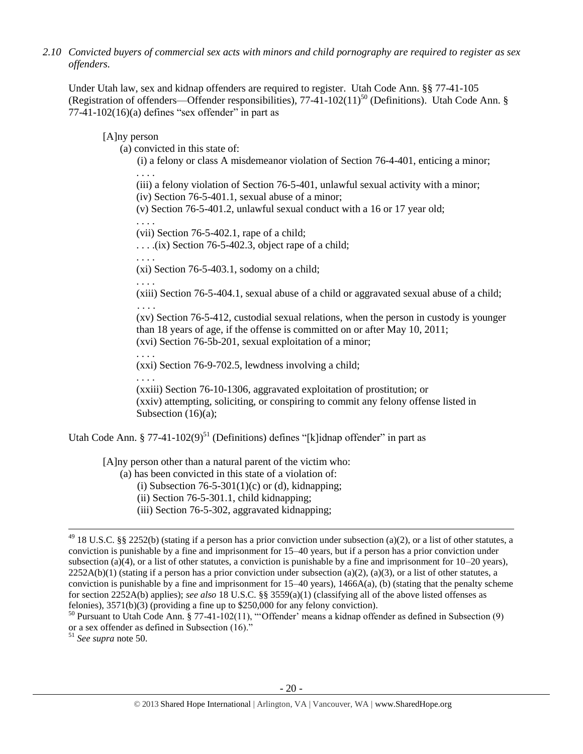*2.10 Convicted buyers of commercial sex acts with minors and child pornography are required to register as sex offenders.*

Under Utah law, sex and kidnap offenders are required to register. Utah Code Ann. §§ 77-41-105 (Registration of offenders—Offender responsibilities), 77-41-102(11)[50] (Definitions). Utah Code Ann. § 77-41-102(16)(a) defines "sex offender" in part as

> [A]ny person
>
> (a) convicted in this state of:
>
> (i) a felony or class A misdemeanor violation of Section 76-4-401, enticing a minor;
>
> . . . .
>
> (iii) a felony violation of Section 76-5-401, unlawful sexual activity with a minor;
>
> (iv) Section 76-5-401.1, sexual abuse of a minor;
>
> (v) Section 76-5-401.2, unlawful sexual conduct with a 16 or 17 year old;
>
> . . . .
>
> (vii) Section 76-5-402.1, rape of a child;
>
> . . . .(ix) Section 76-5-402.3, object rape of a child;
>
> . . . .
>
> (xi) Section 76-5-403.1, sodomy on a child;
>
> . . . .
>
> (xiii) Section 76-5-404.1, sexual abuse of a child or aggravated sexual abuse of a child;
>
> . . . .
>
> (xv) Section 76-5-412, custodial sexual relations, when the person in custody is younger than 18 years of age, if the offense is committed on or after May 10, 2011;
>
> (xvi) Section 76-5b-201, sexual exploitation of a minor;
>
> . . . .
>
> (xxi) Section 76-9-702.5, lewdness involving a child;
>
> . . . .
>
> (xxiii) Section 76-10-1306, aggravated exploitation of prostitution; or
>
> (xxiv) attempting, soliciting, or conspiring to commit any felony offense listed in Subsection (16)(a);

Utah Code Ann. § 77-41-102(9)[51] (Definitions) defines "[k]idnap offender" in part as

> [A]ny person other than a natural parent of the victim who:
>
> (a) has been convicted in this state of a violation of:
>
> (i) Subsection 76-5-301(1)(c) or (d), kidnapping;
>
> (ii) Section 76-5-301.1, child kidnapping;
>
> (iii) Section 76-5-302, aggravated kidnapping;

---

[49] 18 U.S.C. §§ 2252(b) (stating if a person has a prior conviction under subsection (a)(2), or a list of other statutes, a conviction is punishable by a fine and imprisonment for 15–40 years, but if a person has a prior conviction under subsection (a)(4), or a list of other statutes, a conviction is punishable by a fine and imprisonment for 10–20 years), 2252A(b)(1) (stating if a person has a prior conviction under subsection (a)(2), (a)(3), or a list of other statutes, a conviction is punishable by a fine and imprisonment for 15–40 years), 1466A(a), (b) (stating that the penalty scheme for section 2252A(b) applies); *see also* 18 U.S.C. §§ 3559(a)(1) (classifying all of the above listed offenses as felonies), 3571(b)(3) (providing a fine up to $250,000 for any felony conviction).

[50] Pursuant to Utah Code Ann. § 77-41-102(11), "'Offender' means a kidnap offender as defined in Subsection (9) or a sex offender as defined in Subsection (16)."

[51] *See supra* note 50.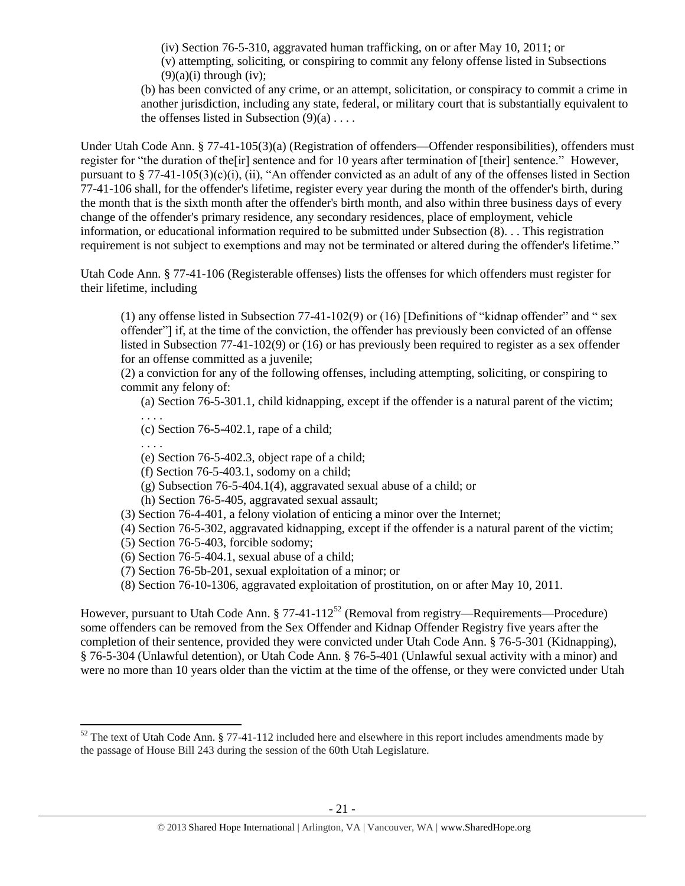(iv) Section 76-5-310, aggravated human trafficking, on or after May 10, 2011; or

(v) attempting, soliciting, or conspiring to commit any felony offense listed in Subsections (9)(a)(i) through (iv);

(b) has been convicted of any crime, or an attempt, solicitation, or conspiracy to commit a crime in another jurisdiction, including any state, federal, or military court that is substantially equivalent to the offenses listed in Subsection (9)(a) . . . .

Under Utah Code Ann. § 77-41-105(3)(a) (Registration of offenders—Offender responsibilities), offenders must register for "the duration of the[ir] sentence and for 10 years after termination of [their] sentence." However, pursuant to § 77-41-105(3)(c)(i), (ii), "An offender convicted as an adult of any of the offenses listed in Section 77-41-106 shall, for the offender's lifetime, register every year during the month of the offender's birth, during the month that is the sixth month after the offender's birth month, and also within three business days of every change of the offender's primary residence, any secondary residences, place of employment, vehicle information, or educational information required to be submitted under Subsection (8). . . This registration requirement is not subject to exemptions and may not be terminated or altered during the offender's lifetime."

Utah Code Ann. § 77-41-106 (Registerable offenses) lists the offenses for which offenders must register for their lifetime, including

(1) any offense listed in Subsection 77-41-102(9) or (16) [Definitions of "kidnap offender" and " sex offender"] if, at the time of the conviction, the offender has previously been convicted of an offense listed in Subsection 77-41-102(9) or (16) or has previously been required to register as a sex offender for an offense committed as a juvenile;

(2) a conviction for any of the following offenses, including attempting, soliciting, or conspiring to commit any felony of:

(a) Section 76-5-301.1, child kidnapping, except if the offender is a natural parent of the victim;

. . . .

(c) Section 76-5-402.1, rape of a child;

. . . .

(e) Section 76-5-402.3, object rape of a child;

(f) Section 76-5-403.1, sodomy on a child;

(g) Subsection 76-5-404.1(4), aggravated sexual abuse of a child; or

(h) Section 76-5-405, aggravated sexual assault;

(3) Section 76-4-401, a felony violation of enticing a minor over the Internet;

(4) Section 76-5-302, aggravated kidnapping, except if the offender is a natural parent of the victim;

(5) Section 76-5-403, forcible sodomy;

(6) Section 76-5-404.1, sexual abuse of a child;

(7) Section 76-5b-201, sexual exploitation of a minor; or

(8) Section 76-10-1306, aggravated exploitation of prostitution, on or after May 10, 2011.

However, pursuant to Utah Code Ann. § 77-41-112[52] (Removal from registry—Requirements—Procedure) some offenders can be removed from the Sex Offender and Kidnap Offender Registry five years after the completion of their sentence, provided they were convicted under Utah Code Ann. § 76-5-301 (Kidnapping), § 76-5-304 (Unlawful detention), or Utah Code Ann. § 76-5-401 (Unlawful sexual activity with a minor) and were no more than 10 years older than the victim at the time of the offense, or they were convicted under Utah

[52] The text of Utah Code Ann. § 77-41-112 included here and elsewhere in this report includes amendments made by the passage of House Bill 243 during the session of the 60th Utah Legislature.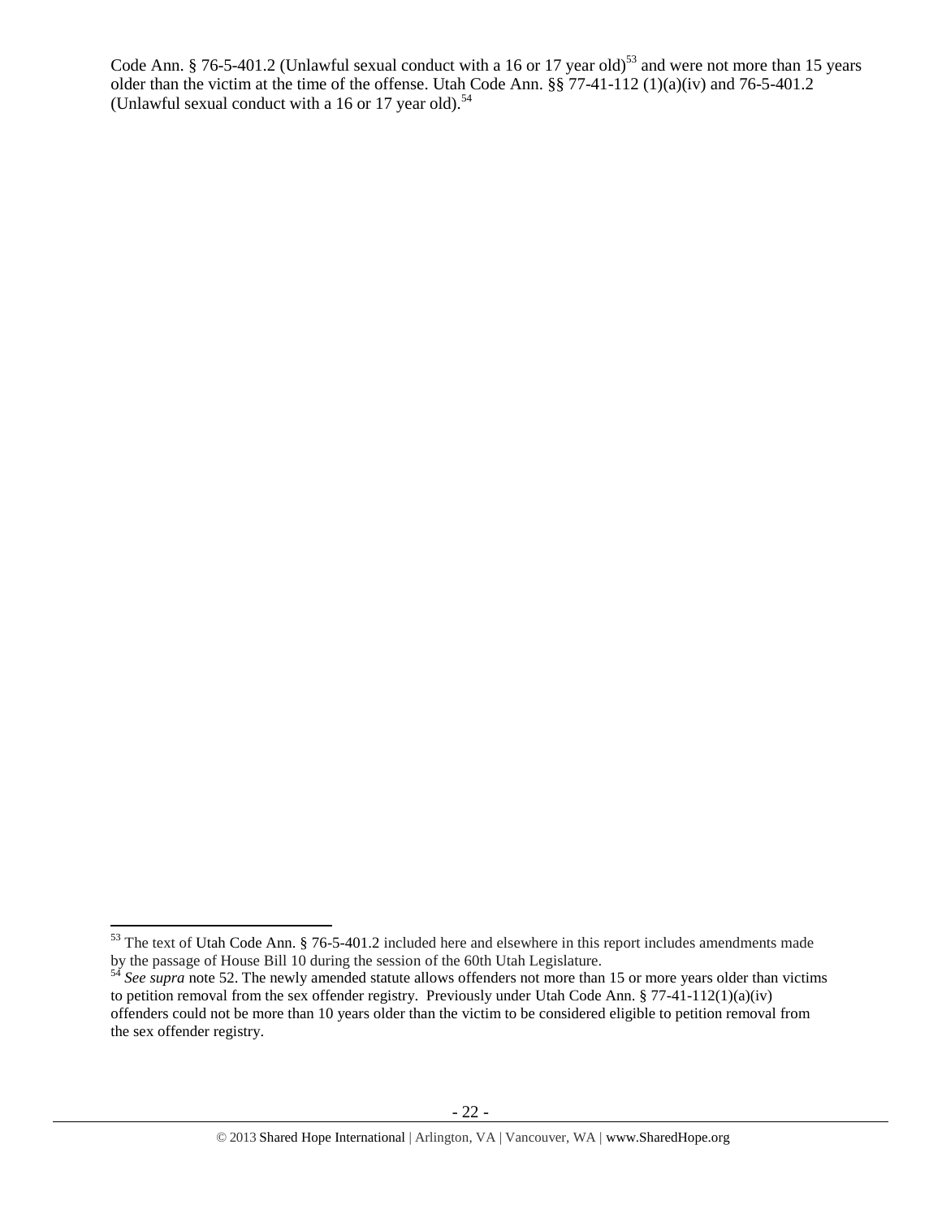Code Ann. § 76-5-401.2 (Unlawful sexual conduct with a 16 or 17 year old)[53] and were not more than 15 years older than the victim at the time of the offense. Utah Code Ann. §§ 77-41-112 (1)(a)(iv) and 76-5-401.2 (Unlawful sexual conduct with a 16 or 17 year old).[54]

---

[53] The text of Utah Code Ann. § 76-5-401.2 included here and elsewhere in this report includes amendments made by the passage of House Bill 10 during the session of the 60th Utah Legislature.

[54] *See supra* note 52. The newly amended statute allows offenders not more than 15 or more years older than victims to petition removal from the sex offender registry. Previously under Utah Code Ann. § 77-41-112(1)(a)(iv) offenders could not be more than 10 years older than the victim to be considered eligible to petition removal from the sex offender registry.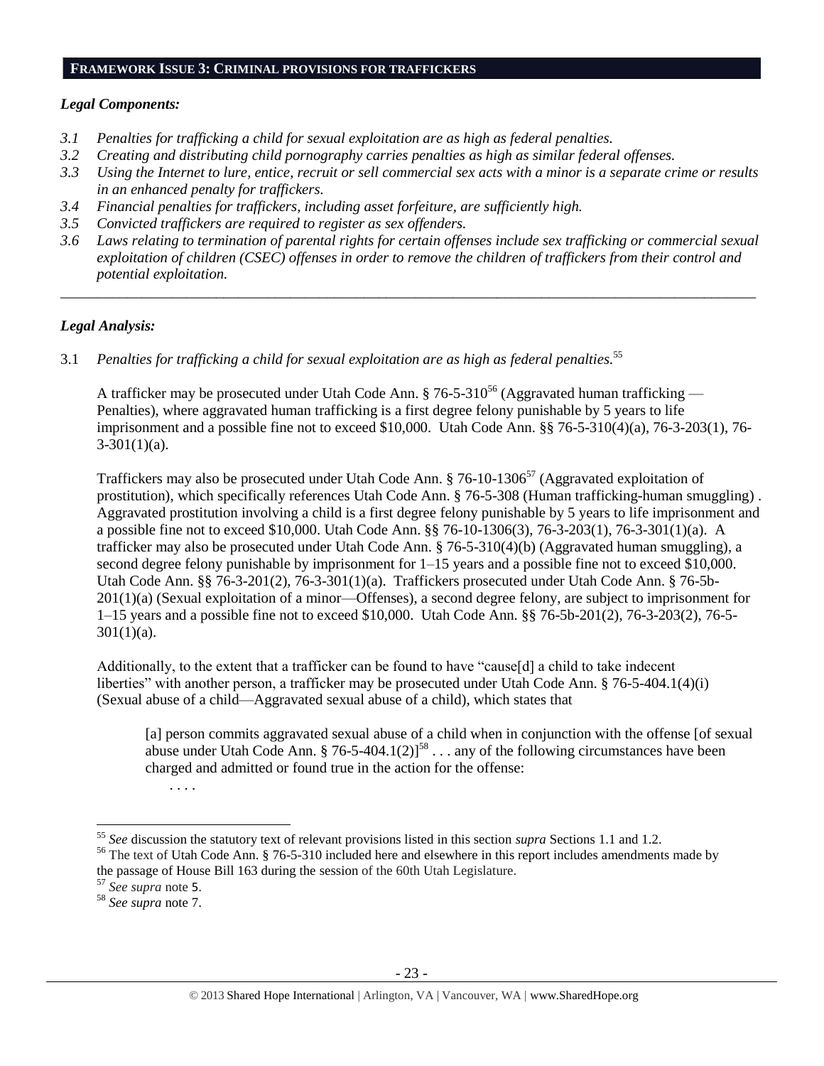## FRAMEWORK ISSUE 3: CRIMINAL PROVISIONS FOR TRAFFICKERS

### *Legal Components:*

- *3.1 Penalties for trafficking a child for sexual exploitation are as high as federal penalties.*
- *3.2 Creating and distributing child pornography carries penalties as high as similar federal offenses.*
- *3.3 Using the Internet to lure, entice, recruit or sell commercial sex acts with a minor is a separate crime or results in an enhanced penalty for traffickers.*
- *3.4 Financial penalties for traffickers, including asset forfeiture, are sufficiently high.*
- *3.5 Convicted traffickers are required to register as sex offenders.*
- *3.6 Laws relating to termination of parental rights for certain offenses include sex trafficking or commercial sexual exploitation of children (CSEC) offenses in order to remove the children of traffickers from their control and potential exploitation.*

---

### *Legal Analysis:*

3.1 *Penalties for trafficking a child for sexual exploitation are as high as federal penalties.*[55]

A trafficker may be prosecuted under Utah Code Ann. § 76-5-310[56] (Aggravated human trafficking — Penalties), where aggravated human trafficking is a first degree felony punishable by 5 years to life imprisonment and a possible fine not to exceed $10,000. Utah Code Ann. §§ 76-5-310(4)(a), 76-3-203(1), 76-3-301(1)(a).

Traffickers may also be prosecuted under Utah Code Ann. § 76-10-1306[57] (Aggravated exploitation of prostitution), which specifically references Utah Code Ann. § 76-5-308 (Human trafficking-human smuggling) . Aggravated prostitution involving a child is a first degree felony punishable by 5 years to life imprisonment and a possible fine not to exceed $10,000. Utah Code Ann. §§ 76-10-1306(3), 76-3-203(1), 76-3-301(1)(a). A trafficker may also be prosecuted under Utah Code Ann. § 76-5-310(4)(b) (Aggravated human smuggling), a second degree felony punishable by imprisonment for 1–15 years and a possible fine not to exceed $10,000. Utah Code Ann. §§ 76-3-201(2), 76-3-301(1)(a). Traffickers prosecuted under Utah Code Ann. § 76-5b-201(1)(a) (Sexual exploitation of a minor—Offenses), a second degree felony, are subject to imprisonment for 1–15 years and a possible fine not to exceed $10,000. Utah Code Ann. §§ 76-5b-201(2), 76-3-203(2), 76-5-301(1)(a).

Additionally, to the extent that a trafficker can be found to have "cause[d] a child to take indecent liberties" with another person, a trafficker may be prosecuted under Utah Code Ann. § 76-5-404.1(4)(i) (Sexual abuse of a child—Aggravated sexual abuse of a child), which states that

> [a] person commits aggravated sexual abuse of a child when in conjunction with the offense [of sexual abuse under Utah Code Ann. § 76-5-404.1(2)][58] . . . any of the following circumstances have been charged and admitted or found true in the action for the offense:
>
> . . . .

---

[55] *See* discussion the statutory text of relevant provisions listed in this section *supra* Sections 1.1 and 1.2.

[56] The text of Utah Code Ann. § 76-5-310 included here and elsewhere in this report includes amendments made by the passage of House Bill 163 during the session of the 60th Utah Legislature.

[57] *See supra* note 5.

[58] *See supra* note 7.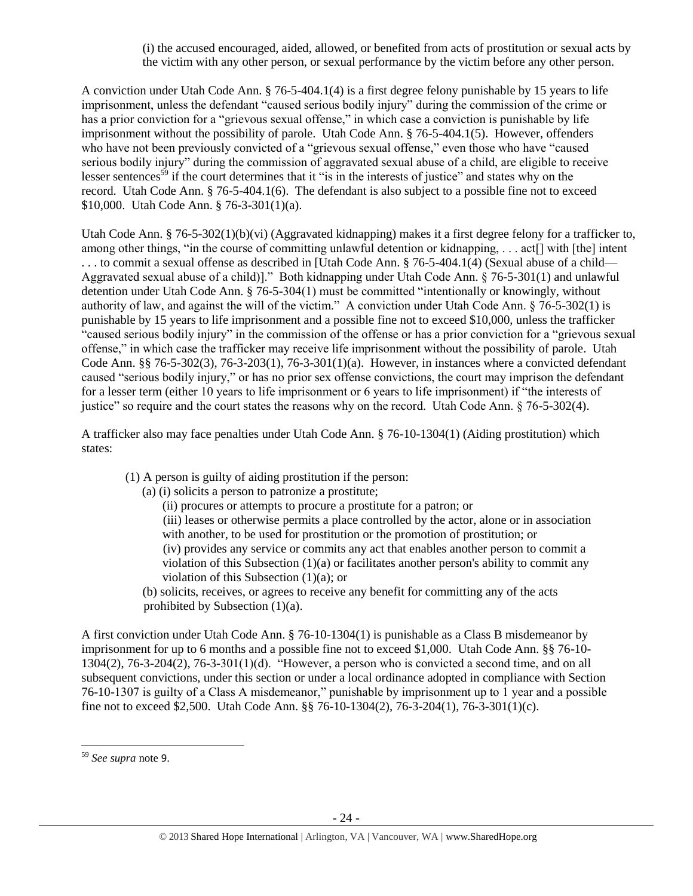(i) the accused encouraged, aided, allowed, or benefited from acts of prostitution or sexual acts by the victim with any other person, or sexual performance by the victim before any other person.

A conviction under Utah Code Ann. § 76-5-404.1(4) is a first degree felony punishable by 15 years to life imprisonment, unless the defendant "caused serious bodily injury" during the commission of the crime or has a prior conviction for a "grievous sexual offense," in which case a conviction is punishable by life imprisonment without the possibility of parole. Utah Code Ann. § 76-5-404.1(5). However, offenders who have not been previously convicted of a "grievous sexual offense," even those who have "caused serious bodily injury" during the commission of aggravated sexual abuse of a child, are eligible to receive lesser sentences[59] if the court determines that it "is in the interests of justice" and states why on the record. Utah Code Ann. § 76-5-404.1(6). The defendant is also subject to a possible fine not to exceed $10,000. Utah Code Ann. § 76-3-301(1)(a).

Utah Code Ann. § 76-5-302(1)(b)(vi) (Aggravated kidnapping) makes it a first degree felony for a trafficker to, among other things, "in the course of committing unlawful detention or kidnapping, . . . act[] with [the] intent . . . to commit a sexual offense as described in [Utah Code Ann. § 76-5-404.1(4) (Sexual abuse of a child—Aggravated sexual abuse of a child)]." Both kidnapping under Utah Code Ann. § 76-5-301(1) and unlawful detention under Utah Code Ann. § 76-5-304(1) must be committed "intentionally or knowingly, without authority of law, and against the will of the victim." A conviction under Utah Code Ann. § 76-5-302(1) is punishable by 15 years to life imprisonment and a possible fine not to exceed $10,000, unless the trafficker "caused serious bodily injury" in the commission of the offense or has a prior conviction for a "grievous sexual offense," in which case the trafficker may receive life imprisonment without the possibility of parole. Utah Code Ann. §§ 76-5-302(3), 76-3-203(1), 76-3-301(1)(a). However, in instances where a convicted defendant caused "serious bodily injury," or has no prior sex offense convictions, the court may imprison the defendant for a lesser term (either 10 years to life imprisonment or 6 years to life imprisonment) if "the interests of justice" so require and the court states the reasons why on the record. Utah Code Ann. § 76-5-302(4).

A trafficker also may face penalties under Utah Code Ann. § 76-10-1304(1) (Aiding prostitution) which states:

> (1) A person is guilty of aiding prostitution if the person:
> (a) (i) solicits a person to patronize a prostitute;
> (ii) procures or attempts to procure a prostitute for a patron; or
> (iii) leases or otherwise permits a place controlled by the actor, alone or in association with another, to be used for prostitution or the promotion of prostitution; or
> (iv) provides any service or commits any act that enables another person to commit a violation of this Subsection (1)(a) or facilitates another person's ability to commit any violation of this Subsection (1)(a); or
> (b) solicits, receives, or agrees to receive any benefit for committing any of the acts prohibited by Subsection (1)(a).

A first conviction under Utah Code Ann. § 76-10-1304(1) is punishable as a Class B misdemeanor by imprisonment for up to 6 months and a possible fine not to exceed $1,000. Utah Code Ann. §§ 76-10-1304(2), 76-3-204(2), 76-3-301(1)(d). "However, a person who is convicted a second time, and on all subsequent convictions, under this section or under a local ordinance adopted in compliance with Section 76-10-1307 is guilty of a Class A misdemeanor," punishable by imprisonment up to 1 year and a possible fine not to exceed $2,500. Utah Code Ann. §§ 76-10-1304(2), 76-3-204(1), 76-3-301(1)(c).

---

[59] *See supra* note 9.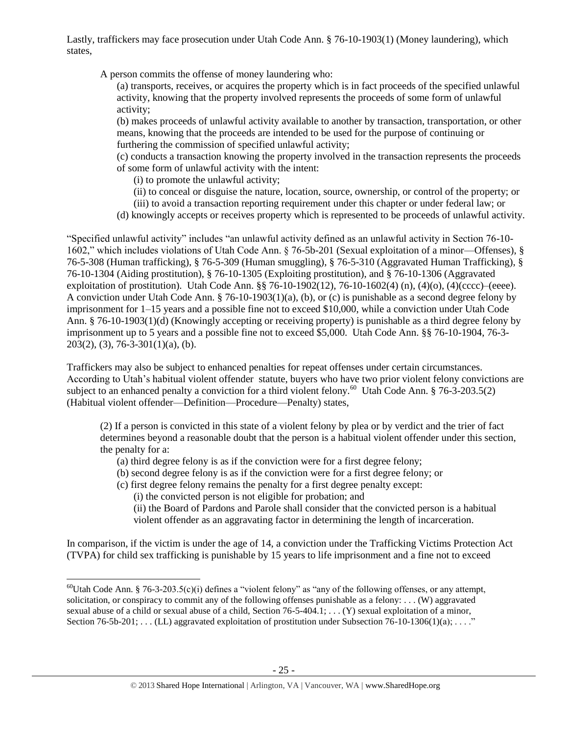Lastly, traffickers may face prosecution under Utah Code Ann. § 76-10-1903(1) (Money laundering), which states,

> A person commits the offense of money laundering who:
>
> (a) transports, receives, or acquires the property which is in fact proceeds of the specified unlawful activity, knowing that the property involved represents the proceeds of some form of unlawful activity;
>
> (b) makes proceeds of unlawful activity available to another by transaction, transportation, or other means, knowing that the proceeds are intended to be used for the purpose of continuing or furthering the commission of specified unlawful activity;
>
> (c) conducts a transaction knowing the property involved in the transaction represents the proceeds of some form of unlawful activity with the intent:
>
> (i) to promote the unlawful activity;
>
> (ii) to conceal or disguise the nature, location, source, ownership, or control of the property; or
>
> (iii) to avoid a transaction reporting requirement under this chapter or under federal law; or
>
> (d) knowingly accepts or receives property which is represented to be proceeds of unlawful activity.

"Specified unlawful activity" includes "an unlawful activity defined as an unlawful activity in Section 76-10-1602," which includes violations of Utah Code Ann. § 76-5b-201 (Sexual exploitation of a minor—Offenses), § 76-5-308 (Human trafficking), § 76-5-309 (Human smuggling), § 76-5-310 (Aggravated Human Trafficking), § 76-10-1304 (Aiding prostitution), § 76-10-1305 (Exploiting prostitution), and § 76-10-1306 (Aggravated exploitation of prostitution). Utah Code Ann. §§ 76-10-1902(12), 76-10-1602(4) (n), (4)(o), (4)(cccc)–(eeee). A conviction under Utah Code Ann. § 76-10-1903(1)(a), (b), or (c) is punishable as a second degree felony by imprisonment for 1–15 years and a possible fine not to exceed $10,000, while a conviction under Utah Code Ann. § 76-10-1903(1)(d) (Knowingly accepting or receiving property) is punishable as a third degree felony by imprisonment up to 5 years and a possible fine not to exceed $5,000. Utah Code Ann. §§ 76-10-1904, 76-3-203(2), (3), 76-3-301(1)(a), (b).

Traffickers may also be subject to enhanced penalties for repeat offenses under certain circumstances. According to Utah's habitual violent offender statute, buyers who have two prior violent felony convictions are subject to an enhanced penalty a conviction for a third violent felony.[60] Utah Code Ann. § 76-3-203.5(2) (Habitual violent offender—Definition—Procedure—Penalty) states,

> (2) If a person is convicted in this state of a violent felony by plea or by verdict and the trier of fact determines beyond a reasonable doubt that the person is a habitual violent offender under this section, the penalty for a:
>
> (a) third degree felony is as if the conviction were for a first degree felony;
>
> (b) second degree felony is as if the conviction were for a first degree felony; or
>
> (c) first degree felony remains the penalty for a first degree penalty except:
>
> (i) the convicted person is not eligible for probation; and
>
> (ii) the Board of Pardons and Parole shall consider that the convicted person is a habitual violent offender as an aggravating factor in determining the length of incarceration.

In comparison, if the victim is under the age of 14, a conviction under the Trafficking Victims Protection Act (TVPA) for child sex trafficking is punishable by 15 years to life imprisonment and a fine not to exceed

---

[60] Utah Code Ann. § 76-3-203.5(c)(i) defines a "violent felony" as "any of the following offenses, or any attempt, solicitation, or conspiracy to commit any of the following offenses punishable as a felony: . . . (W) aggravated sexual abuse of a child or sexual abuse of a child, Section 76-5-404.1; . . . (Y) sexual exploitation of a minor, Section 76-5b-201; . . . (LL) aggravated exploitation of prostitution under Subsection 76-10-1306(1)(a); . . . ."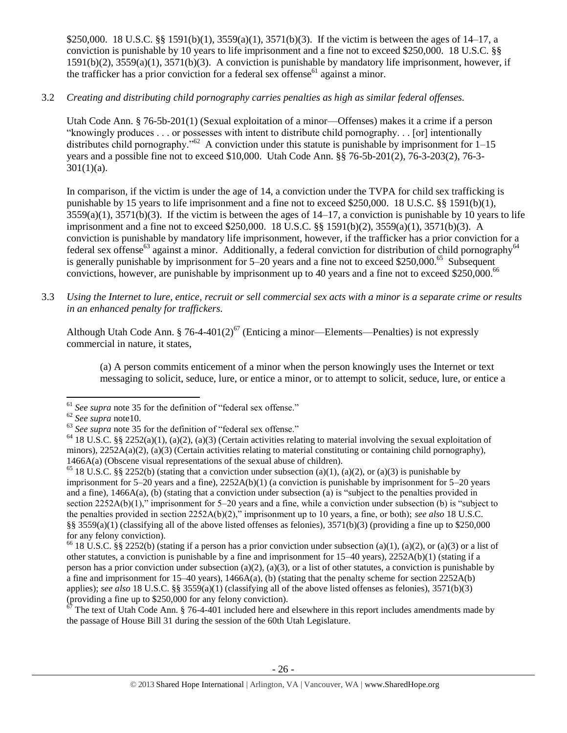$250,000. 18 U.S.C. §§ 1591(b)(1), 3559(a)(1), 3571(b)(3). If the victim is between the ages of 14–17, a conviction is punishable by 10 years to life imprisonment and a fine not to exceed $250,000. 18 U.S.C. §§ 1591(b)(2), 3559(a)(1), 3571(b)(3). A conviction is punishable by mandatory life imprisonment, however, if the trafficker has a prior conviction for a federal sex offense[61] against a minor.

3.2 *Creating and distributing child pornography carries penalties as high as similar federal offenses.*

Utah Code Ann. § 76-5b-201(1) (Sexual exploitation of a minor—Offenses) makes it a crime if a person "knowingly produces . . . or possesses with intent to distribute child pornography. . . [or] intentionally distributes child pornography."[62] A conviction under this statute is punishable by imprisonment for 1–15 years and a possible fine not to exceed $10,000. Utah Code Ann. §§ 76-5b-201(2), 76-3-203(2), 76-3-301(1)(a).

In comparison, if the victim is under the age of 14, a conviction under the TVPA for child sex trafficking is punishable by 15 years to life imprisonment and a fine not to exceed $250,000. 18 U.S.C. §§ 1591(b)(1), 3559(a)(1), 3571(b)(3). If the victim is between the ages of 14–17, a conviction is punishable by 10 years to life imprisonment and a fine not to exceed $250,000. 18 U.S.C. §§ 1591(b)(2), 3559(a)(1), 3571(b)(3). A conviction is punishable by mandatory life imprisonment, however, if the trafficker has a prior conviction for a federal sex offense[63] against a minor. Additionally, a federal conviction for distribution of child pornography[64] is generally punishable by imprisonment for 5–20 years and a fine not to exceed $250,000.[65] Subsequent convictions, however, are punishable by imprisonment up to 40 years and a fine not to exceed $250,000.[66]

3.3 *Using the Internet to lure, entice, recruit or sell commercial sex acts with a minor is a separate crime or results in an enhanced penalty for traffickers.*

Although Utah Code Ann. § 76-4-401(2)[67] (Enticing a minor—Elements—Penalties) is not expressly commercial in nature, it states,

> (a) A person commits enticement of a minor when the person knowingly uses the Internet or text messaging to solicit, seduce, lure, or entice a minor, or to attempt to solicit, seduce, lure, or entice a

---

[61] *See supra* note 35 for the definition of "federal sex offense."

[62] *See supra* note10.

[63] *See supra* note 35 for the definition of "federal sex offense."

[64] 18 U.S.C. §§ 2252(a)(1), (a)(2), (a)(3) (Certain activities relating to material involving the sexual exploitation of minors), 2252A(a)(2), (a)(3) (Certain activities relating to material constituting or containing child pornography), 1466A(a) (Obscene visual representations of the sexual abuse of children).

[65] 18 U.S.C. §§ 2252(b) (stating that a conviction under subsection (a)(1), (a)(2), or (a)(3) is punishable by imprisonment for 5–20 years and a fine), 2252A(b)(1) (a conviction is punishable by imprisonment for 5–20 years and a fine), 1466A(a), (b) (stating that a conviction under subsection (a) is "subject to the penalties provided in section 2252A(b)(1)," imprisonment for 5–20 years and a fine, while a conviction under subsection (b) is "subject to the penalties provided in section 2252A(b)(2)," imprisonment up to 10 years, a fine, or both); *see also* 18 U.S.C. §§ 3559(a)(1) (classifying all of the above listed offenses as felonies), 3571(b)(3) (providing a fine up to $250,000 for any felony conviction).

[66] 18 U.S.C. §§ 2252(b) (stating if a person has a prior conviction under subsection (a)(1), (a)(2), or (a)(3) or a list of other statutes, a conviction is punishable by a fine and imprisonment for 15–40 years), 2252A(b)(1) (stating if a person has a prior conviction under subsection (a)(2), (a)(3), or a list of other statutes, a conviction is punishable by a fine and imprisonment for 15–40 years), 1466A(a), (b) (stating that the penalty scheme for section 2252A(b) applies); *see also* 18 U.S.C. §§ 3559(a)(1) (classifying all of the above listed offenses as felonies), 3571(b)(3) (providing a fine up to $250,000 for any felony conviction).

[67] The text of Utah Code Ann. § 76-4-401 included here and elsewhere in this report includes amendments made by the passage of House Bill 31 during the session of the 60th Utah Legislature.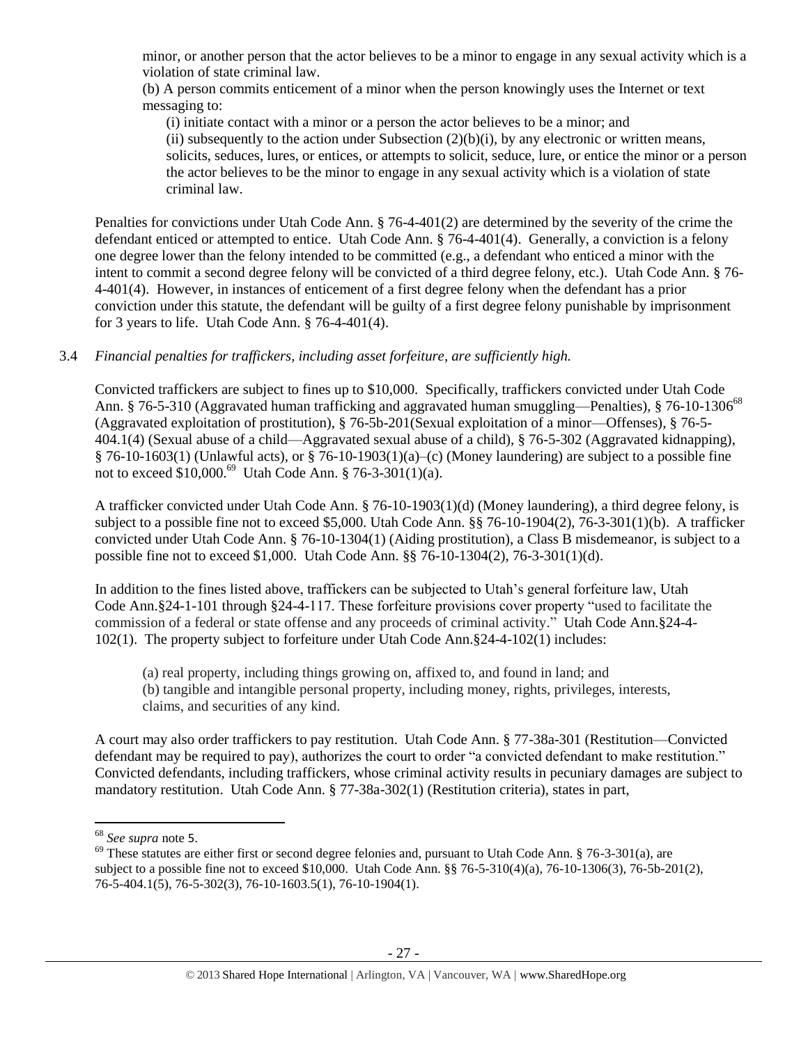minor, or another person that the actor believes to be a minor to engage in any sexual activity which is a violation of state criminal law.

(b) A person commits enticement of a minor when the person knowingly uses the Internet or text messaging to:

(i) initiate contact with a minor or a person the actor believes to be a minor; and

(ii) subsequently to the action under Subsection (2)(b)(i), by any electronic or written means, solicits, seduces, lures, or entices, or attempts to solicit, seduce, lure, or entice the minor or a person the actor believes to be the minor to engage in any sexual activity which is a violation of state criminal law.

Penalties for convictions under Utah Code Ann. § 76-4-401(2) are determined by the severity of the crime the defendant enticed or attempted to entice. Utah Code Ann. § 76-4-401(4). Generally, a conviction is a felony one degree lower than the felony intended to be committed (e.g., a defendant who enticed a minor with the intent to commit a second degree felony will be convicted of a third degree felony, etc.). Utah Code Ann. § 76-4-401(4). However, in instances of enticement of a first degree felony when the defendant has a prior conviction under this statute, the defendant will be guilty of a first degree felony punishable by imprisonment for 3 years to life. Utah Code Ann. § 76-4-401(4).

3.4 *Financial penalties for traffickers, including asset forfeiture, are sufficiently high.*

Convicted traffickers are subject to fines up to $10,000. Specifically, traffickers convicted under Utah Code Ann. § 76-5-310 (Aggravated human trafficking and aggravated human smuggling—Penalties), § 76-10-1306[68] (Aggravated exploitation of prostitution), § 76-5b-201(Sexual exploitation of a minor—Offenses), § 76-5-404.1(4) (Sexual abuse of a child—Aggravated sexual abuse of a child), § 76-5-302 (Aggravated kidnapping), § 76-10-1603(1) (Unlawful acts), or § 76-10-1903(1)(a)–(c) (Money laundering) are subject to a possible fine not to exceed $10,000.[69] Utah Code Ann. § 76-3-301(1)(a).

A trafficker convicted under Utah Code Ann. § 76-10-1903(1)(d) (Money laundering), a third degree felony, is subject to a possible fine not to exceed $5,000. Utah Code Ann. §§ 76-10-1904(2), 76-3-301(1)(b). A trafficker convicted under Utah Code Ann. § 76-10-1304(1) (Aiding prostitution), a Class B misdemeanor, is subject to a possible fine not to exceed $1,000. Utah Code Ann. §§ 76-10-1304(2), 76-3-301(1)(d).

In addition to the fines listed above, traffickers can be subjected to Utah's general forfeiture law, Utah Code Ann.§24-1-101 through §24-4-117. These forfeiture provisions cover property "used to facilitate the commission of a federal or state offense and any proceeds of criminal activity." Utah Code Ann.§24-4-102(1). The property subject to forfeiture under Utah Code Ann.§24-4-102(1) includes:

(a) real property, including things growing on, affixed to, and found in land; and
(b) tangible and intangible personal property, including money, rights, privileges, interests, claims, and securities of any kind.

A court may also order traffickers to pay restitution. Utah Code Ann. § 77-38a-301 (Restitution—Convicted defendant may be required to pay), authorizes the court to order "a convicted defendant to make restitution." Convicted defendants, including traffickers, whose criminal activity results in pecuniary damages are subject to mandatory restitution. Utah Code Ann. § 77-38a-302(1) (Restitution criteria), states in part,

---

[68] *See supra* note 5.

[69] These statutes are either first or second degree felonies and, pursuant to Utah Code Ann. § 76-3-301(a), are subject to a possible fine not to exceed $10,000. Utah Code Ann. §§ 76-5-310(4)(a), 76-10-1306(3), 76-5b-201(2), 76-5-404.1(5), 76-5-302(3), 76-10-1603.5(1), 76-10-1904(1).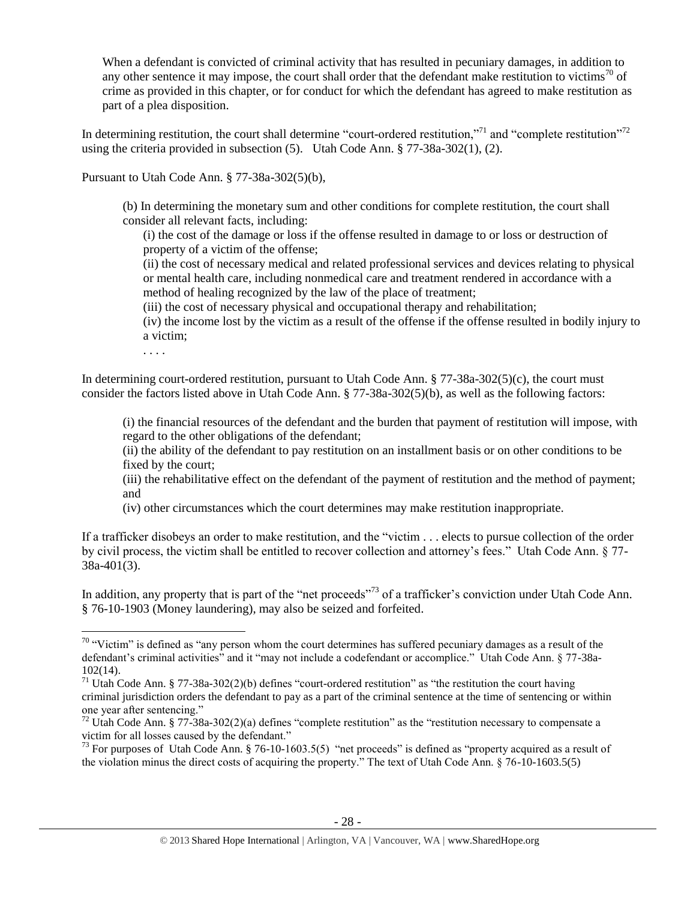> When a defendant is convicted of criminal activity that has resulted in pecuniary damages, in addition to any other sentence it may impose, the court shall order that the defendant make restitution to victims[70] of crime as provided in this chapter, or for conduct for which the defendant has agreed to make restitution as part of a plea disposition.

In determining restitution, the court shall determine "court-ordered restitution,"[71] and "complete restitution"[72] using the criteria provided in subsection (5). Utah Code Ann. § 77-38a-302(1), (2).

Pursuant to Utah Code Ann. § 77-38a-302(5)(b),

> (b) In determining the monetary sum and other conditions for complete restitution, the court shall consider all relevant facts, including:
>
> (i) the cost of the damage or loss if the offense resulted in damage to or loss or destruction of property of a victim of the offense;
>
> (ii) the cost of necessary medical and related professional services and devices relating to physical or mental health care, including nonmedical care and treatment rendered in accordance with a method of healing recognized by the law of the place of treatment;
>
> (iii) the cost of necessary physical and occupational therapy and rehabilitation;
>
> (iv) the income lost by the victim as a result of the offense if the offense resulted in bodily injury to a victim;
>
> . . . .

In determining court-ordered restitution, pursuant to Utah Code Ann. § 77-38a-302(5)(c), the court must consider the factors listed above in Utah Code Ann. § 77-38a-302(5)(b), as well as the following factors:

> (i) the financial resources of the defendant and the burden that payment of restitution will impose, with regard to the other obligations of the defendant;
>
> (ii) the ability of the defendant to pay restitution on an installment basis or on other conditions to be fixed by the court;
>
> (iii) the rehabilitative effect on the defendant of the payment of restitution and the method of payment; and
>
> (iv) other circumstances which the court determines may make restitution inappropriate.

If a trafficker disobeys an order to make restitution, and the "victim . . . elects to pursue collection of the order by civil process, the victim shall be entitled to recover collection and attorney's fees." Utah Code Ann. § 77-38a-401(3).

In addition, any property that is part of the "net proceeds"[73] of a trafficker's conviction under Utah Code Ann. § 76-10-1903 (Money laundering), may also be seized and forfeited.

---

[70] "Victim" is defined as "any person whom the court determines has suffered pecuniary damages as a result of the defendant's criminal activities" and it "may not include a codefendant or accomplice." Utah Code Ann. § 77-38a-102(14).

[71] Utah Code Ann. § 77-38a-302(2)(b) defines "court-ordered restitution" as "the restitution the court having criminal jurisdiction orders the defendant to pay as a part of the criminal sentence at the time of sentencing or within one year after sentencing."

[72] Utah Code Ann. § 77-38a-302(2)(a) defines "complete restitution" as the "restitution necessary to compensate a victim for all losses caused by the defendant."

[73] For purposes of Utah Code Ann. § 76-10-1603.5(5) "net proceeds" is defined as "property acquired as a result of the violation minus the direct costs of acquiring the property." The text of Utah Code Ann. § 76-10-1603.5(5)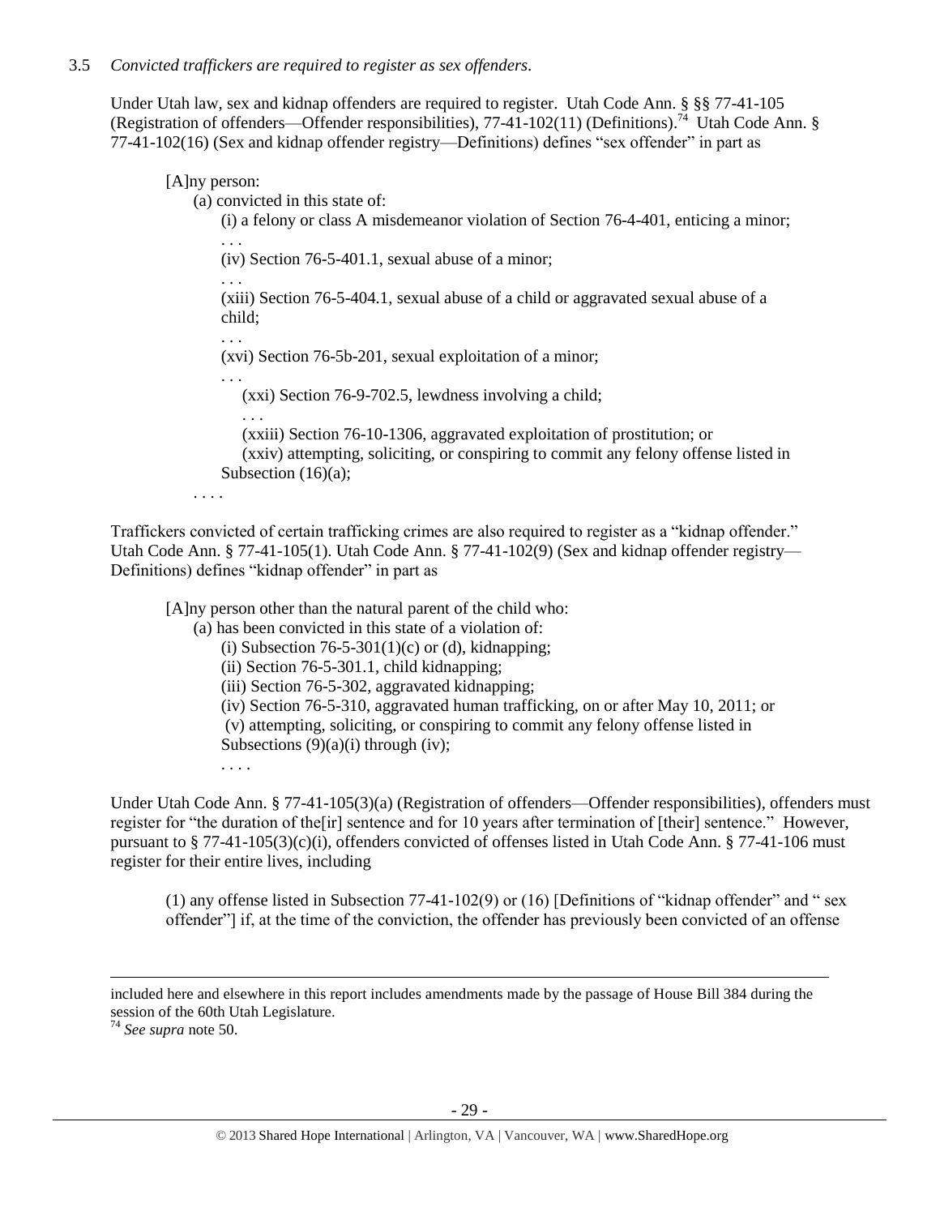3.5 *Convicted traffickers are required to register as sex offenders*.

Under Utah law, sex and kidnap offenders are required to register. Utah Code Ann. § §§ 77-41-105 (Registration of offenders—Offender responsibilities), 77-41-102(11) (Definitions).[74] Utah Code Ann. § 77-41-102(16) (Sex and kidnap offender registry—Definitions) defines "sex offender" in part as

> [A]ny person:
>
> (a) convicted in this state of:
>
> (i) a felony or class A misdemeanor violation of Section 76-4-401, enticing a minor;
>
> . . .
>
> (iv) Section 76-5-401.1, sexual abuse of a minor;
>
> . . .
>
> (xiii) Section 76-5-404.1, sexual abuse of a child or aggravated sexual abuse of a child;
>
> . . .
>
> (xvi) Section 76-5b-201, sexual exploitation of a minor;
>
> . . .
>
> (xxi) Section 76-9-702.5, lewdness involving a child;
>
> . . .
>
> (xxiii) Section 76-10-1306, aggravated exploitation of prostitution; or
>
> (xxiv) attempting, soliciting, or conspiring to commit any felony offense listed in Subsection (16)(a);
>
> . . . .

Traffickers convicted of certain trafficking crimes are also required to register as a "kidnap offender." Utah Code Ann. § 77-41-105(1). Utah Code Ann. § 77-41-102(9) (Sex and kidnap offender registry—Definitions) defines "kidnap offender" in part as

> [A]ny person other than the natural parent of the child who:
>
> (a) has been convicted in this state of a violation of:
>
> (i) Subsection 76-5-301(1)(c) or (d), kidnapping;
>
> (ii) Section 76-5-301.1, child kidnapping;
>
> (iii) Section 76-5-302, aggravated kidnapping;
>
> (iv) Section 76-5-310, aggravated human trafficking, on or after May 10, 2011; or
>
> (v) attempting, soliciting, or conspiring to commit any felony offense listed in Subsections (9)(a)(i) through (iv);
>
> . . . .

Under Utah Code Ann. § 77-41-105(3)(a) (Registration of offenders—Offender responsibilities), offenders must register for "the duration of the[ir] sentence and for 10 years after termination of [their] sentence." However, pursuant to § 77-41-105(3)(c)(i), offenders convicted of offenses listed in Utah Code Ann. § 77-41-106 must register for their entire lives, including

> (1) any offense listed in Subsection 77-41-102(9) or (16) [Definitions of "kidnap offender" and " sex offender"] if, at the time of the conviction, the offender has previously been convicted of an offense

---

included here and elsewhere in this report includes amendments made by the passage of House Bill 384 during the session of the 60th Utah Legislature.

[74] *See supra* note 50.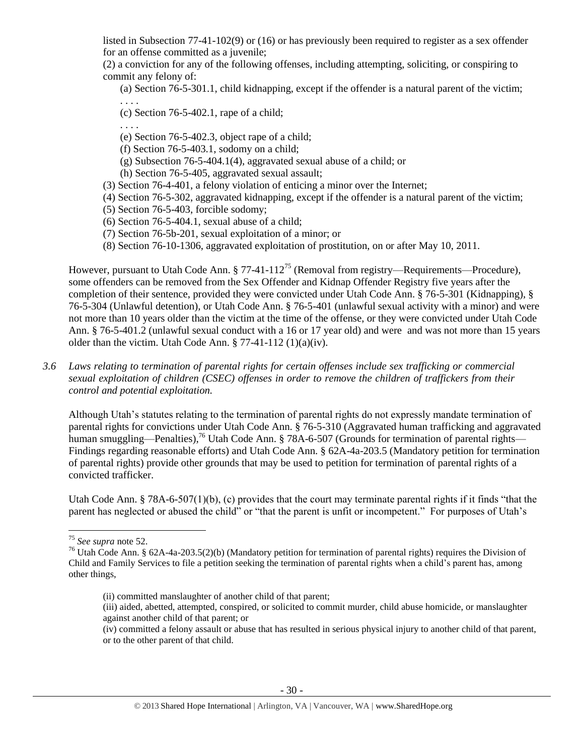listed in Subsection 77-41-102(9) or (16) or has previously been required to register as a sex offender for an offense committed as a juvenile;

(2) a conviction for any of the following offenses, including attempting, soliciting, or conspiring to commit any felony of:

(a) Section 76-5-301.1, child kidnapping, except if the offender is a natural parent of the victim;

. . . .

(c) Section 76-5-402.1, rape of a child;

. . . .

(e) Section 76-5-402.3, object rape of a child;

(f) Section 76-5-403.1, sodomy on a child;

(g) Subsection 76-5-404.1(4), aggravated sexual abuse of a child; or

(h) Section 76-5-405, aggravated sexual assault;

(3) Section 76-4-401, a felony violation of enticing a minor over the Internet;

(4) Section 76-5-302, aggravated kidnapping, except if the offender is a natural parent of the victim;

(5) Section 76-5-403, forcible sodomy;

(6) Section 76-5-404.1, sexual abuse of a child;

(7) Section 76-5b-201, sexual exploitation of a minor; or

(8) Section 76-10-1306, aggravated exploitation of prostitution, on or after May 10, 2011.

However, pursuant to Utah Code Ann. § 77-41-112[75] (Removal from registry—Requirements—Procedure), some offenders can be removed from the Sex Offender and Kidnap Offender Registry five years after the completion of their sentence, provided they were convicted under Utah Code Ann. § 76-5-301 (Kidnapping), § 76-5-304 (Unlawful detention), or Utah Code Ann. § 76-5-401 (unlawful sexual activity with a minor) and were not more than 10 years older than the victim at the time of the offense, or they were convicted under Utah Code Ann. § 76-5-401.2 (unlawful sexual conduct with a 16 or 17 year old) and were and was not more than 15 years older than the victim. Utah Code Ann. § 77-41-112 (1)(a)(iv).

*3.6 Laws relating to termination of parental rights for certain offenses include sex trafficking or commercial sexual exploitation of children (CSEC) offenses in order to remove the children of traffickers from their control and potential exploitation.*

Although Utah's statutes relating to the termination of parental rights do not expressly mandate termination of parental rights for convictions under Utah Code Ann. § 76-5-310 (Aggravated human trafficking and aggravated human smuggling—Penalties),[76] Utah Code Ann. § 78A-6-507 (Grounds for termination of parental rights—Findings regarding reasonable efforts) and Utah Code Ann. § 62A-4a-203.5 (Mandatory petition for termination of parental rights) provide other grounds that may be used to petition for termination of parental rights of a convicted trafficker.

Utah Code Ann. § 78A-6-507(1)(b), (c) provides that the court may terminate parental rights if it finds "that the parent has neglected or abused the child" or "that the parent is unfit or incompetent." For purposes of Utah's

---

[75] *See supra* note 52.

[76] Utah Code Ann. § 62A-4a-203.5(2)(b) (Mandatory petition for termination of parental rights) requires the Division of Child and Family Services to file a petition seeking the termination of parental rights when a child's parent has, among other things,

> (ii) committed manslaughter of another child of that parent;
>
> (iii) aided, abetted, attempted, conspired, or solicited to commit murder, child abuse homicide, or manslaughter against another child of that parent; or
>
> (iv) committed a felony assault or abuse that has resulted in serious physical injury to another child of that parent, or to the other parent of that child.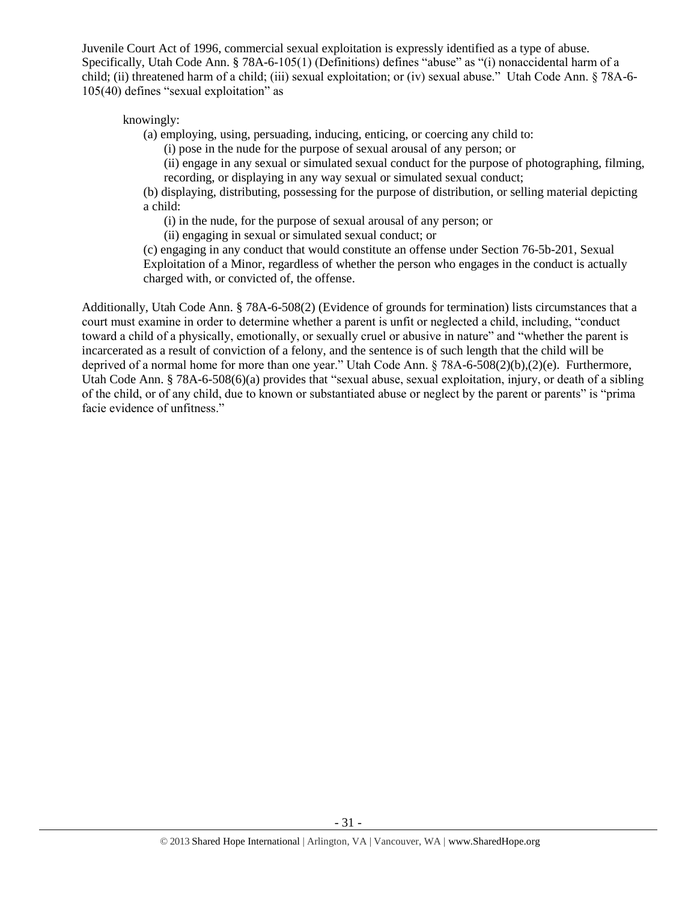Juvenile Court Act of 1996, commercial sexual exploitation is expressly identified as a type of abuse. Specifically, Utah Code Ann. § 78A-6-105(1) (Definitions) defines "abuse" as "(i) nonaccidental harm of a child; (ii) threatened harm of a child; (iii) sexual exploitation; or (iv) sexual abuse." Utah Code Ann. § 78A-6-105(40) defines "sexual exploitation" as

> knowingly:
>
> (a) employing, using, persuading, inducing, enticing, or coercing any child to:
>
> (i) pose in the nude for the purpose of sexual arousal of any person; or
>
> (ii) engage in any sexual or simulated sexual conduct for the purpose of photographing, filming, recording, or displaying in any way sexual or simulated sexual conduct;
>
> (b) displaying, distributing, possessing for the purpose of distribution, or selling material depicting a child:
>
> (i) in the nude, for the purpose of sexual arousal of any person; or
>
> (ii) engaging in sexual or simulated sexual conduct; or
>
> (c) engaging in any conduct that would constitute an offense under Section 76-5b-201, Sexual Exploitation of a Minor, regardless of whether the person who engages in the conduct is actually charged with, or convicted of, the offense.

Additionally, Utah Code Ann. § 78A-6-508(2) (Evidence of grounds for termination) lists circumstances that a court must examine in order to determine whether a parent is unfit or neglected a child, including, "conduct toward a child of a physically, emotionally, or sexually cruel or abusive in nature" and "whether the parent is incarcerated as a result of conviction of a felony, and the sentence is of such length that the child will be deprived of a normal home for more than one year." Utah Code Ann. § 78A-6-508(2)(b),(2)(e). Furthermore, Utah Code Ann. § 78A-6-508(6)(a) provides that "sexual abuse, sexual exploitation, injury, or death of a sibling of the child, or of any child, due to known or substantiated abuse or neglect by the parent or parents" is "prima facie evidence of unfitness."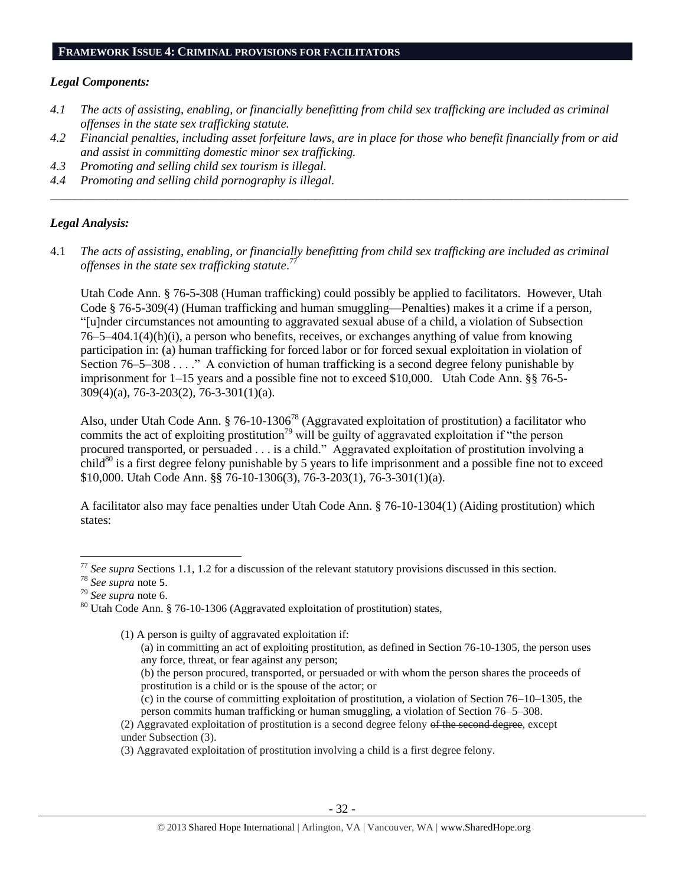## FRAMEWORK ISSUE 4: CRIMINAL PROVISIONS FOR FACILITATORS

### *Legal Components:*

*4.1 The acts of assisting, enabling, or financially benefitting from child sex trafficking are included as criminal offenses in the state sex trafficking statute.*

*4.2 Financial penalties, including asset forfeiture laws, are in place for those who benefit financially from or aid and assist in committing domestic minor sex trafficking.*

*4.3 Promoting and selling child sex tourism is illegal.*

*4.4 Promoting and selling child pornography is illegal.*

---

### *Legal Analysis:*

4.1 *The acts of assisting, enabling, or financially benefitting from child sex trafficking are included as criminal offenses in the state sex trafficking statute*.[77]

Utah Code Ann. § 76-5-308 (Human trafficking) could possibly be applied to facilitators. However, Utah Code § 76-5-309(4) (Human trafficking and human smuggling—Penalties) makes it a crime if a person, "[u]nder circumstances not amounting to aggravated sexual abuse of a child, a violation of Subsection 76–5–404.1(4)(h)(i), a person who benefits, receives, or exchanges anything of value from knowing participation in: (a) human trafficking for forced labor or for forced sexual exploitation in violation of Section 76–5–308 . . . ." A conviction of human trafficking is a second degree felony punishable by imprisonment for 1–15 years and a possible fine not to exceed $10,000. Utah Code Ann. §§ 76-5-309(4)(a), 76-3-203(2), 76-3-301(1)(a).

Also, under Utah Code Ann. § 76-10-1306[78] (Aggravated exploitation of prostitution) a facilitator who commits the act of exploiting prostitution[79] will be guilty of aggravated exploitation if "the person procured transported, or persuaded . . . is a child." Aggravated exploitation of prostitution involving a child[80] is a first degree felony punishable by 5 years to life imprisonment and a possible fine not to exceed $10,000. Utah Code Ann. §§ 76-10-1306(3), 76-3-203(1), 76-3-301(1)(a).

A facilitator also may face penalties under Utah Code Ann. § 76-10-1304(1) (Aiding prostitution) which states:

---

[77] *See supra* Sections 1.1, 1.2 for a discussion of the relevant statutory provisions discussed in this section.

[78] *See supra* note 5.

[79] *See supra* note 6.

[80] Utah Code Ann. § 76-10-1306 (Aggravated exploitation of prostitution) states,

> (1) A person is guilty of aggravated exploitation if:
>
> (a) in committing an act of exploiting prostitution, as defined in Section 76-10-1305, the person uses any force, threat, or fear against any person;
>
> (b) the person procured, transported, or persuaded or with whom the person shares the proceeds of prostitution is a child or is the spouse of the actor; or
>
> (c) in the course of committing exploitation of prostitution, a violation of Section 76–10–1305, the person commits human trafficking or human smuggling, a violation of Section 76–5–308.
>
> (2) Aggravated exploitation of prostitution is a second degree felony ~~of the second degree~~, except under Subsection (3).
>
> (3) Aggravated exploitation of prostitution involving a child is a first degree felony.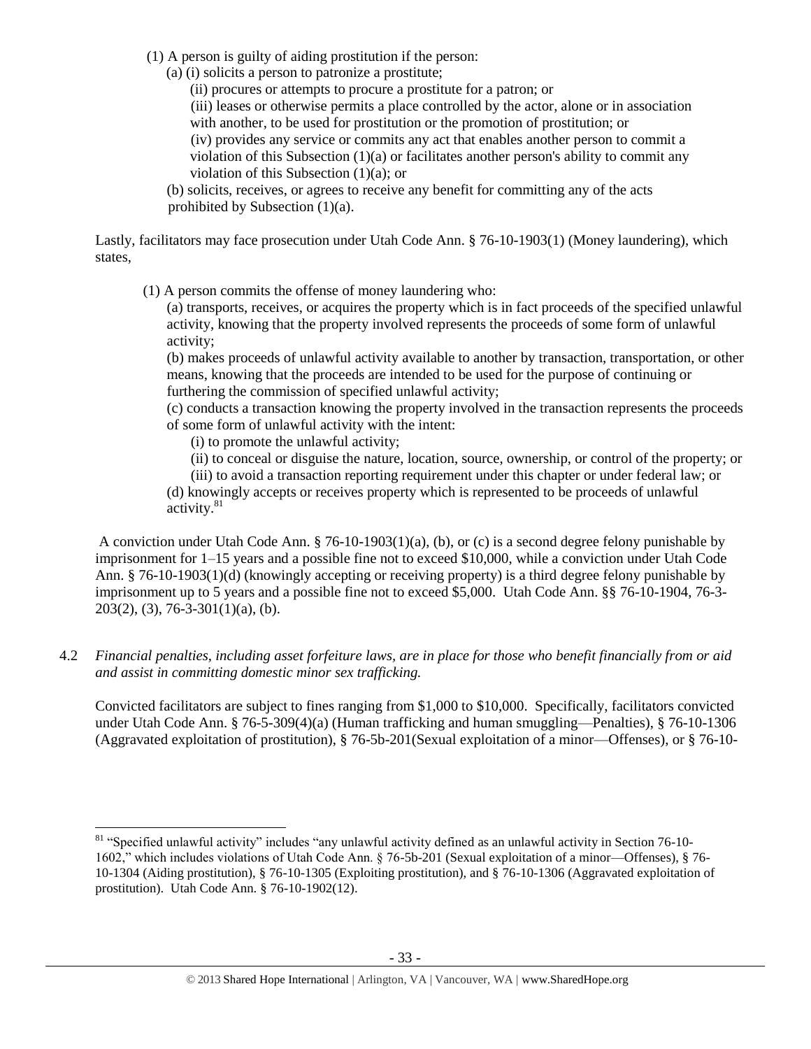(1) A person is guilty of aiding prostitution if the person:

(a) (i) solicits a person to patronize a prostitute;

(ii) procures or attempts to procure a prostitute for a patron; or

(iii) leases or otherwise permits a place controlled by the actor, alone or in association with another, to be used for prostitution or the promotion of prostitution; or

(iv) provides any service or commits any act that enables another person to commit a violation of this Subsection (1)(a) or facilitates another person's ability to commit any violation of this Subsection (1)(a); or

(b) solicits, receives, or agrees to receive any benefit for committing any of the acts prohibited by Subsection (1)(a).

Lastly, facilitators may face prosecution under Utah Code Ann. § 76-10-1903(1) (Money laundering), which states,

(1) A person commits the offense of money laundering who:

(a) transports, receives, or acquires the property which is in fact proceeds of the specified unlawful activity, knowing that the property involved represents the proceeds of some form of unlawful activity;

(b) makes proceeds of unlawful activity available to another by transaction, transportation, or other means, knowing that the proceeds are intended to be used for the purpose of continuing or furthering the commission of specified unlawful activity;

(c) conducts a transaction knowing the property involved in the transaction represents the proceeds of some form of unlawful activity with the intent:

(i) to promote the unlawful activity;

(ii) to conceal or disguise the nature, location, source, ownership, or control of the property; or

(iii) to avoid a transaction reporting requirement under this chapter or under federal law; or

(d) knowingly accepts or receives property which is represented to be proceeds of unlawful activity.[81]

A conviction under Utah Code Ann. § 76-10-1903(1)(a), (b), or (c) is a second degree felony punishable by imprisonment for 1–15 years and a possible fine not to exceed \$10,000, while a conviction under Utah Code Ann. § 76-10-1903(1)(d) (knowingly accepting or receiving property) is a third degree felony punishable by imprisonment up to 5 years and a possible fine not to exceed \$5,000. Utah Code Ann. §§ 76-10-1904, 76-3-203(2), (3), 76-3-301(1)(a), (b).

4.2 *Financial penalties, including asset forfeiture laws, are in place for those who benefit financially from or aid and assist in committing domestic minor sex trafficking.*

Convicted facilitators are subject to fines ranging from \$1,000 to \$10,000. Specifically, facilitators convicted under Utah Code Ann. § 76-5-309(4)(a) (Human trafficking and human smuggling—Penalties), § 76-10-1306 (Aggravated exploitation of prostitution), § 76-5b-201(Sexual exploitation of a minor—Offenses), or § 76-10-

[81] "Specified unlawful activity" includes "any unlawful activity defined as an unlawful activity in Section 76-10-1602," which includes violations of Utah Code Ann. § 76-5b-201 (Sexual exploitation of a minor—Offenses), § 76-10-1304 (Aiding prostitution), § 76-10-1305 (Exploiting prostitution), and § 76-10-1306 (Aggravated exploitation of prostitution). Utah Code Ann. § 76-10-1902(12).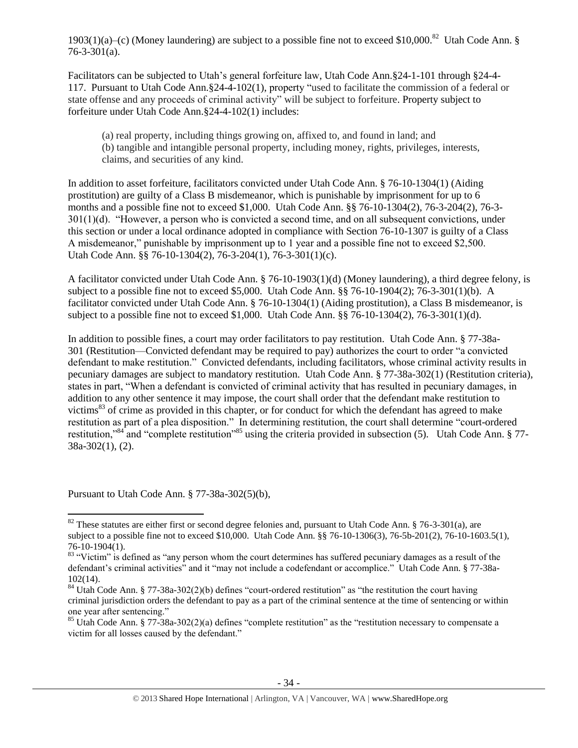1903(1)(a)–(c) (Money laundering) are subject to a possible fine not to exceed $10,000.[82] Utah Code Ann. § 76-3-301(a).

Facilitators can be subjected to Utah's general forfeiture law, Utah Code Ann.§24-1-101 through §24-4-117. Pursuant to Utah Code Ann.§24-4-102(1), property "used to facilitate the commission of a federal or state offense and any proceeds of criminal activity" will be subject to forfeiture. Property subject to forfeiture under Utah Code Ann.§24-4-102(1) includes:

> (a) real property, including things growing on, affixed to, and found in land; and
> (b) tangible and intangible personal property, including money, rights, privileges, interests, claims, and securities of any kind.

In addition to asset forfeiture, facilitators convicted under Utah Code Ann. § 76-10-1304(1) (Aiding prostitution) are guilty of a Class B misdemeanor, which is punishable by imprisonment for up to 6 months and a possible fine not to exceed $1,000. Utah Code Ann. §§ 76-10-1304(2), 76-3-204(2), 76-3-301(1)(d). "However, a person who is convicted a second time, and on all subsequent convictions, under this section or under a local ordinance adopted in compliance with Section 76-10-1307 is guilty of a Class A misdemeanor," punishable by imprisonment up to 1 year and a possible fine not to exceed $2,500. Utah Code Ann. §§ 76-10-1304(2), 76-3-204(1), 76-3-301(1)(c).

A facilitator convicted under Utah Code Ann. § 76-10-1903(1)(d) (Money laundering), a third degree felony, is subject to a possible fine not to exceed $5,000. Utah Code Ann. §§ 76-10-1904(2); 76-3-301(1)(b). A facilitator convicted under Utah Code Ann. § 76-10-1304(1) (Aiding prostitution), a Class B misdemeanor, is subject to a possible fine not to exceed $1,000. Utah Code Ann. §§ 76-10-1304(2), 76-3-301(1)(d).

In addition to possible fines, a court may order facilitators to pay restitution. Utah Code Ann. § 77-38a-301 (Restitution—Convicted defendant may be required to pay) authorizes the court to order "a convicted defendant to make restitution." Convicted defendants, including facilitators, whose criminal activity results in pecuniary damages are subject to mandatory restitution. Utah Code Ann. § 77-38a-302(1) (Restitution criteria), states in part, "When a defendant is convicted of criminal activity that has resulted in pecuniary damages, in addition to any other sentence it may impose, the court shall order that the defendant make restitution to victims[83] of crime as provided in this chapter, or for conduct for which the defendant has agreed to make restitution as part of a plea disposition." In determining restitution, the court shall determine "court-ordered restitution,"[84] and "complete restitution"[85] using the criteria provided in subsection (5). Utah Code Ann. § 77-38a-302(1), (2).

Pursuant to Utah Code Ann. § 77-38a-302(5)(b),

---

[82] These statutes are either first or second degree felonies and, pursuant to Utah Code Ann. § 76-3-301(a), are subject to a possible fine not to exceed $10,000. Utah Code Ann. §§ 76-10-1306(3), 76-5b-201(2), 76-10-1603.5(1), 76-10-1904(1).

[83] "Victim" is defined as "any person whom the court determines has suffered pecuniary damages as a result of the defendant's criminal activities" and it "may not include a codefendant or accomplice." Utah Code Ann. § 77-38a-102(14).

[84] Utah Code Ann. § 77-38a-302(2)(b) defines "court-ordered restitution" as "the restitution the court having criminal jurisdiction orders the defendant to pay as a part of the criminal sentence at the time of sentencing or within one year after sentencing."

[85] Utah Code Ann. § 77-38a-302(2)(a) defines "complete restitution" as the "restitution necessary to compensate a victim for all losses caused by the defendant."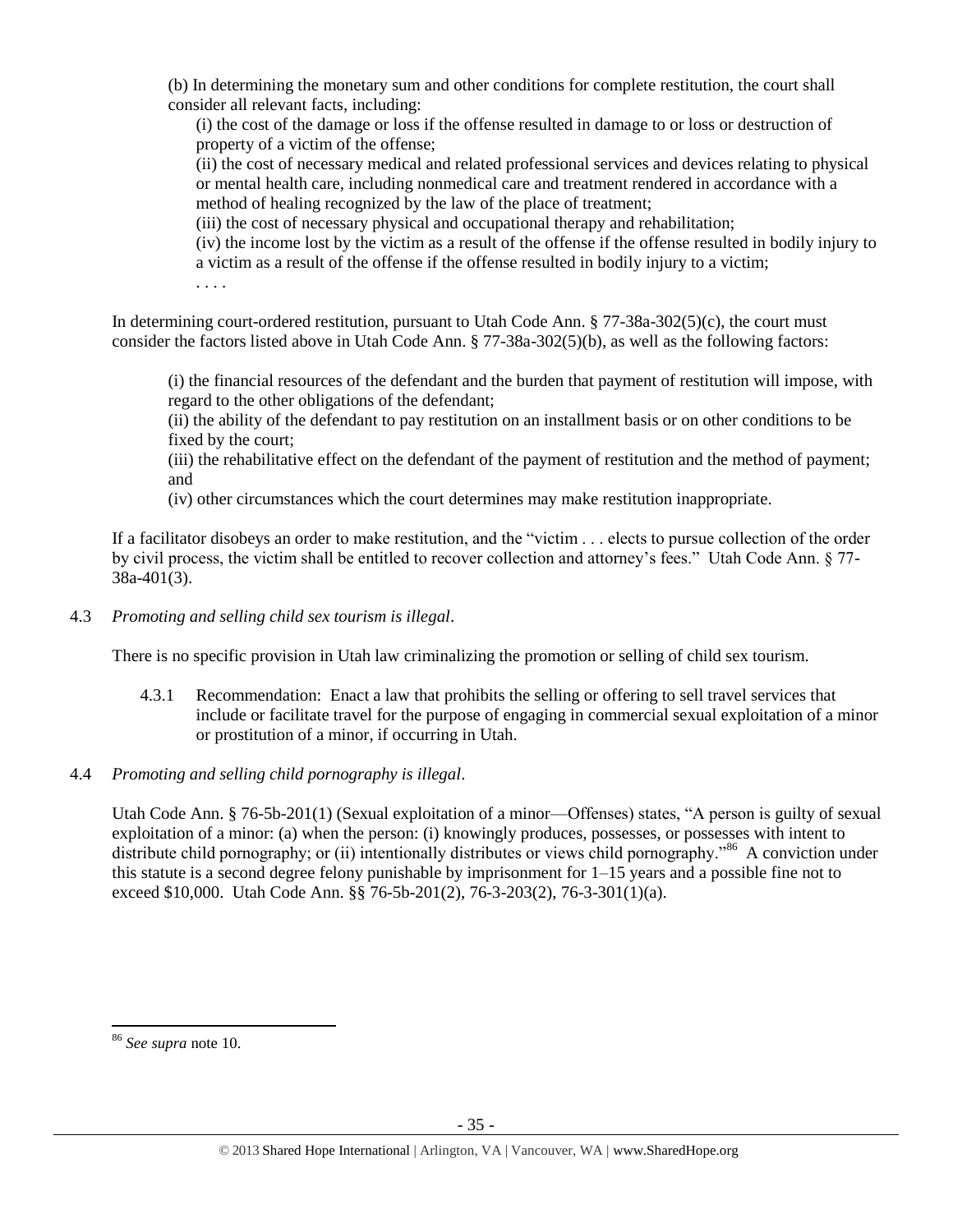(b) In determining the monetary sum and other conditions for complete restitution, the court shall consider all relevant facts, including:

(i) the cost of the damage or loss if the offense resulted in damage to or loss or destruction of property of a victim of the offense;

(ii) the cost of necessary medical and related professional services and devices relating to physical or mental health care, including nonmedical care and treatment rendered in accordance with a method of healing recognized by the law of the place of treatment;

(iii) the cost of necessary physical and occupational therapy and rehabilitation;

(iv) the income lost by the victim as a result of the offense if the offense resulted in bodily injury to a victim as a result of the offense if the offense resulted in bodily injury to a victim;

. . . .

In determining court-ordered restitution, pursuant to Utah Code Ann. § 77-38a-302(5)(c), the court must consider the factors listed above in Utah Code Ann. § 77-38a-302(5)(b), as well as the following factors:

(i) the financial resources of the defendant and the burden that payment of restitution will impose, with regard to the other obligations of the defendant;

(ii) the ability of the defendant to pay restitution on an installment basis or on other conditions to be fixed by the court;

(iii) the rehabilitative effect on the defendant of the payment of restitution and the method of payment; and

(iv) other circumstances which the court determines may make restitution inappropriate.

If a facilitator disobeys an order to make restitution, and the "victim . . . elects to pursue collection of the order by civil process, the victim shall be entitled to recover collection and attorney's fees." Utah Code Ann. § 77-38a-401(3).

4.3 *Promoting and selling child sex tourism is illegal*.

There is no specific provision in Utah law criminalizing the promotion or selling of child sex tourism.

4.3.1 Recommendation: Enact a law that prohibits the selling or offering to sell travel services that include or facilitate travel for the purpose of engaging in commercial sexual exploitation of a minor or prostitution of a minor, if occurring in Utah.

4.4 *Promoting and selling child pornography is illegal*.

Utah Code Ann. § 76-5b-201(1) (Sexual exploitation of a minor—Offenses) states, "A person is guilty of sexual exploitation of a minor: (a) when the person: (i) knowingly produces, possesses, or possesses with intent to distribute child pornography; or (ii) intentionally distributes or views child pornography."[86] A conviction under this statute is a second degree felony punishable by imprisonment for 1–15 years and a possible fine not to exceed $10,000. Utah Code Ann. §§ 76-5b-201(2), 76-3-203(2), 76-3-301(1)(a).

---

[86] *See supra* note 10.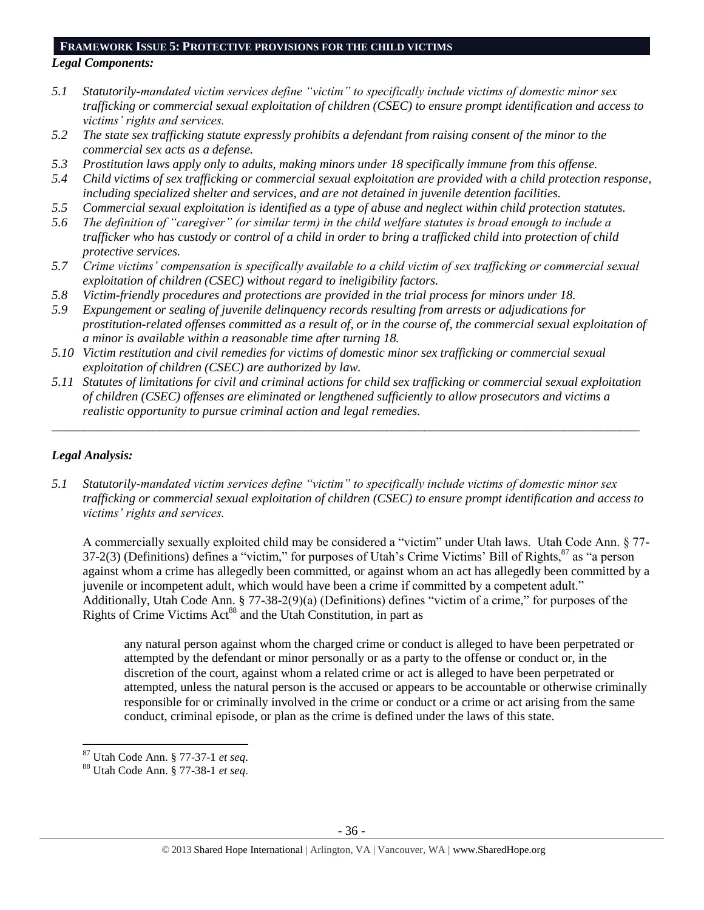## FRAMEWORK ISSUE 5: PROTECTIVE PROVISIONS FOR THE CHILD VICTIMS

***Legal Components:***

*5.1 Statutorily-mandated victim services define "victim" to specifically include victims of domestic minor sex trafficking or commercial sexual exploitation of children (CSEC) to ensure prompt identification and access to victims' rights and services.*

*5.2 The state sex trafficking statute expressly prohibits a defendant from raising consent of the minor to the commercial sex acts as a defense.*

*5.3 Prostitution laws apply only to adults, making minors under 18 specifically immune from this offense.*

*5.4 Child victims of sex trafficking or commercial sexual exploitation are provided with a child protection response, including specialized shelter and services, and are not detained in juvenile detention facilities.*

*5.5 Commercial sexual exploitation is identified as a type of abuse and neglect within child protection statutes.*

*5.6 The definition of "caregiver" (or similar term) in the child welfare statutes is broad enough to include a trafficker who has custody or control of a child in order to bring a trafficked child into protection of child protective services.*

*5.7 Crime victims' compensation is specifically available to a child victim of sex trafficking or commercial sexual exploitation of children (CSEC) without regard to ineligibility factors.*

*5.8 Victim-friendly procedures and protections are provided in the trial process for minors under 18.*

*5.9 Expungement or sealing of juvenile delinquency records resulting from arrests or adjudications for prostitution-related offenses committed as a result of, or in the course of, the commercial sexual exploitation of a minor is available within a reasonable time after turning 18.*

*5.10 Victim restitution and civil remedies for victims of domestic minor sex trafficking or commercial sexual exploitation of children (CSEC) are authorized by law.*

*5.11 Statutes of limitations for civil and criminal actions for child sex trafficking or commercial sexual exploitation of children (CSEC) offenses are eliminated or lengthened sufficiently to allow prosecutors and victims a realistic opportunity to pursue criminal action and legal remedies.*

---

***Legal Analysis:***

*5.1 Statutorily-mandated victim services define "victim" to specifically include victims of domestic minor sex trafficking or commercial sexual exploitation of children (CSEC) to ensure prompt identification and access to victims' rights and services.*

A commercially sexually exploited child may be considered a "victim" under Utah laws. Utah Code Ann. § 77-37-2(3) (Definitions) defines a "victim," for purposes of Utah's Crime Victims' Bill of Rights,[87] as "a person against whom a crime has allegedly been committed, or against whom an act has allegedly been committed by a juvenile or incompetent adult, which would have been a crime if committed by a competent adult." Additionally, Utah Code Ann. § 77-38-2(9)(a) (Definitions) defines "victim of a crime," for purposes of the Rights of Crime Victims Act[88] and the Utah Constitution, in part as

> any natural person against whom the charged crime or conduct is alleged to have been perpetrated or attempted by the defendant or minor personally or as a party to the offense or conduct or, in the discretion of the court, against whom a related crime or act is alleged to have been perpetrated or attempted, unless the natural person is the accused or appears to be accountable or otherwise criminally responsible for or criminally involved in the crime or conduct or a crime or act arising from the same conduct, criminal episode, or plan as the crime is defined under the laws of this state.

---

[87] Utah Code Ann. § 77-37-1 *et seq*.

[88] Utah Code Ann. § 77-38-1 *et seq*.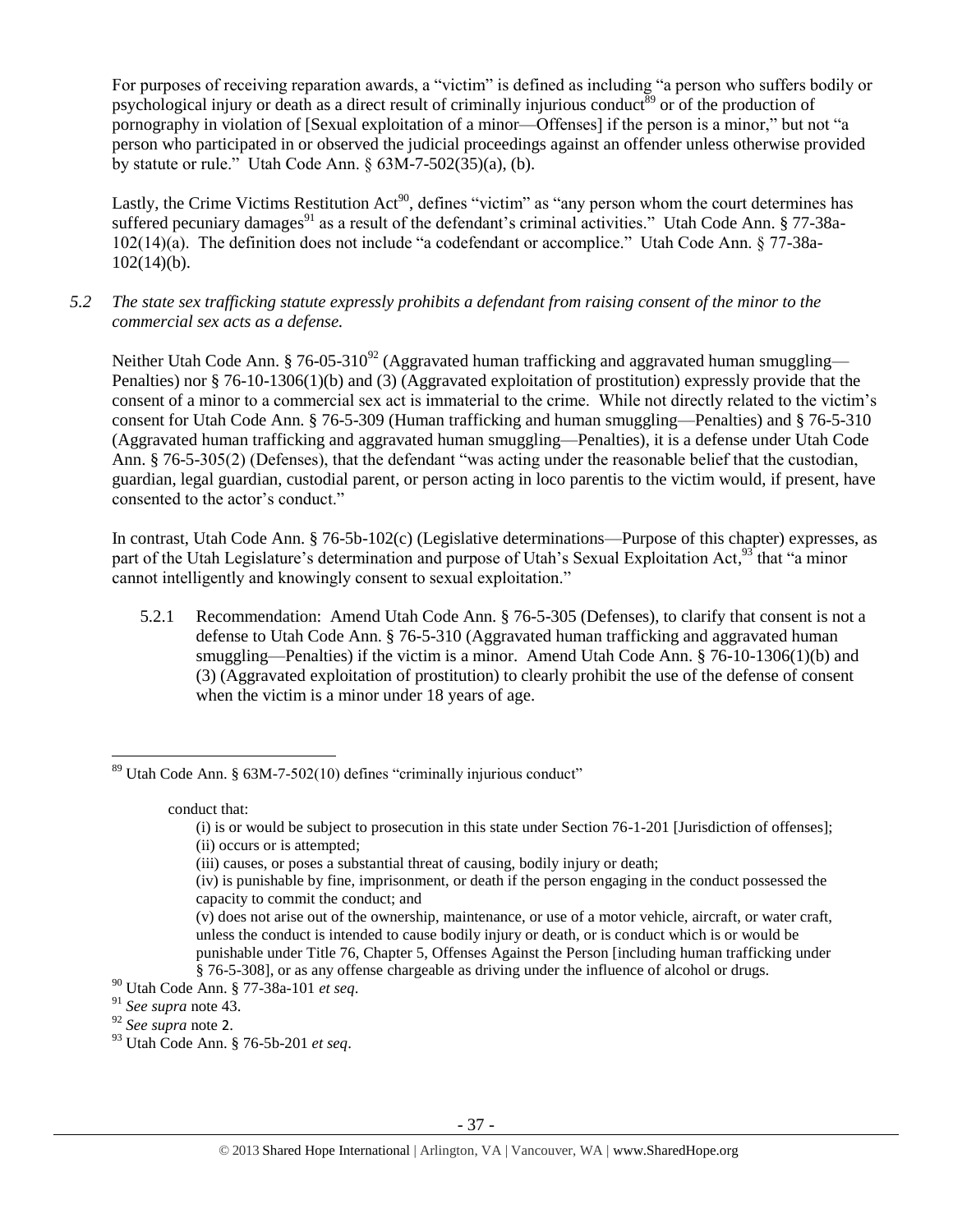For purposes of receiving reparation awards, a "victim" is defined as including "a person who suffers bodily or psychological injury or death as a direct result of criminally injurious conduct[89] or of the production of pornography in violation of [Sexual exploitation of a minor—Offenses] if the person is a minor," but not "a person who participated in or observed the judicial proceedings against an offender unless otherwise provided by statute or rule." Utah Code Ann. § 63M-7-502(35)(a), (b).

Lastly, the Crime Victims Restitution Act[90], defines "victim" as "any person whom the court determines has suffered pecuniary damages[91] as a result of the defendant's criminal activities." Utah Code Ann. § 77-38a-102(14)(a). The definition does not include "a codefendant or accomplice." Utah Code Ann. § 77-38a-102(14)(b).

*5.2 The state sex trafficking statute expressly prohibits a defendant from raising consent of the minor to the commercial sex acts as a defense.*

Neither Utah Code Ann. § 76-05-310[92] (Aggravated human trafficking and aggravated human smuggling—Penalties) nor § 76-10-1306(1)(b) and (3) (Aggravated exploitation of prostitution) expressly provide that the consent of a minor to a commercial sex act is immaterial to the crime. While not directly related to the victim's consent for Utah Code Ann. § 76-5-309 (Human trafficking and human smuggling—Penalties) and § 76-5-310 (Aggravated human trafficking and aggravated human smuggling—Penalties), it is a defense under Utah Code Ann. § 76-5-305(2) (Defenses), that the defendant "was acting under the reasonable belief that the custodian, guardian, legal guardian, custodial parent, or person acting in loco parentis to the victim would, if present, have consented to the actor's conduct."

In contrast, Utah Code Ann. § 76-5b-102(c) (Legislative determinations—Purpose of this chapter) expresses, as part of the Utah Legislature's determination and purpose of Utah's Sexual Exploitation Act,[93] that "a minor cannot intelligently and knowingly consent to sexual exploitation."

5.2.1 Recommendation: Amend Utah Code Ann. § 76-5-305 (Defenses), to clarify that consent is not a defense to Utah Code Ann. § 76-5-310 (Aggravated human trafficking and aggravated human smuggling—Penalties) if the victim is a minor. Amend Utah Code Ann. § 76-10-1306(1)(b) and (3) (Aggravated exploitation of prostitution) to clearly prohibit the use of the defense of consent when the victim is a minor under 18 years of age.

---

[89] Utah Code Ann. § 63M-7-502(10) defines "criminally injurious conduct"

> conduct that:
> (i) is or would be subject to prosecution in this state under Section 76-1-201 [Jurisdiction of offenses];
> (ii) occurs or is attempted;
> (iii) causes, or poses a substantial threat of causing, bodily injury or death;
> (iv) is punishable by fine, imprisonment, or death if the person engaging in the conduct possessed the capacity to commit the conduct; and
> (v) does not arise out of the ownership, maintenance, or use of a motor vehicle, aircraft, or water craft, unless the conduct is intended to cause bodily injury or death, or is conduct which is or would be punishable under Title 76, Chapter 5, Offenses Against the Person [including human trafficking under § 76-5-308], or as any offense chargeable as driving under the influence of alcohol or drugs.

[90] Utah Code Ann. § 77-38a-101 *et seq*.

[91] *See supra* note 43.

[92] *See supra* note 2.

[93] Utah Code Ann. § 76-5b-201 *et seq*.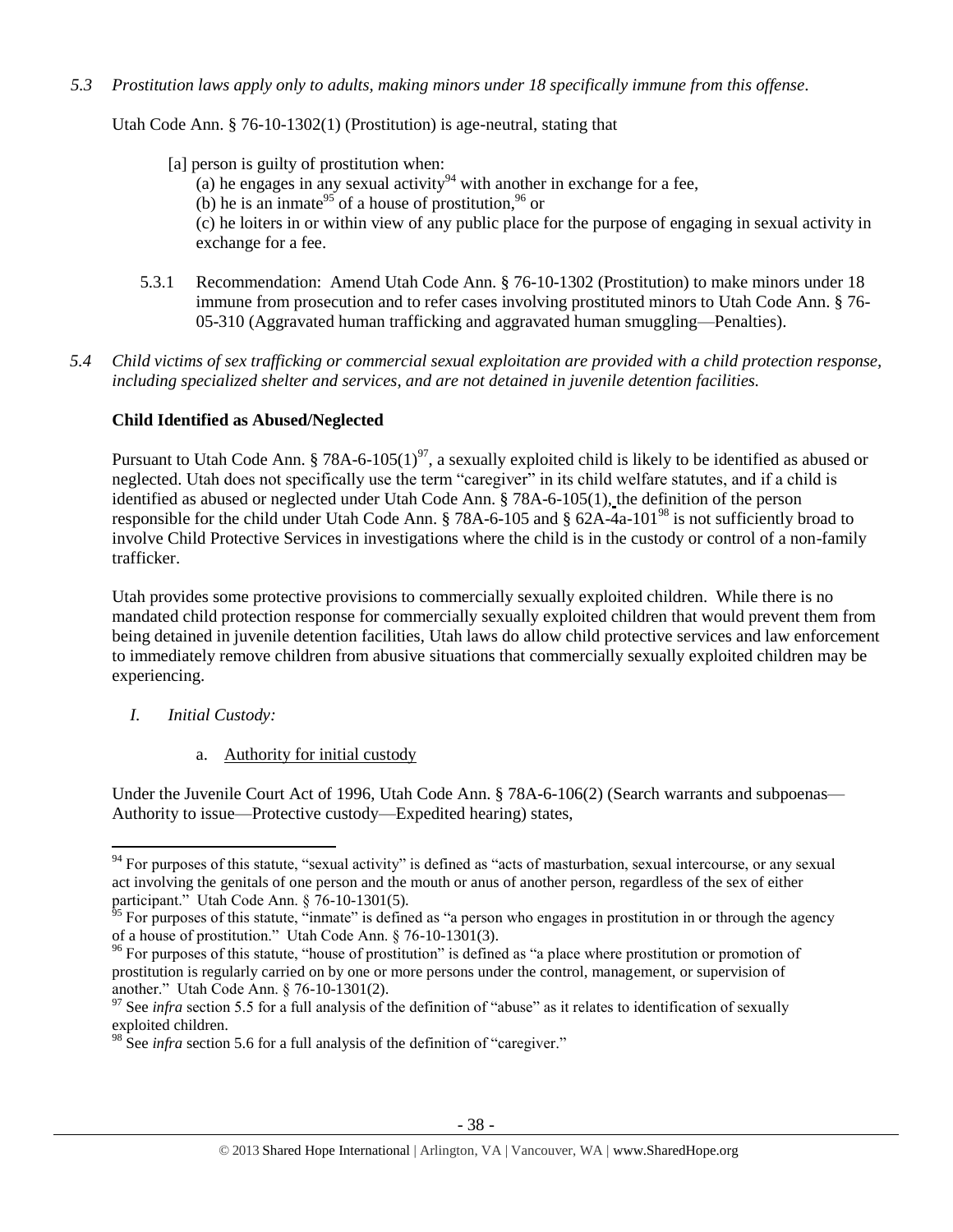*5.3 Prostitution laws apply only to adults, making minors under 18 specifically immune from this offense.*

Utah Code Ann. § 76-10-1302(1) (Prostitution) is age-neutral, stating that

> [a] person is guilty of prostitution when:
> (a) he engages in any sexual activity[94] with another in exchange for a fee,
> (b) he is an inmate[95] of a house of prostitution,[96] or
> (c) he loiters in or within view of any public place for the purpose of engaging in sexual activity in exchange for a fee.

5.3.1 Recommendation: Amend Utah Code Ann. § 76-10-1302 (Prostitution) to make minors under 18 immune from prosecution and to refer cases involving prostituted minors to Utah Code Ann. § 76-05-310 (Aggravated human trafficking and aggravated human smuggling—Penalties).

*5.4 Child victims of sex trafficking or commercial sexual exploitation are provided with a child protection response, including specialized shelter and services, and are not detained in juvenile detention facilities.*

**Child Identified as Abused/Neglected**

Pursuant to Utah Code Ann. § 78A-6-105(1)[97], a sexually exploited child is likely to be identified as abused or neglected. Utah does not specifically use the term "caregiver" in its child welfare statutes, and if a child is identified as abused or neglected under Utah Code Ann. § 78A-6-105(1), the definition of the person responsible for the child under Utah Code Ann. § 78A-6-105 and § 62A-4a-101[98] is not sufficiently broad to involve Child Protective Services in investigations where the child is in the custody or control of a non-family trafficker.

Utah provides some protective provisions to commercially sexually exploited children. While there is no mandated child protection response for commercially sexually exploited children that would prevent them from being detained in juvenile detention facilities, Utah laws do allow child protective services and law enforcement to immediately remove children from abusive situations that commercially sexually exploited children may be experiencing.

*I. Initial Custody:*

a. Authority for initial custody

Under the Juvenile Court Act of 1996, Utah Code Ann. § 78A-6-106(2) (Search warrants and subpoenas—Authority to issue—Protective custody—Expedited hearing) states,

---

[94] For purposes of this statute, "sexual activity" is defined as "acts of masturbation, sexual intercourse, or any sexual act involving the genitals of one person and the mouth or anus of another person, regardless of the sex of either participant." Utah Code Ann. § 76-10-1301(5).

[95] For purposes of this statute, "inmate" is defined as "a person who engages in prostitution in or through the agency of a house of prostitution." Utah Code Ann. § 76-10-1301(3).

[96] For purposes of this statute, "house of prostitution" is defined as "a place where prostitution or promotion of prostitution is regularly carried on by one or more persons under the control, management, or supervision of another." Utah Code Ann. § 76-10-1301(2).

[97] See *infra* section 5.5 for a full analysis of the definition of "abuse" as it relates to identification of sexually exploited children.

[98] See *infra* section 5.6 for a full analysis of the definition of "caregiver."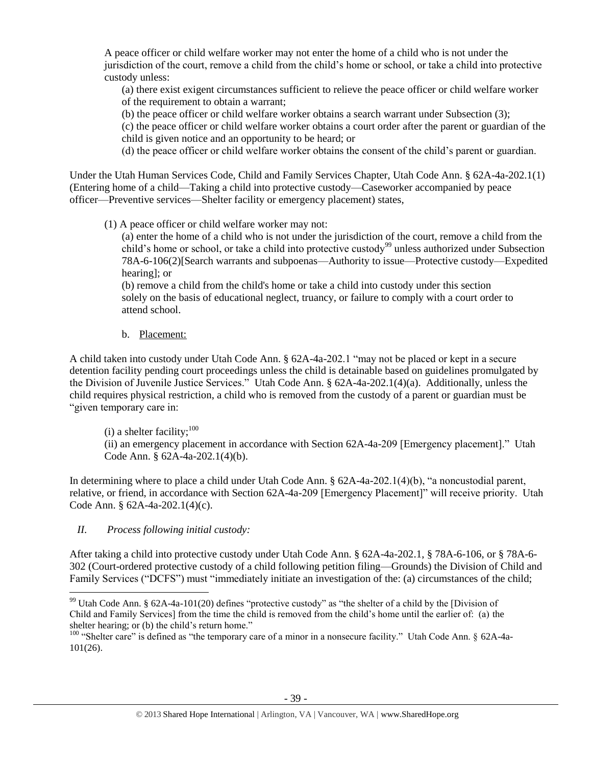A peace officer or child welfare worker may not enter the home of a child who is not under the jurisdiction of the court, remove a child from the child's home or school, or take a child into protective custody unless:

> (a) there exist exigent circumstances sufficient to relieve the peace officer or child welfare worker of the requirement to obtain a warrant;
>
> (b) the peace officer or child welfare worker obtains a search warrant under Subsection (3);
>
> (c) the peace officer or child welfare worker obtains a court order after the parent or guardian of the child is given notice and an opportunity to be heard; or
>
> (d) the peace officer or child welfare worker obtains the consent of the child's parent or guardian.

Under the Utah Human Services Code, Child and Family Services Chapter, Utah Code Ann. § 62A-4a-202.1(1) (Entering home of a child—Taking a child into protective custody—Caseworker accompanied by peace officer—Preventive services—Shelter facility or emergency placement) states,

> (1) A peace officer or child welfare worker may not:
>
> (a) enter the home of a child who is not under the jurisdiction of the court, remove a child from the child's home or school, or take a child into protective custody[99] unless authorized under Subsection 78A-6-106(2)[Search warrants and subpoenas—Authority to issue—Protective custody—Expedited hearing]; or
>
> (b) remove a child from the child's home or take a child into custody under this section solely on the basis of educational neglect, truancy, or failure to comply with a court order to attend school.

b. Placement:

A child taken into custody under Utah Code Ann. § 62A-4a-202.1 "may not be placed or kept in a secure detention facility pending court proceedings unless the child is detainable based on guidelines promulgated by the Division of Juvenile Justice Services." Utah Code Ann. § 62A-4a-202.1(4)(a). Additionally, unless the child requires physical restriction, a child who is removed from the custody of a parent or guardian must be "given temporary care in:

> (i) a shelter facility;[100]
>
> (ii) an emergency placement in accordance with Section 62A-4a-209 [Emergency placement]." Utah Code Ann. § 62A-4a-202.1(4)(b).

In determining where to place a child under Utah Code Ann. § 62A-4a-202.1(4)(b), "a noncustodial parent, relative, or friend, in accordance with Section 62A-4a-209 [Emergency Placement]" will receive priority. Utah Code Ann. § 62A-4a-202.1(4)(c).

*II. Process following initial custody:*

After taking a child into protective custody under Utah Code Ann. § 62A-4a-202.1, § 78A-6-106, or § 78A-6-302 (Court-ordered protective custody of a child following petition filing—Grounds) the Division of Child and Family Services ("DCFS") must "immediately initiate an investigation of the: (a) circumstances of the child;

---

[99] Utah Code Ann. § 62A-4a-101(20) defines "protective custody" as "the shelter of a child by the [Division of Child and Family Services] from the time the child is removed from the child's home until the earlier of: (a) the shelter hearing; or (b) the child's return home."

[100] "Shelter care" is defined as "the temporary care of a minor in a nonsecure facility." Utah Code Ann. § 62A-4a-101(26).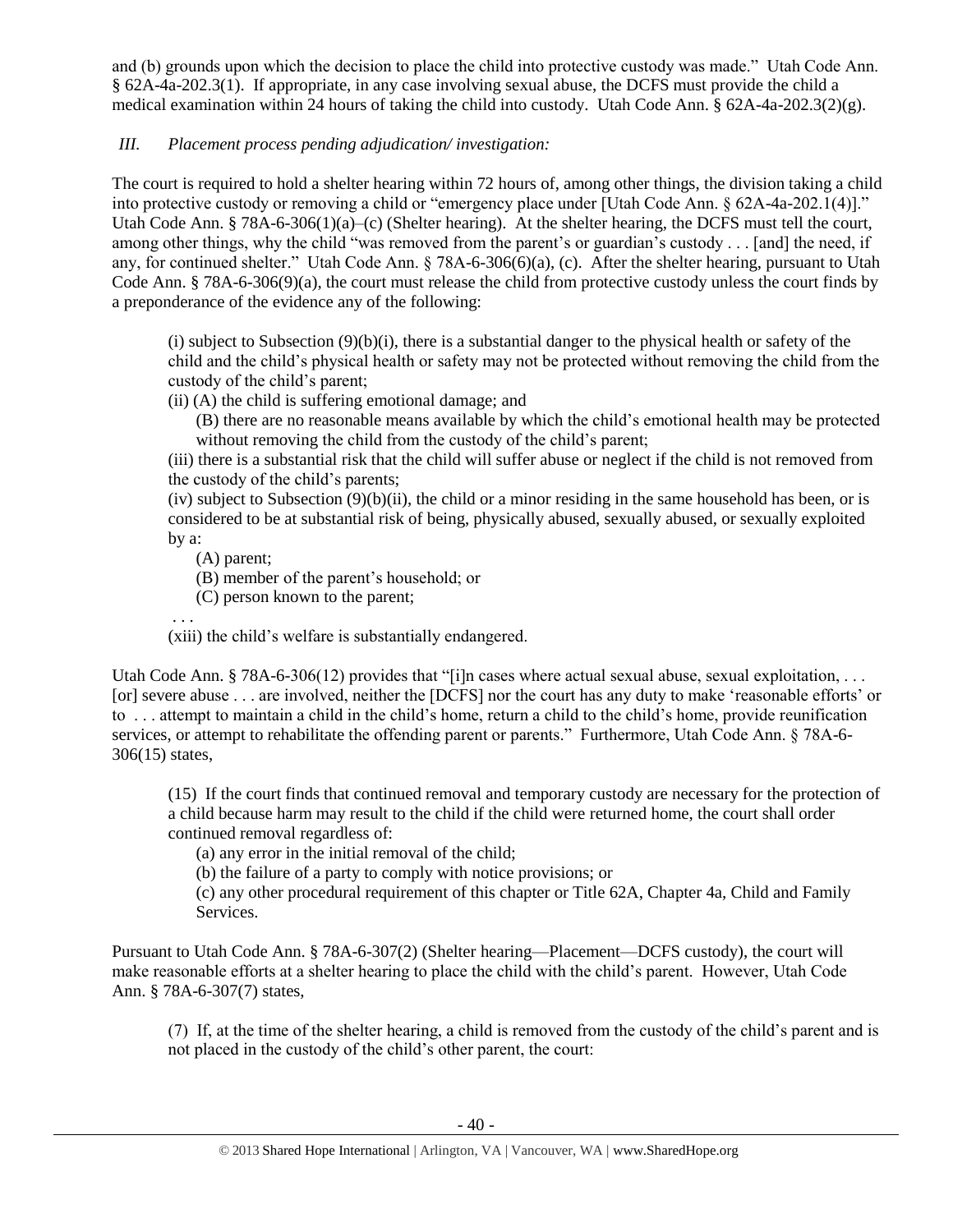and (b) grounds upon which the decision to place the child into protective custody was made." Utah Code Ann. § 62A-4a-202.3(1). If appropriate, in any case involving sexual abuse, the DCFS must provide the child a medical examination within 24 hours of taking the child into custody. Utah Code Ann. § 62A-4a-202.3(2)(g).

*III. Placement process pending adjudication/ investigation:*

The court is required to hold a shelter hearing within 72 hours of, among other things, the division taking a child into protective custody or removing a child or "emergency place under [Utah Code Ann. § 62A-4a-202.1(4)]." Utah Code Ann. § 78A-6-306(1)(a)–(c) (Shelter hearing). At the shelter hearing, the DCFS must tell the court, among other things, why the child "was removed from the parent's or guardian's custody . . . [and] the need, if any, for continued shelter." Utah Code Ann. § 78A-6-306(6)(a), (c). After the shelter hearing, pursuant to Utah Code Ann. § 78A-6-306(9)(a), the court must release the child from protective custody unless the court finds by a preponderance of the evidence any of the following:

> (i) subject to Subsection (9)(b)(i), there is a substantial danger to the physical health or safety of the child and the child's physical health or safety may not be protected without removing the child from the custody of the child's parent;
>
> (ii) (A) the child is suffering emotional damage; and
>
> (B) there are no reasonable means available by which the child's emotional health may be protected without removing the child from the custody of the child's parent;
>
> (iii) there is a substantial risk that the child will suffer abuse or neglect if the child is not removed from the custody of the child's parents;
>
> (iv) subject to Subsection (9)(b)(ii), the child or a minor residing in the same household has been, or is considered to be at substantial risk of being, physically abused, sexually abused, or sexually exploited by a:
>
> (A) parent;
>
> (B) member of the parent's household; or
>
> (C) person known to the parent;
>
> . . .
>
> (xiii) the child's welfare is substantially endangered.

Utah Code Ann. § 78A-6-306(12) provides that "[i]n cases where actual sexual abuse, sexual exploitation, . . . [or] severe abuse . . . are involved, neither the [DCFS] nor the court has any duty to make 'reasonable efforts' or to . . . attempt to maintain a child in the child's home, return a child to the child's home, provide reunification services, or attempt to rehabilitate the offending parent or parents." Furthermore, Utah Code Ann. § 78A-6-306(15) states,

> (15) If the court finds that continued removal and temporary custody are necessary for the protection of a child because harm may result to the child if the child were returned home, the court shall order continued removal regardless of:
>
> (a) any error in the initial removal of the child;
>
> (b) the failure of a party to comply with notice provisions; or
>
> (c) any other procedural requirement of this chapter or Title 62A, Chapter 4a, Child and Family Services.

Pursuant to Utah Code Ann. § 78A-6-307(2) (Shelter hearing—Placement—DCFS custody), the court will make reasonable efforts at a shelter hearing to place the child with the child's parent. However, Utah Code Ann. § 78A-6-307(7) states,

> (7) If, at the time of the shelter hearing, a child is removed from the custody of the child's parent and is not placed in the custody of the child's other parent, the court: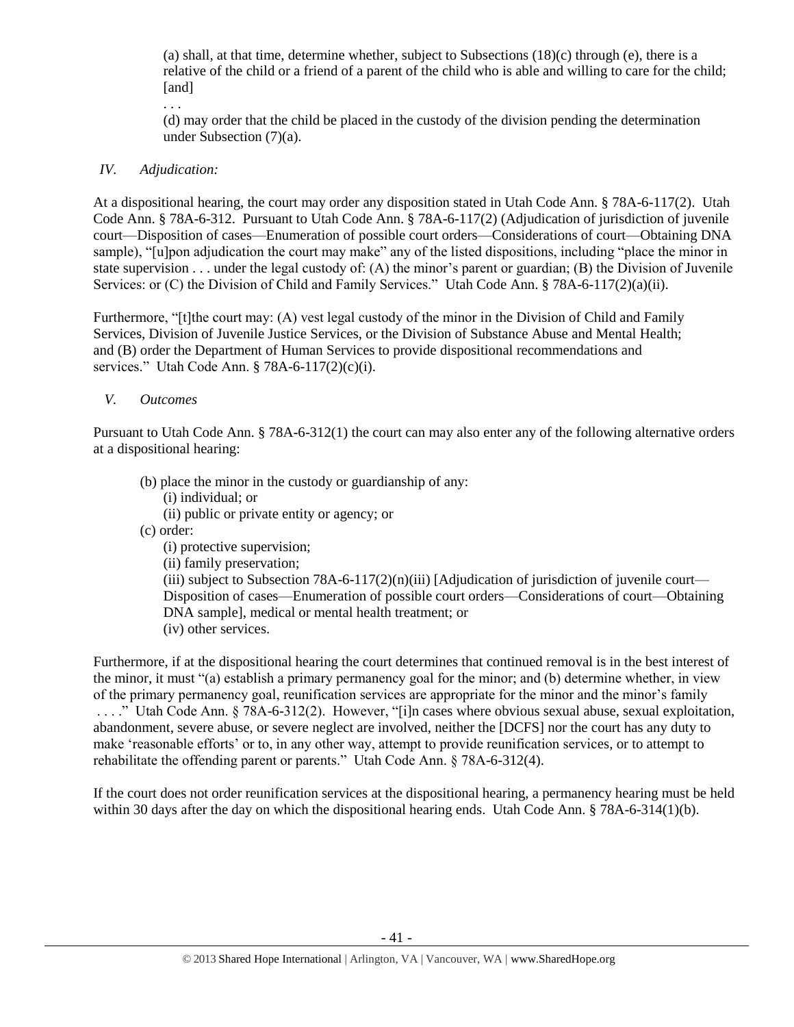(a) shall, at that time, determine whether, subject to Subsections (18)(c) through (e), there is a relative of the child or a friend of a parent of the child who is able and willing to care for the child; [and]

. . .

(d) may order that the child be placed in the custody of the division pending the determination under Subsection (7)(a).

*IV. Adjudication:*

At a dispositional hearing, the court may order any disposition stated in Utah Code Ann. § 78A-6-117(2). Utah Code Ann. § 78A-6-312. Pursuant to Utah Code Ann. § 78A-6-117(2) (Adjudication of jurisdiction of juvenile court—Disposition of cases—Enumeration of possible court orders—Considerations of court—Obtaining DNA sample), "[u]pon adjudication the court may make" any of the listed dispositions, including "place the minor in state supervision . . . under the legal custody of: (A) the minor's parent or guardian; (B) the Division of Juvenile Services: or (C) the Division of Child and Family Services." Utah Code Ann. § 78A-6-117(2)(a)(ii).

Furthermore, "[t]he court may: (A) vest legal custody of the minor in the Division of Child and Family Services, Division of Juvenile Justice Services, or the Division of Substance Abuse and Mental Health; and (B) order the Department of Human Services to provide dispositional recommendations and services." Utah Code Ann. § 78A-6-117(2)(c)(i).

*V. Outcomes*

Pursuant to Utah Code Ann. § 78A-6-312(1) the court can may also enter any of the following alternative orders at a dispositional hearing:

(b) place the minor in the custody or guardianship of any:
   (i) individual; or
   (ii) public or private entity or agency; or
(c) order:
   (i) protective supervision;
   (ii) family preservation;
   (iii) subject to Subsection 78A-6-117(2)(n)(iii) [Adjudication of jurisdiction of juvenile court—Disposition of cases—Enumeration of possible court orders—Considerations of court—Obtaining DNA sample], medical or mental health treatment; or
   (iv) other services.

Furthermore, if at the dispositional hearing the court determines that continued removal is in the best interest of the minor, it must "(a) establish a primary permanency goal for the minor; and (b) determine whether, in view of the primary permanency goal, reunification services are appropriate for the minor and the minor's family . . . ." Utah Code Ann. § 78A-6-312(2). However, "[i]n cases where obvious sexual abuse, sexual exploitation, abandonment, severe abuse, or severe neglect are involved, neither the [DCFS] nor the court has any duty to make 'reasonable efforts' or to, in any other way, attempt to provide reunification services, or to attempt to rehabilitate the offending parent or parents." Utah Code Ann. § 78A-6-312(4).

If the court does not order reunification services at the dispositional hearing, a permanency hearing must be held within 30 days after the day on which the dispositional hearing ends. Utah Code Ann. § 78A-6-314(1)(b).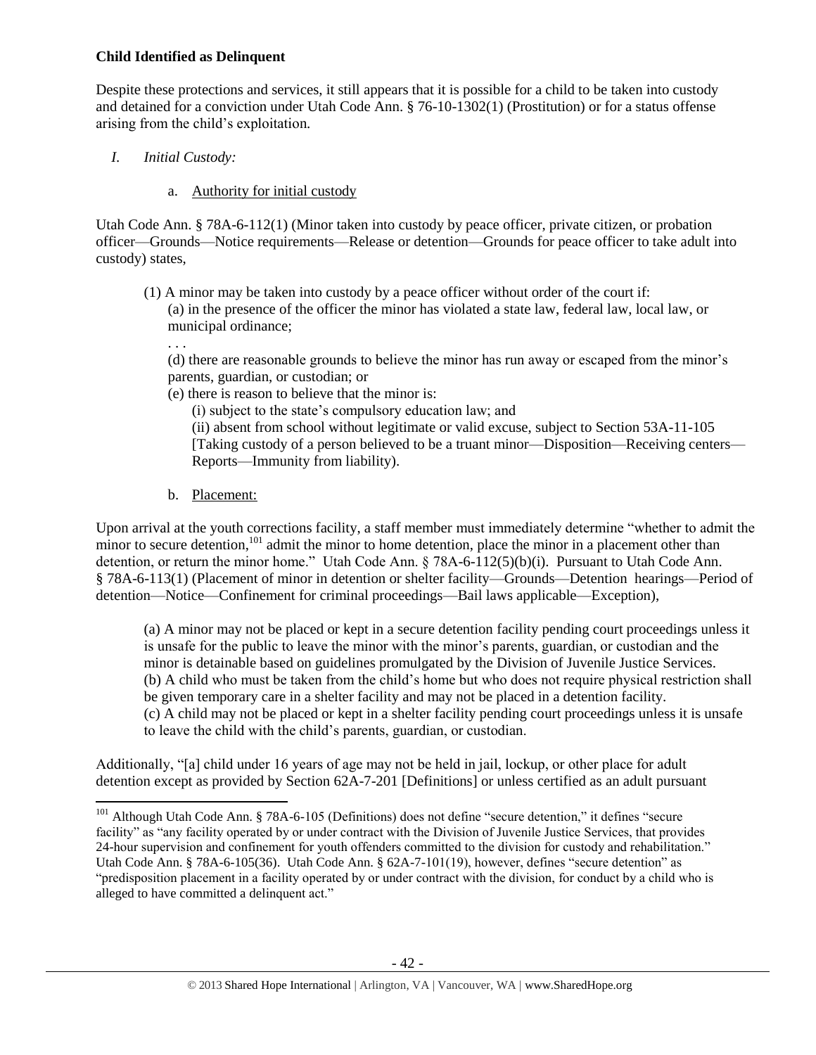**Child Identified as Delinquent**

Despite these protections and services, it still appears that it is possible for a child to be taken into custody and detained for a conviction under Utah Code Ann. § 76-10-1302(1) (Prostitution) or for a status offense arising from the child's exploitation.

*I. Initial Custody:*

a. Authority for initial custody

Utah Code Ann. § 78A-6-112(1) (Minor taken into custody by peace officer, private citizen, or probation officer—Grounds—Notice requirements—Release or detention—Grounds for peace officer to take adult into custody) states,

> (1) A minor may be taken into custody by a peace officer without order of the court if:
> (a) in the presence of the officer the minor has violated a state law, federal law, local law, or municipal ordinance;
> . . .
> (d) there are reasonable grounds to believe the minor has run away or escaped from the minor's parents, guardian, or custodian; or
> (e) there is reason to believe that the minor is:
> (i) subject to the state's compulsory education law; and
> (ii) absent from school without legitimate or valid excuse, subject to Section 53A-11-105 [Taking custody of a person believed to be a truant minor—Disposition—Receiving centers—Reports—Immunity from liability).

b. Placement:

Upon arrival at the youth corrections facility, a staff member must immediately determine "whether to admit the minor to secure detention,[101] admit the minor to home detention, place the minor in a placement other than detention, or return the minor home." Utah Code Ann. § 78A-6-112(5)(b)(i). Pursuant to Utah Code Ann. § 78A-6-113(1) (Placement of minor in detention or shelter facility—Grounds—Detention hearings—Period of detention—Notice—Confinement for criminal proceedings—Bail laws applicable—Exception),

> (a) A minor may not be placed or kept in a secure detention facility pending court proceedings unless it is unsafe for the public to leave the minor with the minor's parents, guardian, or custodian and the minor is detainable based on guidelines promulgated by the Division of Juvenile Justice Services.
> (b) A child who must be taken from the child's home but who does not require physical restriction shall be given temporary care in a shelter facility and may not be placed in a detention facility.
> (c) A child may not be placed or kept in a shelter facility pending court proceedings unless it is unsafe to leave the child with the child's parents, guardian, or custodian.

Additionally, "[a] child under 16 years of age may not be held in jail, lockup, or other place for adult detention except as provided by Section 62A-7-201 [Definitions] or unless certified as an adult pursuant

[101] Although Utah Code Ann. § 78A-6-105 (Definitions) does not define "secure detention," it defines "secure facility" as "any facility operated by or under contract with the Division of Juvenile Justice Services, that provides 24-hour supervision and confinement for youth offenders committed to the division for custody and rehabilitation." Utah Code Ann. § 78A-6-105(36). Utah Code Ann. § 62A-7-101(19), however, defines "secure detention" as "predisposition placement in a facility operated by or under contract with the division, for conduct by a child who is alleged to have committed a delinquent act."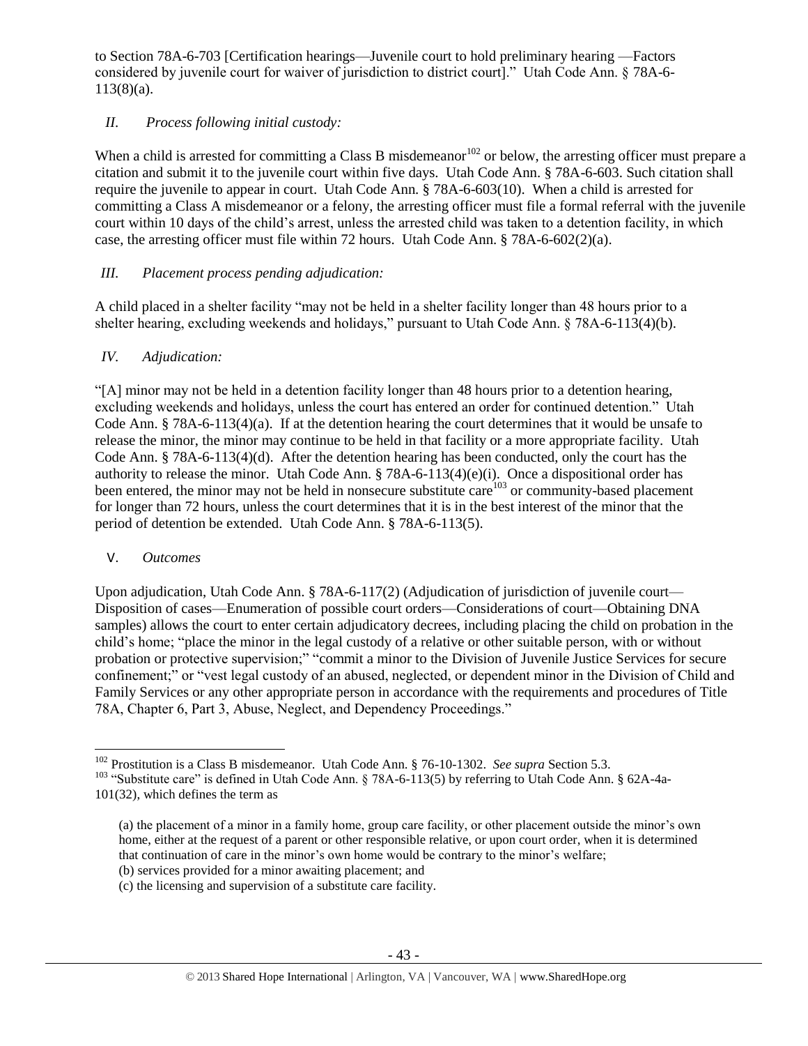to Section 78A-6-703 [Certification hearings—Juvenile court to hold preliminary hearing —Factors considered by juvenile court for waiver of jurisdiction to district court]." Utah Code Ann. § 78A-6-113(8)(a).

## *II. Process following initial custody:*

When a child is arrested for committing a Class B misdemeanor[102] or below, the arresting officer must prepare a citation and submit it to the juvenile court within five days. Utah Code Ann. § 78A-6-603. Such citation shall require the juvenile to appear in court. Utah Code Ann. § 78A-6-603(10). When a child is arrested for committing a Class A misdemeanor or a felony, the arresting officer must file a formal referral with the juvenile court within 10 days of the child's arrest, unless the arrested child was taken to a detention facility, in which case, the arresting officer must file within 72 hours. Utah Code Ann. § 78A-6-602(2)(a).

## *III. Placement process pending adjudication:*

A child placed in a shelter facility "may not be held in a shelter facility longer than 48 hours prior to a shelter hearing, excluding weekends and holidays," pursuant to Utah Code Ann. § 78A-6-113(4)(b).

## *IV. Adjudication:*

"[A] minor may not be held in a detention facility longer than 48 hours prior to a detention hearing, excluding weekends and holidays, unless the court has entered an order for continued detention." Utah Code Ann. § 78A-6-113(4)(a). If at the detention hearing the court determines that it would be unsafe to release the minor, the minor may continue to be held in that facility or a more appropriate facility. Utah Code Ann. § 78A-6-113(4)(d). After the detention hearing has been conducted, only the court has the authority to release the minor. Utah Code Ann. § 78A-6-113(4)(e)(i). Once a dispositional order has been entered, the minor may not be held in nonsecure substitute care[103] or community-based placement for longer than 72 hours, unless the court determines that it is in the best interest of the minor that the period of detention be extended. Utah Code Ann. § 78A-6-113(5).

## V. *Outcomes*

Upon adjudication, Utah Code Ann. § 78A-6-117(2) (Adjudication of jurisdiction of juvenile court—Disposition of cases—Enumeration of possible court orders—Considerations of court—Obtaining DNA samples) allows the court to enter certain adjudicatory decrees, including placing the child on probation in the child's home; "place the minor in the legal custody of a relative or other suitable person, with or without probation or protective supervision;" "commit a minor to the Division of Juvenile Justice Services for secure confinement;" or "vest legal custody of an abused, neglected, or dependent minor in the Division of Child and Family Services or any other appropriate person in accordance with the requirements and procedures of Title 78A, Chapter 6, Part 3, Abuse, Neglect, and Dependency Proceedings."

---

[102] Prostitution is a Class B misdemeanor. Utah Code Ann. § 76-10-1302. *See supra* Section 5.3.

[103] "Substitute care" is defined in Utah Code Ann. § 78A-6-113(5) by referring to Utah Code Ann. § 62A-4a-101(32), which defines the term as

> (a) the placement of a minor in a family home, group care facility, or other placement outside the minor's own home, either at the request of a parent or other responsible relative, or upon court order, when it is determined that continuation of care in the minor's own home would be contrary to the minor's welfare;
> (b) services provided for a minor awaiting placement; and
> (c) the licensing and supervision of a substitute care facility.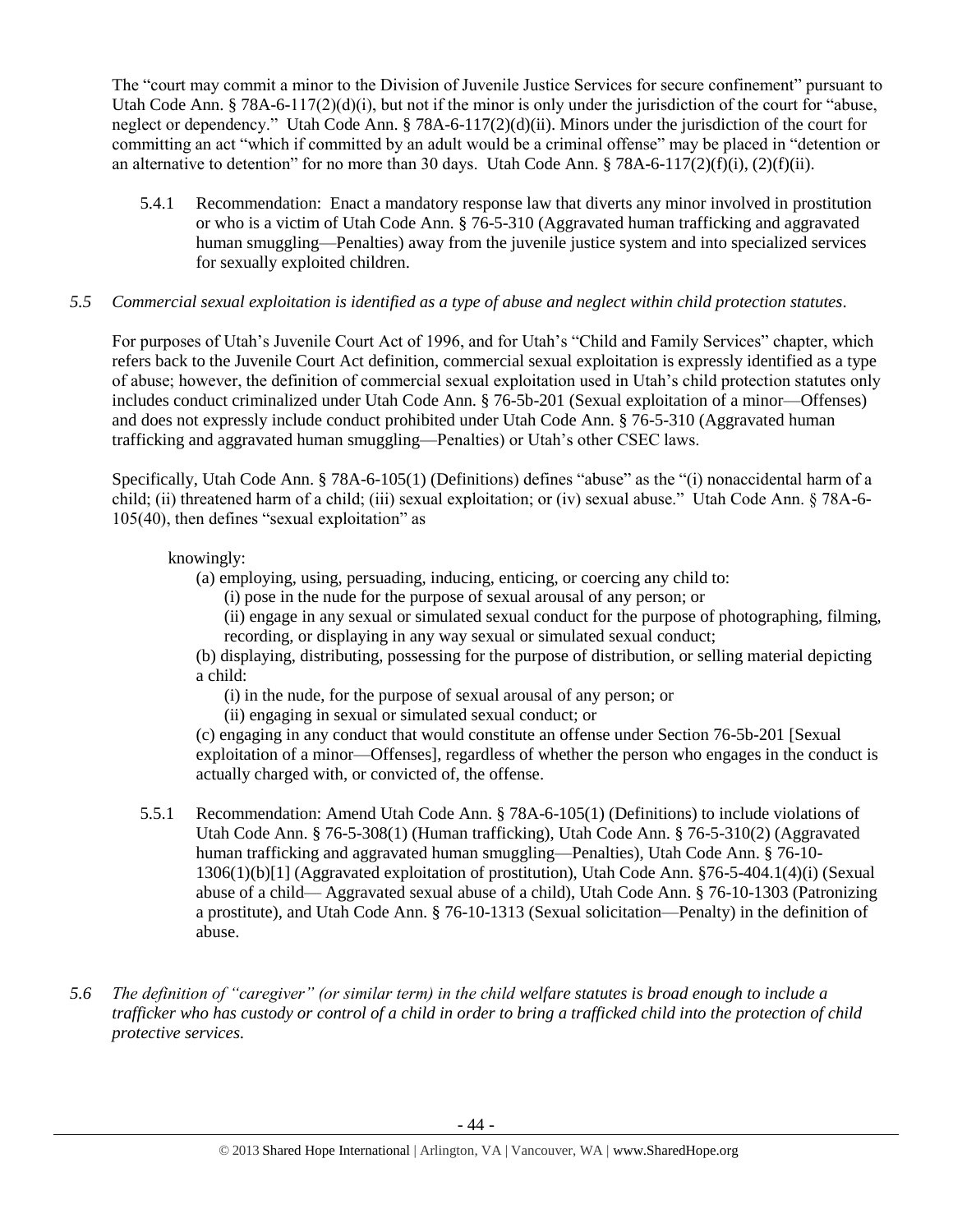The "court may commit a minor to the Division of Juvenile Justice Services for secure confinement" pursuant to Utah Code Ann. § 78A-6-117(2)(d)(i), but not if the minor is only under the jurisdiction of the court for "abuse, neglect or dependency." Utah Code Ann. § 78A-6-117(2)(d)(ii). Minors under the jurisdiction of the court for committing an act "which if committed by an adult would be a criminal offense" may be placed in "detention or an alternative to detention" for no more than 30 days. Utah Code Ann. § 78A-6-117(2)(f)(i), (2)(f)(ii).

5.4.1 Recommendation: Enact a mandatory response law that diverts any minor involved in prostitution or who is a victim of Utah Code Ann. § 76-5-310 (Aggravated human trafficking and aggravated human smuggling—Penalties) away from the juvenile justice system and into specialized services for sexually exploited children.

*5.5 Commercial sexual exploitation is identified as a type of abuse and neglect within child protection statutes.*

For purposes of Utah's Juvenile Court Act of 1996, and for Utah's "Child and Family Services" chapter, which refers back to the Juvenile Court Act definition, commercial sexual exploitation is expressly identified as a type of abuse; however, the definition of commercial sexual exploitation used in Utah's child protection statutes only includes conduct criminalized under Utah Code Ann. § 76-5b-201 (Sexual exploitation of a minor—Offenses) and does not expressly include conduct prohibited under Utah Code Ann. § 76-5-310 (Aggravated human trafficking and aggravated human smuggling—Penalties) or Utah's other CSEC laws.

Specifically, Utah Code Ann. § 78A-6-105(1) (Definitions) defines "abuse" as the "(i) nonaccidental harm of a child; (ii) threatened harm of a child; (iii) sexual exploitation; or (iv) sexual abuse." Utah Code Ann. § 78A-6-105(40), then defines "sexual exploitation" as

> knowingly:
> (a) employing, using, persuading, inducing, enticing, or coercing any child to:
> (i) pose in the nude for the purpose of sexual arousal of any person; or
> (ii) engage in any sexual or simulated sexual conduct for the purpose of photographing, filming, recording, or displaying in any way sexual or simulated sexual conduct;
> (b) displaying, distributing, possessing for the purpose of distribution, or selling material depicting a child:
> (i) in the nude, for the purpose of sexual arousal of any person; or
> (ii) engaging in sexual or simulated sexual conduct; or
> (c) engaging in any conduct that would constitute an offense under Section 76-5b-201 [Sexual exploitation of a minor—Offenses], regardless of whether the person who engages in the conduct is actually charged with, or convicted of, the offense.

5.5.1 Recommendation: Amend Utah Code Ann. § 78A-6-105(1) (Definitions) to include violations of Utah Code Ann. § 76-5-308(1) (Human trafficking), Utah Code Ann. § 76-5-310(2) (Aggravated human trafficking and aggravated human smuggling—Penalties), Utah Code Ann. § 76-10-1306(1)(b)[1] (Aggravated exploitation of prostitution), Utah Code Ann. §76-5-404.1(4)(i) (Sexual abuse of a child— Aggravated sexual abuse of a child), Utah Code Ann. § 76-10-1303 (Patronizing a prostitute), and Utah Code Ann. § 76-10-1313 (Sexual solicitation—Penalty) in the definition of abuse.

*5.6 The definition of "caregiver" (or similar term) in the child welfare statutes is broad enough to include a trafficker who has custody or control of a child in order to bring a trafficked child into the protection of child protective services.*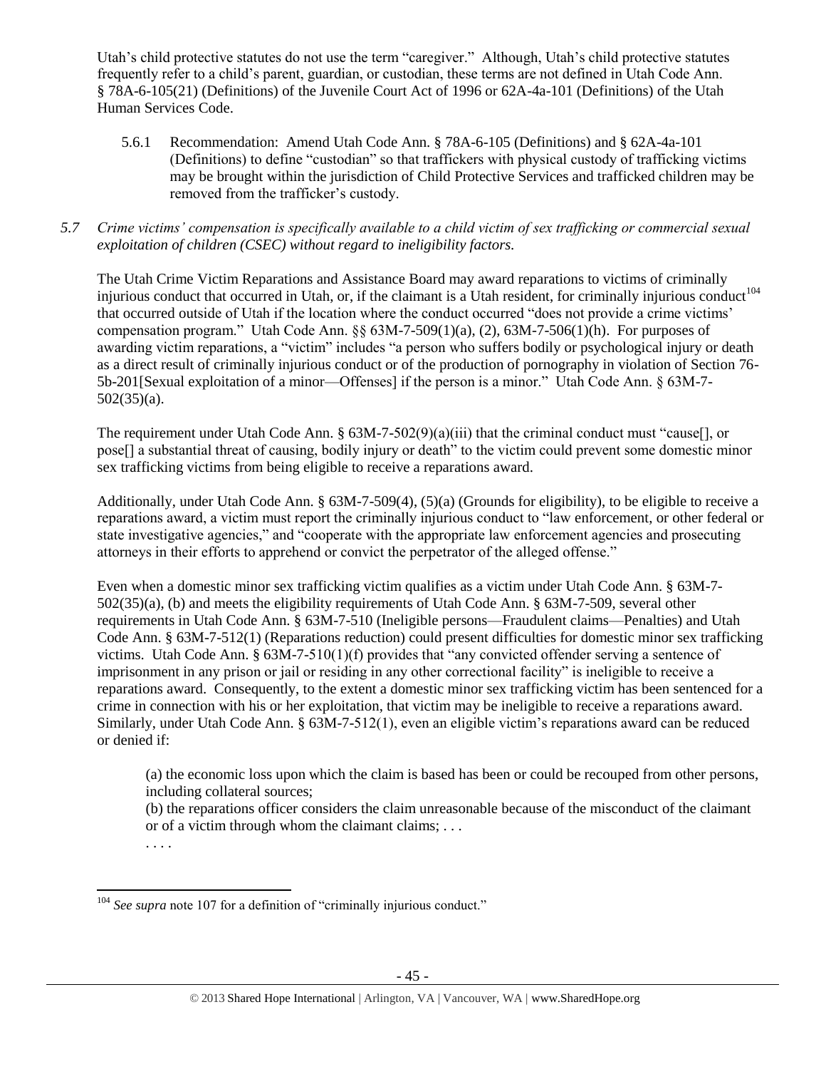Utah's child protective statutes do not use the term "caregiver." Although, Utah's child protective statutes frequently refer to a child's parent, guardian, or custodian, these terms are not defined in Utah Code Ann. § 78A-6-105(21) (Definitions) of the Juvenile Court Act of 1996 or 62A-4a-101 (Definitions) of the Utah Human Services Code.

5.6.1 Recommendation: Amend Utah Code Ann. § 78A-6-105 (Definitions) and § 62A-4a-101 (Definitions) to define "custodian" so that traffickers with physical custody of trafficking victims may be brought within the jurisdiction of Child Protective Services and trafficked children may be removed from the trafficker's custody.

*5.7 Crime victims' compensation is specifically available to a child victim of sex trafficking or commercial sexual exploitation of children (CSEC) without regard to ineligibility factors.*

The Utah Crime Victim Reparations and Assistance Board may award reparations to victims of criminally injurious conduct that occurred in Utah, or, if the claimant is a Utah resident, for criminally injurious conduct[104] that occurred outside of Utah if the location where the conduct occurred "does not provide a crime victims' compensation program." Utah Code Ann. §§ 63M-7-509(1)(a), (2), 63M-7-506(1)(h). For purposes of awarding victim reparations, a "victim" includes "a person who suffers bodily or psychological injury or death as a direct result of criminally injurious conduct or of the production of pornography in violation of Section 76-5b-201[Sexual exploitation of a minor—Offenses] if the person is a minor." Utah Code Ann. § 63M-7-502(35)(a).

The requirement under Utah Code Ann. § 63M-7-502(9)(a)(iii) that the criminal conduct must "cause[], or pose[] a substantial threat of causing, bodily injury or death" to the victim could prevent some domestic minor sex trafficking victims from being eligible to receive a reparations award.

Additionally, under Utah Code Ann. § 63M-7-509(4), (5)(a) (Grounds for eligibility), to be eligible to receive a reparations award, a victim must report the criminally injurious conduct to "law enforcement, or other federal or state investigative agencies," and "cooperate with the appropriate law enforcement agencies and prosecuting attorneys in their efforts to apprehend or convict the perpetrator of the alleged offense."

Even when a domestic minor sex trafficking victim qualifies as a victim under Utah Code Ann. § 63M-7-502(35)(a), (b) and meets the eligibility requirements of Utah Code Ann. § 63M-7-509, several other requirements in Utah Code Ann. § 63M-7-510 (Ineligible persons—Fraudulent claims—Penalties) and Utah Code Ann. § 63M-7-512(1) (Reparations reduction) could present difficulties for domestic minor sex trafficking victims. Utah Code Ann. § 63M-7-510(1)(f) provides that "any convicted offender serving a sentence of imprisonment in any prison or jail or residing in any other correctional facility" is ineligible to receive a reparations award. Consequently, to the extent a domestic minor sex trafficking victim has been sentenced for a crime in connection with his or her exploitation, that victim may be ineligible to receive a reparations award. Similarly, under Utah Code Ann. § 63M-7-512(1), even an eligible victim's reparations award can be reduced or denied if:

> (a) the economic loss upon which the claim is based has been or could be recouped from other persons, including collateral sources;
>
> (b) the reparations officer considers the claim unreasonable because of the misconduct of the claimant or of a victim through whom the claimant claims; . . .
>
> . . . .

---

[104] *See supra* note 107 for a definition of "criminally injurious conduct."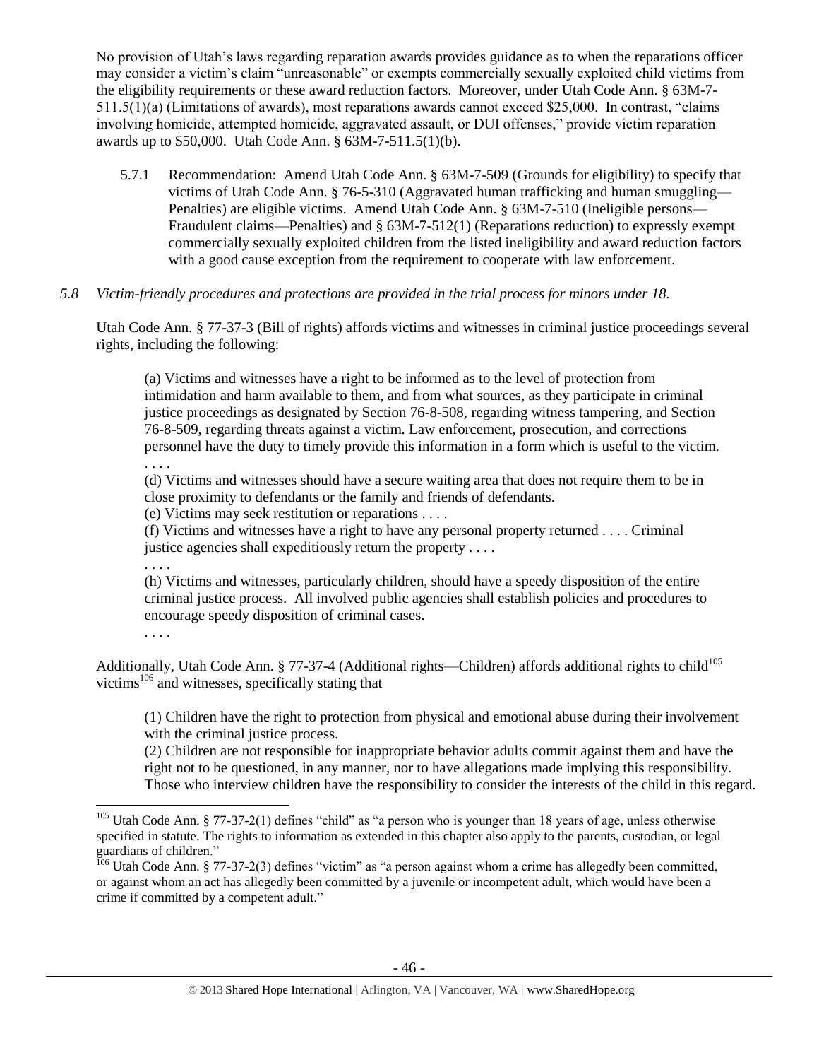No provision of Utah's laws regarding reparation awards provides guidance as to when the reparations officer may consider a victim's claim "unreasonable" or exempts commercially sexually exploited child victims from the eligibility requirements or these award reduction factors. Moreover, under Utah Code Ann. § 63M-7-511.5(1)(a) (Limitations of awards), most reparations awards cannot exceed $25,000. In contrast, "claims involving homicide, attempted homicide, aggravated assault, or DUI offenses," provide victim reparation awards up to $50,000. Utah Code Ann. § 63M-7-511.5(1)(b).

5.7.1 Recommendation: Amend Utah Code Ann. § 63M-7-509 (Grounds for eligibility) to specify that victims of Utah Code Ann. § 76-5-310 (Aggravated human trafficking and human smuggling—Penalties) are eligible victims. Amend Utah Code Ann. § 63M-7-510 (Ineligible persons—Fraudulent claims—Penalties) and § 63M-7-512(1) (Reparations reduction) to expressly exempt commercially sexually exploited children from the listed ineligibility and award reduction factors with a good cause exception from the requirement to cooperate with law enforcement.

*5.8 Victim-friendly procedures and protections are provided in the trial process for minors under 18.*

Utah Code Ann. § 77-37-3 (Bill of rights) affords victims and witnesses in criminal justice proceedings several rights, including the following:

> (a) Victims and witnesses have a right to be informed as to the level of protection from intimidation and harm available to them, and from what sources, as they participate in criminal justice proceedings as designated by Section 76-8-508, regarding witness tampering, and Section 76-8-509, regarding threats against a victim. Law enforcement, prosecution, and corrections personnel have the duty to timely provide this information in a form which is useful to the victim.
> . . . .
> (d) Victims and witnesses should have a secure waiting area that does not require them to be in close proximity to defendants or the family and friends of defendants.
> (e) Victims may seek restitution or reparations . . . .
> (f) Victims and witnesses have a right to have any personal property returned . . . . Criminal justice agencies shall expeditiously return the property . . . .
> . . . .
> (h) Victims and witnesses, particularly children, should have a speedy disposition of the entire criminal justice process. All involved public agencies shall establish policies and procedures to encourage speedy disposition of criminal cases.
> . . . .

Additionally, Utah Code Ann. § 77-37-4 (Additional rights—Children) affords additional rights to child[105] victims[106] and witnesses, specifically stating that

> (1) Children have the right to protection from physical and emotional abuse during their involvement with the criminal justice process.
> (2) Children are not responsible for inappropriate behavior adults commit against them and have the right not to be questioned, in any manner, nor to have allegations made implying this responsibility. Those who interview children have the responsibility to consider the interests of the child in this regard.

---

[105] Utah Code Ann. § 77-37-2(1) defines "child" as "a person who is younger than 18 years of age, unless otherwise specified in statute. The rights to information as extended in this chapter also apply to the parents, custodian, or legal guardians of children."

[106] Utah Code Ann. § 77-37-2(3) defines "victim" as "a person against whom a crime has allegedly been committed, or against whom an act has allegedly been committed by a juvenile or incompetent adult, which would have been a crime if committed by a competent adult."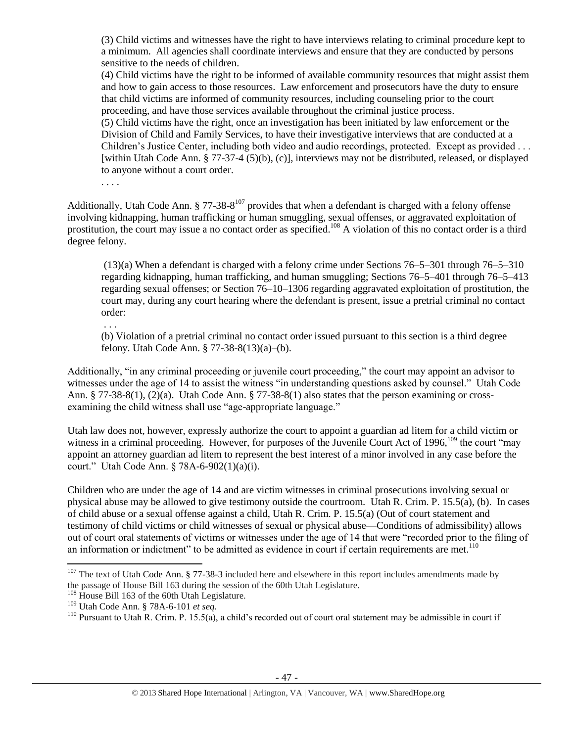> (3) Child victims and witnesses have the right to have interviews relating to criminal procedure kept to a minimum. All agencies shall coordinate interviews and ensure that they are conducted by persons sensitive to the needs of children.
>
> (4) Child victims have the right to be informed of available community resources that might assist them and how to gain access to those resources. Law enforcement and prosecutors have the duty to ensure that child victims are informed of community resources, including counseling prior to the court proceeding, and have those services available throughout the criminal justice process.
>
> (5) Child victims have the right, once an investigation has been initiated by law enforcement or the Division of Child and Family Services, to have their investigative interviews that are conducted at a Children's Justice Center, including both video and audio recordings, protected. Except as provided . . . [within Utah Code Ann. § 77-37-4 (5)(b), (c)], interviews may not be distributed, released, or displayed to anyone without a court order.
>
> . . . .

Additionally, Utah Code Ann. § 77-38-8[107] provides that when a defendant is charged with a felony offense involving kidnapping, human trafficking or human smuggling, sexual offenses, or aggravated exploitation of prostitution, the court may issue a no contact order as specified.[108] A violation of this no contact order is a third degree felony.

> (13)(a) When a defendant is charged with a felony crime under Sections 76–5–301 through 76–5–310 regarding kidnapping, human trafficking, and human smuggling; Sections 76–5–401 through 76–5–413 regarding sexual offenses; or Section 76–10–1306 regarding aggravated exploitation of prostitution, the court may, during any court hearing where the defendant is present, issue a pretrial criminal no contact order:
>
> . . .
>
> (b) Violation of a pretrial criminal no contact order issued pursuant to this section is a third degree felony. Utah Code Ann. § 77-38-8(13)(a)–(b).

Additionally, "in any criminal proceeding or juvenile court proceeding," the court may appoint an advisor to witnesses under the age of 14 to assist the witness "in understanding questions asked by counsel." Utah Code Ann. § 77-38-8(1), (2)(a). Utah Code Ann. § 77-38-8(1) also states that the person examining or cross-examining the child witness shall use "age-appropriate language."

Utah law does not, however, expressly authorize the court to appoint a guardian ad litem for a child victim or witness in a criminal proceeding. However, for purposes of the Juvenile Court Act of 1996,[109] the court "may appoint an attorney guardian ad litem to represent the best interest of a minor involved in any case before the court." Utah Code Ann. § 78A-6-902(1)(a)(i).

Children who are under the age of 14 and are victim witnesses in criminal prosecutions involving sexual or physical abuse may be allowed to give testimony outside the courtroom. Utah R. Crim. P. 15.5(a), (b). In cases of child abuse or a sexual offense against a child, Utah R. Crim. P. 15.5(a) (Out of court statement and testimony of child victims or child witnesses of sexual or physical abuse—Conditions of admissibility) allows out of court oral statements of victims or witnesses under the age of 14 that were "recorded prior to the filing of an information or indictment" to be admitted as evidence in court if certain requirements are met.[110]

---

[107] The text of Utah Code Ann. § 77-38-3 included here and elsewhere in this report includes amendments made by the passage of House Bill 163 during the session of the 60th Utah Legislature.

[108] House Bill 163 of the 60th Utah Legislature.

[109] Utah Code Ann. § 78A-6-101 *et seq*.

[110] Pursuant to Utah R. Crim. P. 15.5(a), a child's recorded out of court oral statement may be admissible in court if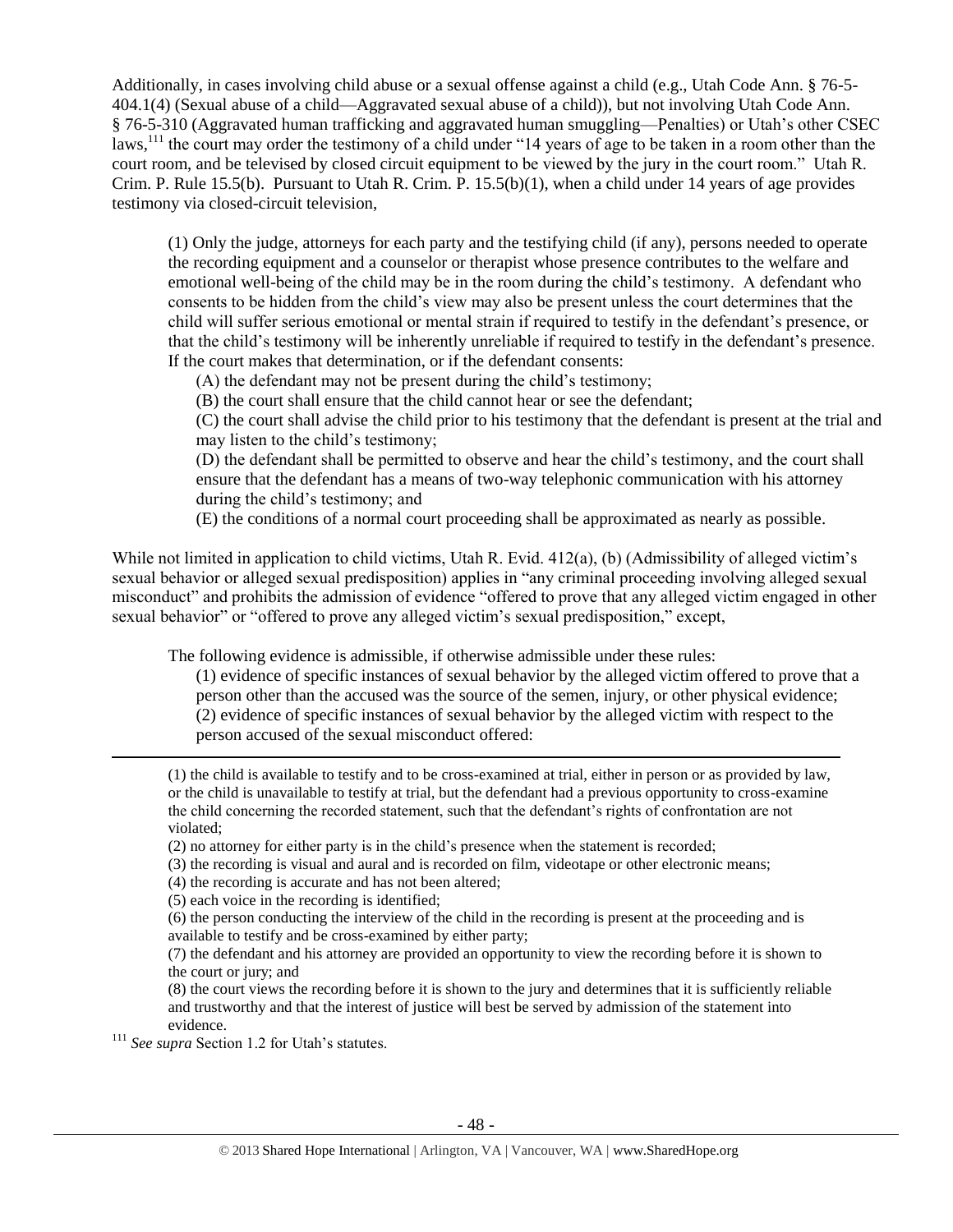Additionally, in cases involving child abuse or a sexual offense against a child (e.g., Utah Code Ann. § 76-5-404.1(4) (Sexual abuse of a child—Aggravated sexual abuse of a child)), but not involving Utah Code Ann. § 76-5-310 (Aggravated human trafficking and aggravated human smuggling—Penalties) or Utah's other CSEC laws,[111] the court may order the testimony of a child under "14 years of age to be taken in a room other than the court room, and be televised by closed circuit equipment to be viewed by the jury in the court room." Utah R. Crim. P. Rule 15.5(b). Pursuant to Utah R. Crim. P. 15.5(b)(1), when a child under 14 years of age provides testimony via closed-circuit television,

> (1) Only the judge, attorneys for each party and the testifying child (if any), persons needed to operate the recording equipment and a counselor or therapist whose presence contributes to the welfare and emotional well-being of the child may be in the room during the child's testimony. A defendant who consents to be hidden from the child's view may also be present unless the court determines that the child will suffer serious emotional or mental strain if required to testify in the defendant's presence, or that the child's testimony will be inherently unreliable if required to testify in the defendant's presence. If the court makes that determination, or if the defendant consents:
>
> (A) the defendant may not be present during the child's testimony;
>
> (B) the court shall ensure that the child cannot hear or see the defendant;
>
> (C) the court shall advise the child prior to his testimony that the defendant is present at the trial and may listen to the child's testimony;
>
> (D) the defendant shall be permitted to observe and hear the child's testimony, and the court shall ensure that the defendant has a means of two-way telephonic communication with his attorney during the child's testimony; and
>
> (E) the conditions of a normal court proceeding shall be approximated as nearly as possible.

While not limited in application to child victims, Utah R. Evid. 412(a), (b) (Admissibility of alleged victim's sexual behavior or alleged sexual predisposition) applies in "any criminal proceeding involving alleged sexual misconduct" and prohibits the admission of evidence "offered to prove that any alleged victim engaged in other sexual behavior" or "offered to prove any alleged victim's sexual predisposition," except,

> The following evidence is admissible, if otherwise admissible under these rules:
>
> (1) evidence of specific instances of sexual behavior by the alleged victim offered to prove that a person other than the accused was the source of the semen, injury, or other physical evidence;
>
> (2) evidence of specific instances of sexual behavior by the alleged victim with respect to the person accused of the sexual misconduct offered:

---

(1) the child is available to testify and to be cross-examined at trial, either in person or as provided by law, or the child is unavailable to testify at trial, but the defendant had a previous opportunity to cross-examine the child concerning the recorded statement, such that the defendant's rights of confrontation are not violated;

(2) no attorney for either party is in the child's presence when the statement is recorded;

(3) the recording is visual and aural and is recorded on film, videotape or other electronic means;

(4) the recording is accurate and has not been altered;

(5) each voice in the recording is identified;

(6) the person conducting the interview of the child in the recording is present at the proceeding and is available to testify and be cross-examined by either party;

(7) the defendant and his attorney are provided an opportunity to view the recording before it is shown to the court or jury; and

(8) the court views the recording before it is shown to the jury and determines that it is sufficiently reliable and trustworthy and that the interest of justice will best be served by admission of the statement into evidence.

[111] *See supra* Section 1.2 for Utah's statutes.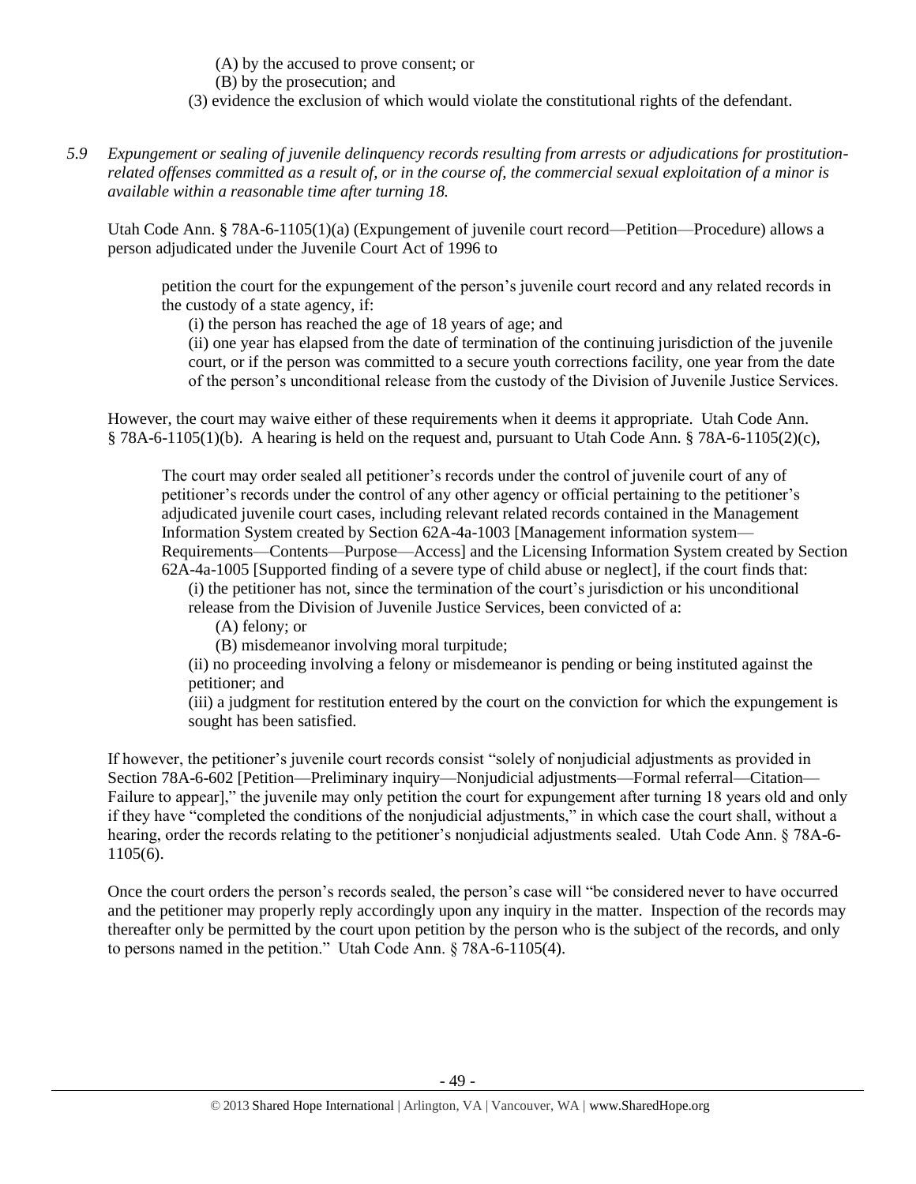(A) by the accused to prove consent; or
(B) by the prosecution; and
(3) evidence the exclusion of which would violate the constitutional rights of the defendant.

*5.9 Expungement or sealing of juvenile delinquency records resulting from arrests or adjudications for prostitution-related offenses committed as a result of, or in the course of, the commercial sexual exploitation of a minor is available within a reasonable time after turning 18.*

Utah Code Ann. § 78A-6-1105(1)(a) (Expungement of juvenile court record—Petition—Procedure) allows a person adjudicated under the Juvenile Court Act of 1996 to

> petition the court for the expungement of the person's juvenile court record and any related records in the custody of a state agency, if:
> (i) the person has reached the age of 18 years of age; and
> (ii) one year has elapsed from the date of termination of the continuing jurisdiction of the juvenile court, or if the person was committed to a secure youth corrections facility, one year from the date of the person's unconditional release from the custody of the Division of Juvenile Justice Services.

However, the court may waive either of these requirements when it deems it appropriate. Utah Code Ann. § 78A-6-1105(1)(b). A hearing is held on the request and, pursuant to Utah Code Ann. § 78A-6-1105(2)(c),

> The court may order sealed all petitioner's records under the control of juvenile court of any of petitioner's records under the control of any other agency or official pertaining to the petitioner's adjudicated juvenile court cases, including relevant related records contained in the Management Information System created by Section 62A-4a-1003 [Management information system—Requirements—Contents—Purpose—Access] and the Licensing Information System created by Section 62A-4a-1005 [Supported finding of a severe type of child abuse or neglect], if the court finds that:
> (i) the petitioner has not, since the termination of the court's jurisdiction or his unconditional release from the Division of Juvenile Justice Services, been convicted of a:
> (A) felony; or
> (B) misdemeanor involving moral turpitude;
> (ii) no proceeding involving a felony or misdemeanor is pending or being instituted against the petitioner; and
> (iii) a judgment for restitution entered by the court on the conviction for which the expungement is sought has been satisfied.

If however, the petitioner's juvenile court records consist "solely of nonjudicial adjustments as provided in Section 78A-6-602 [Petition—Preliminary inquiry—Nonjudicial adjustments—Formal referral—Citation—Failure to appear]," the juvenile may only petition the court for expungement after turning 18 years old and only if they have "completed the conditions of the nonjudicial adjustments," in which case the court shall, without a hearing, order the records relating to the petitioner's nonjudicial adjustments sealed. Utah Code Ann. § 78A-6-1105(6).

Once the court orders the person's records sealed, the person's case will "be considered never to have occurred and the petitioner may properly reply accordingly upon any inquiry in the matter. Inspection of the records may thereafter only be permitted by the court upon petition by the person who is the subject of the records, and only to persons named in the petition." Utah Code Ann. § 78A-6-1105(4).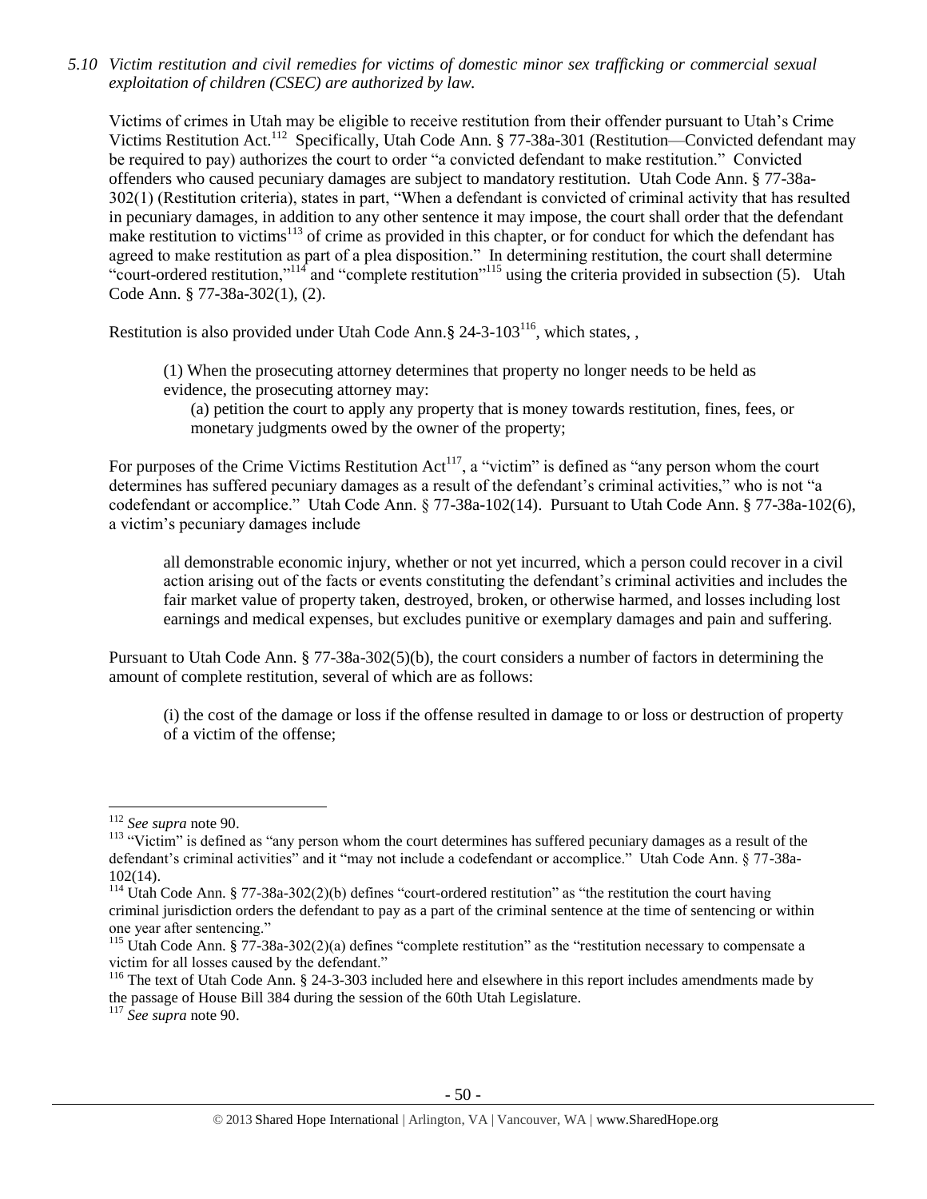*5.10 Victim restitution and civil remedies for victims of domestic minor sex trafficking or commercial sexual exploitation of children (CSEC) are authorized by law.*

Victims of crimes in Utah may be eligible to receive restitution from their offender pursuant to Utah's Crime Victims Restitution Act.[112] Specifically, Utah Code Ann. § 77-38a-301 (Restitution—Convicted defendant may be required to pay) authorizes the court to order "a convicted defendant to make restitution." Convicted offenders who caused pecuniary damages are subject to mandatory restitution. Utah Code Ann. § 77-38a-302(1) (Restitution criteria), states in part, "When a defendant is convicted of criminal activity that has resulted in pecuniary damages, in addition to any other sentence it may impose, the court shall order that the defendant make restitution to victims[113] of crime as provided in this chapter, or for conduct for which the defendant has agreed to make restitution as part of a plea disposition." In determining restitution, the court shall determine "court-ordered restitution,"[114] and "complete restitution"[115] using the criteria provided in subsection (5). Utah Code Ann. § 77-38a-302(1), (2).

Restitution is also provided under Utah Code Ann.§ 24-3-103[116], which states, ,

> (1) When the prosecuting attorney determines that property no longer needs to be held as evidence, the prosecuting attorney may:
>
> > (a) petition the court to apply any property that is money towards restitution, fines, fees, or monetary judgments owed by the owner of the property;

For purposes of the Crime Victims Restitution Act[117], a "victim" is defined as "any person whom the court determines has suffered pecuniary damages as a result of the defendant's criminal activities," who is not "a codefendant or accomplice." Utah Code Ann. § 77-38a-102(14). Pursuant to Utah Code Ann. § 77-38a-102(6), a victim's pecuniary damages include

> all demonstrable economic injury, whether or not yet incurred, which a person could recover in a civil action arising out of the facts or events constituting the defendant's criminal activities and includes the fair market value of property taken, destroyed, broken, or otherwise harmed, and losses including lost earnings and medical expenses, but excludes punitive or exemplary damages and pain and suffering.

Pursuant to Utah Code Ann. § 77-38a-302(5)(b), the court considers a number of factors in determining the amount of complete restitution, several of which are as follows:

> (i) the cost of the damage or loss if the offense resulted in damage to or loss or destruction of property of a victim of the offense;

---

[112] *See supra* note 90.

[113] "Victim" is defined as "any person whom the court determines has suffered pecuniary damages as a result of the defendant's criminal activities" and it "may not include a codefendant or accomplice." Utah Code Ann. § 77-38a-102(14).

[114] Utah Code Ann. § 77-38a-302(2)(b) defines "court-ordered restitution" as "the restitution the court having criminal jurisdiction orders the defendant to pay as a part of the criminal sentence at the time of sentencing or within one year after sentencing."

[115] Utah Code Ann. § 77-38a-302(2)(a) defines "complete restitution" as the "restitution necessary to compensate a victim for all losses caused by the defendant."

[116] The text of Utah Code Ann. § 24-3-303 included here and elsewhere in this report includes amendments made by the passage of House Bill 384 during the session of the 60th Utah Legislature.

[117] *See supra* note 90.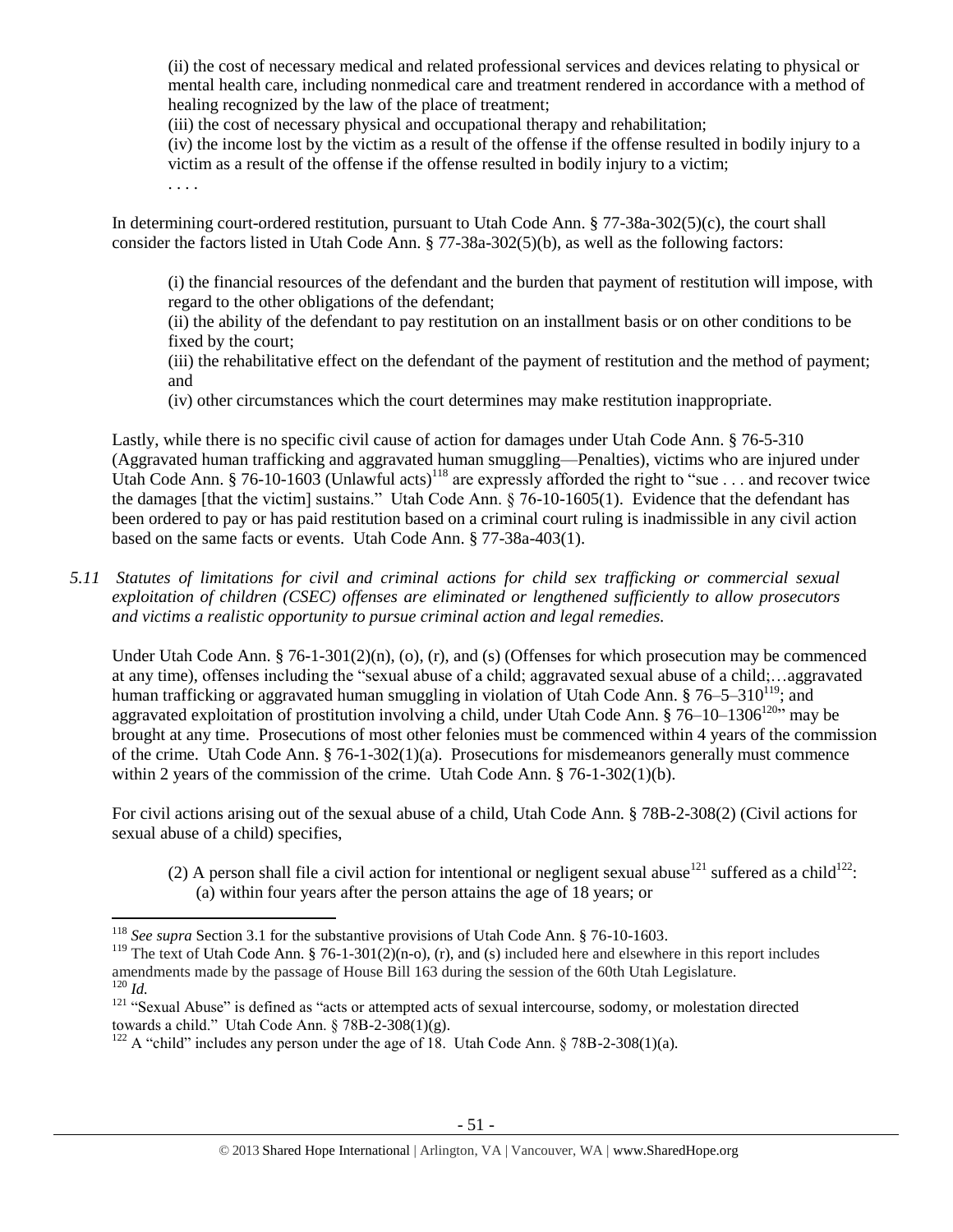(ii) the cost of necessary medical and related professional services and devices relating to physical or mental health care, including nonmedical care and treatment rendered in accordance with a method of healing recognized by the law of the place of treatment;

(iii) the cost of necessary physical and occupational therapy and rehabilitation;

(iv) the income lost by the victim as a result of the offense if the offense resulted in bodily injury to a victim as a result of the offense if the offense resulted in bodily injury to a victim;

. . . .

In determining court-ordered restitution, pursuant to Utah Code Ann. § 77-38a-302(5)(c), the court shall consider the factors listed in Utah Code Ann. § 77-38a-302(5)(b), as well as the following factors:

(i) the financial resources of the defendant and the burden that payment of restitution will impose, with regard to the other obligations of the defendant;

(ii) the ability of the defendant to pay restitution on an installment basis or on other conditions to be fixed by the court;

(iii) the rehabilitative effect on the defendant of the payment of restitution and the method of payment; and

(iv) other circumstances which the court determines may make restitution inappropriate.

Lastly, while there is no specific civil cause of action for damages under Utah Code Ann. § 76-5-310 (Aggravated human trafficking and aggravated human smuggling—Penalties), victims who are injured under Utah Code Ann. § 76-10-1603 (Unlawful acts)[118] are expressly afforded the right to "sue . . . and recover twice the damages [that the victim] sustains." Utah Code Ann. § 76-10-1605(1). Evidence that the defendant has been ordered to pay or has paid restitution based on a criminal court ruling is inadmissible in any civil action based on the same facts or events. Utah Code Ann. § 77-38a-403(1).

*5.11 Statutes of limitations for civil and criminal actions for child sex trafficking or commercial sexual exploitation of children (CSEC) offenses are eliminated or lengthened sufficiently to allow prosecutors and victims a realistic opportunity to pursue criminal action and legal remedies.*

Under Utah Code Ann. § 76-1-301(2)(n), (o), (r), and (s) (Offenses for which prosecution may be commenced at any time), offenses including the "sexual abuse of a child; aggravated sexual abuse of a child;…aggravated human trafficking or aggravated human smuggling in violation of Utah Code Ann. § 76–5–310[119]; and aggravated exploitation of prostitution involving a child, under Utah Code Ann. § 76–10–1306[120]" may be brought at any time. Prosecutions of most other felonies must be commenced within 4 years of the commission of the crime. Utah Code Ann. § 76-1-302(1)(a). Prosecutions for misdemeanors generally must commence within 2 years of the commission of the crime. Utah Code Ann. § 76-1-302(1)(b).

For civil actions arising out of the sexual abuse of a child, Utah Code Ann. § 78B-2-308(2) (Civil actions for sexual abuse of a child) specifies,

(2) A person shall file a civil action for intentional or negligent sexual abuse[121] suffered as a child[122]:
 (a) within four years after the person attains the age of 18 years; or

---

[118] *See supra* Section 3.1 for the substantive provisions of Utah Code Ann. § 76-10-1603.

[119] The text of Utah Code Ann. § 76-1-301(2)(n-o), (r), and (s) included here and elsewhere in this report includes amendments made by the passage of House Bill 163 during the session of the 60th Utah Legislature.

[120] *Id.*

[121] "Sexual Abuse" is defined as "acts or attempted acts of sexual intercourse, sodomy, or molestation directed towards a child." Utah Code Ann. § 78B-2-308(1)(g).

[122] A "child" includes any person under the age of 18. Utah Code Ann. § 78B-2-308(1)(a).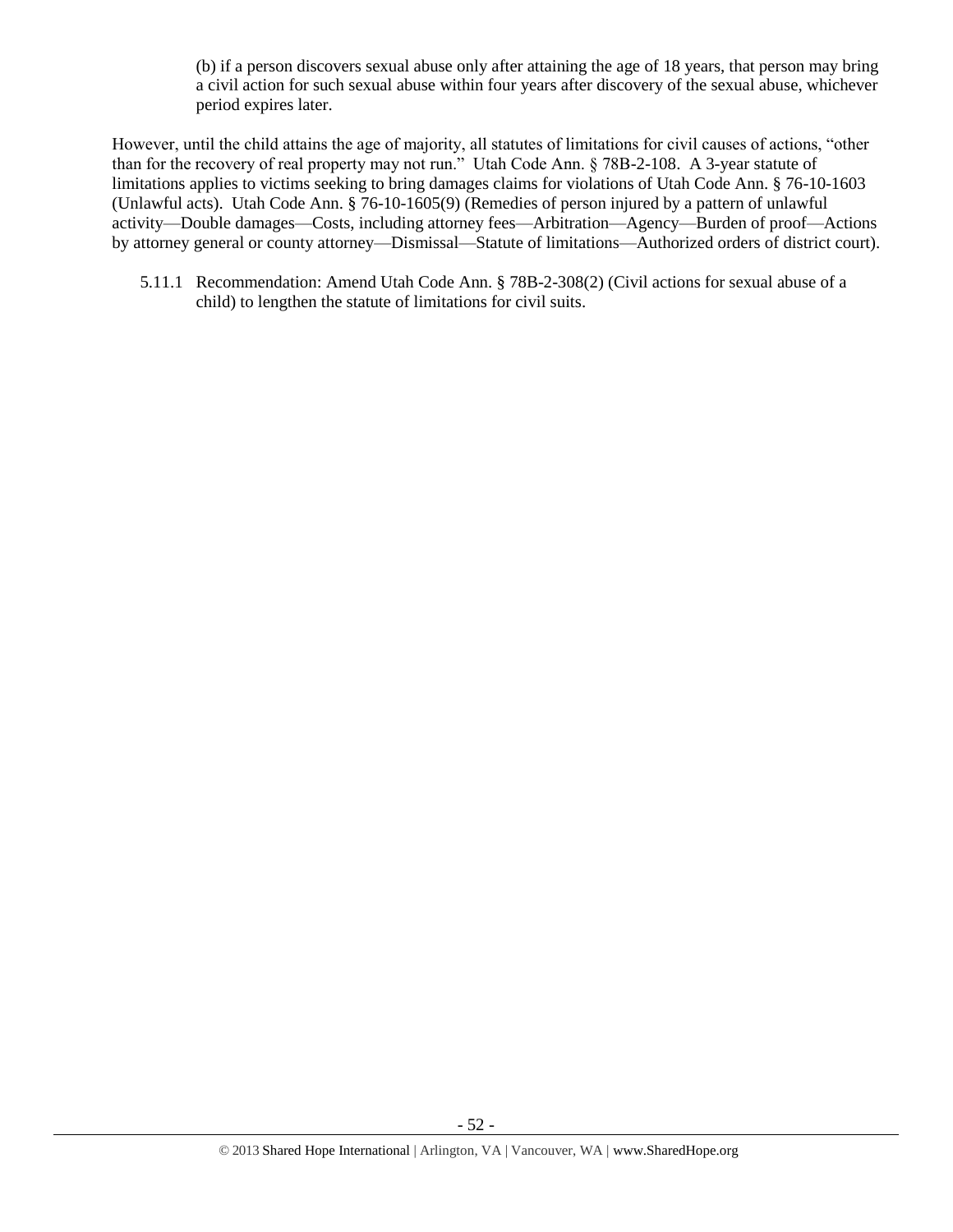(b) if a person discovers sexual abuse only after attaining the age of 18 years, that person may bring a civil action for such sexual abuse within four years after discovery of the sexual abuse, whichever period expires later.

However, until the child attains the age of majority, all statutes of limitations for civil causes of actions, "other than for the recovery of real property may not run." Utah Code Ann. § 78B-2-108. A 3-year statute of limitations applies to victims seeking to bring damages claims for violations of Utah Code Ann. § 76-10-1603 (Unlawful acts). Utah Code Ann. § 76-10-1605(9) (Remedies of person injured by a pattern of unlawful activity—Double damages—Costs, including attorney fees—Arbitration—Agency—Burden of proof—Actions by attorney general or county attorney—Dismissal—Statute of limitations—Authorized orders of district court).

5.11.1 Recommendation: Amend Utah Code Ann. § 78B-2-308(2) (Civil actions for sexual abuse of a child) to lengthen the statute of limitations for civil suits.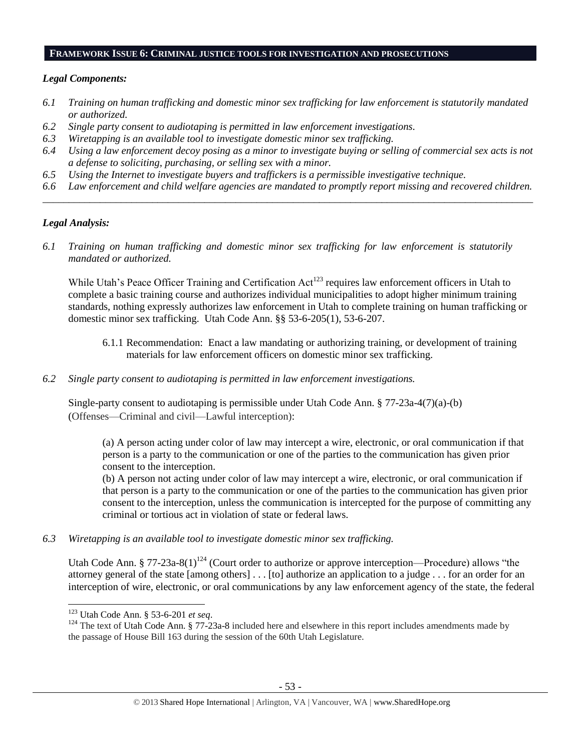## FRAMEWORK ISSUE 6: CRIMINAL JUSTICE TOOLS FOR INVESTIGATION AND PROSECUTIONS

### *Legal Components:*

*6.1 Training on human trafficking and domestic minor sex trafficking for law enforcement is statutorily mandated or authorized.*

*6.2 Single party consent to audiotaping is permitted in law enforcement investigations.*

*6.3 Wiretapping is an available tool to investigate domestic minor sex trafficking.*

*6.4 Using a law enforcement decoy posing as a minor to investigate buying or selling of commercial sex acts is not a defense to soliciting, purchasing, or selling sex with a minor.*

*6.5 Using the Internet to investigate buyers and traffickers is a permissible investigative technique.*

*6.6 Law enforcement and child welfare agencies are mandated to promptly report missing and recovered children.*

---

### *Legal Analysis:*

*6.1 Training on human trafficking and domestic minor sex trafficking for law enforcement is statutorily mandated or authorized.*

While Utah's Peace Officer Training and Certification Act[123] requires law enforcement officers in Utah to complete a basic training course and authorizes individual municipalities to adopt higher minimum training standards, nothing expressly authorizes law enforcement in Utah to complete training on human trafficking or domestic minor sex trafficking. Utah Code Ann. §§ 53-6-205(1), 53-6-207.

> 6.1.1 Recommendation: Enact a law mandating or authorizing training, or development of training materials for law enforcement officers on domestic minor sex trafficking.

*6.2 Single party consent to audiotaping is permitted in law enforcement investigations.*

Single-party consent to audiotaping is permissible under Utah Code Ann. § 77-23a-4(7)(a)-(b) (Offenses—Criminal and civil—Lawful interception):

> (a) A person acting under color of law may intercept a wire, electronic, or oral communication if that person is a party to the communication or one of the parties to the communication has given prior consent to the interception.
>
> (b) A person not acting under color of law may intercept a wire, electronic, or oral communication if that person is a party to the communication or one of the parties to the communication has given prior consent to the interception, unless the communication is intercepted for the purpose of committing any criminal or tortious act in violation of state or federal laws.

*6.3 Wiretapping is an available tool to investigate domestic minor sex trafficking.*

Utah Code Ann. § 77-23a-8(1)[124] (Court order to authorize or approve interception—Procedure) allows "the attorney general of the state [among others] . . . [to] authorize an application to a judge . . . for an order for an interception of wire, electronic, or oral communications by any law enforcement agency of the state, the federal

---

[123] Utah Code Ann. § 53-6-201 *et seq*.

[124] The text of Utah Code Ann. § 77-23a-8 included here and elsewhere in this report includes amendments made by the passage of House Bill 163 during the session of the 60th Utah Legislature.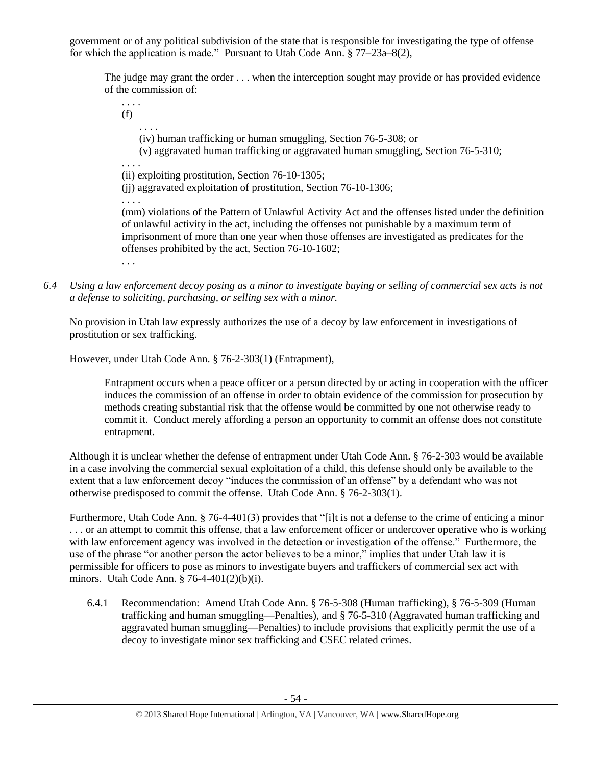government or of any political subdivision of the state that is responsible for investigating the type of offense for which the application is made." Pursuant to Utah Code Ann. § 77–23a–8(2),

> The judge may grant the order . . . when the interception sought may provide or has provided evidence of the commission of:
>
> . . . .
>
> (f)
>
> . . . .
>
> (iv) human trafficking or human smuggling, Section 76-5-308; or
>
> (v) aggravated human trafficking or aggravated human smuggling, Section 76-5-310;
>
> . . . .
>
> (ii) exploiting prostitution, Section 76-10-1305;
>
> (jj) aggravated exploitation of prostitution, Section 76-10-1306;
>
> . . . .
>
> (mm) violations of the Pattern of Unlawful Activity Act and the offenses listed under the definition of unlawful activity in the act, including the offenses not punishable by a maximum term of imprisonment of more than one year when those offenses are investigated as predicates for the offenses prohibited by the act, Section 76-10-1602;
>
> . . .

*6.4 Using a law enforcement decoy posing as a minor to investigate buying or selling of commercial sex acts is not a defense to soliciting, purchasing, or selling sex with a minor.*

No provision in Utah law expressly authorizes the use of a decoy by law enforcement in investigations of prostitution or sex trafficking.

However, under Utah Code Ann. § 76-2-303(1) (Entrapment),

> Entrapment occurs when a peace officer or a person directed by or acting in cooperation with the officer induces the commission of an offense in order to obtain evidence of the commission for prosecution by methods creating substantial risk that the offense would be committed by one not otherwise ready to commit it. Conduct merely affording a person an opportunity to commit an offense does not constitute entrapment.

Although it is unclear whether the defense of entrapment under Utah Code Ann. § 76-2-303 would be available in a case involving the commercial sexual exploitation of a child, this defense should only be available to the extent that a law enforcement decoy "induces the commission of an offense" by a defendant who was not otherwise predisposed to commit the offense. Utah Code Ann. § 76-2-303(1).

Furthermore, Utah Code Ann. § 76-4-401(3) provides that "[i]t is not a defense to the crime of enticing a minor . . . or an attempt to commit this offense, that a law enforcement officer or undercover operative who is working with law enforcement agency was involved in the detection or investigation of the offense." Furthermore, the use of the phrase "or another person the actor believes to be a minor," implies that under Utah law it is permissible for officers to pose as minors to investigate buyers and traffickers of commercial sex act with minors. Utah Code Ann. § 76-4-401(2)(b)(i).

6.4.1 Recommendation: Amend Utah Code Ann. § 76-5-308 (Human trafficking), § 76-5-309 (Human trafficking and human smuggling—Penalties), and § 76-5-310 (Aggravated human trafficking and aggravated human smuggling—Penalties) to include provisions that explicitly permit the use of a decoy to investigate minor sex trafficking and CSEC related crimes.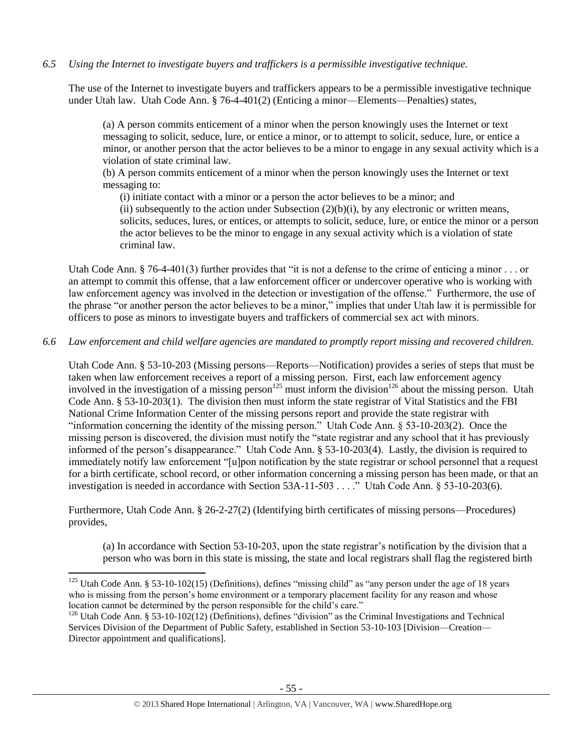*6.5 Using the Internet to investigate buyers and traffickers is a permissible investigative technique.*

The use of the Internet to investigate buyers and traffickers appears to be a permissible investigative technique under Utah law. Utah Code Ann. § 76-4-401(2) (Enticing a minor—Elements—Penalties) states,

> (a) A person commits enticement of a minor when the person knowingly uses the Internet or text messaging to solicit, seduce, lure, or entice a minor, or to attempt to solicit, seduce, lure, or entice a minor, or another person that the actor believes to be a minor to engage in any sexual activity which is a violation of state criminal law.
>
> (b) A person commits enticement of a minor when the person knowingly uses the Internet or text messaging to:
>
> (i) initiate contact with a minor or a person the actor believes to be a minor; and
>
> (ii) subsequently to the action under Subsection (2)(b)(i), by any electronic or written means, solicits, seduces, lures, or entices, or attempts to solicit, seduce, lure, or entice the minor or a person the actor believes to be the minor to engage in any sexual activity which is a violation of state criminal law.

Utah Code Ann. § 76-4-401(3) further provides that "it is not a defense to the crime of enticing a minor . . . or an attempt to commit this offense, that a law enforcement officer or undercover operative who is working with law enforcement agency was involved in the detection or investigation of the offense." Furthermore, the use of the phrase "or another person the actor believes to be a minor," implies that under Utah law it is permissible for officers to pose as minors to investigate buyers and traffickers of commercial sex act with minors.

*6.6 Law enforcement and child welfare agencies are mandated to promptly report missing and recovered children.*

Utah Code Ann. § 53-10-203 (Missing persons—Reports—Notification) provides a series of steps that must be taken when law enforcement receives a report of a missing person. First, each law enforcement agency involved in the investigation of a missing person[125] must inform the division[126] about the missing person. Utah Code Ann. § 53-10-203(1). The division then must inform the state registrar of Vital Statistics and the FBI National Crime Information Center of the missing persons report and provide the state registrar with "information concerning the identity of the missing person." Utah Code Ann. § 53-10-203(2). Once the missing person is discovered, the division must notify the "state registrar and any school that it has previously informed of the person's disappearance." Utah Code Ann. § 53-10-203(4). Lastly, the division is required to immediately notify law enforcement "[u]pon notification by the state registrar or school personnel that a request for a birth certificate, school record, or other information concerning a missing person has been made, or that an investigation is needed in accordance with Section 53A-11-503 . . . ." Utah Code Ann. § 53-10-203(6).

Furthermore, Utah Code Ann. § 26-2-27(2) (Identifying birth certificates of missing persons—Procedures) provides,

> (a) In accordance with Section 53-10-203, upon the state registrar's notification by the division that a person who was born in this state is missing, the state and local registrars shall flag the registered birth

---

[125] Utah Code Ann. § 53-10-102(15) (Definitions), defines "missing child" as "any person under the age of 18 years who is missing from the person's home environment or a temporary placement facility for any reason and whose location cannot be determined by the person responsible for the child's care."

[126] Utah Code Ann. § 53-10-102(12) (Definitions), defines "division" as the Criminal Investigations and Technical Services Division of the Department of Public Safety, established in Section 53-10-103 [Division—Creation—Director appointment and qualifications].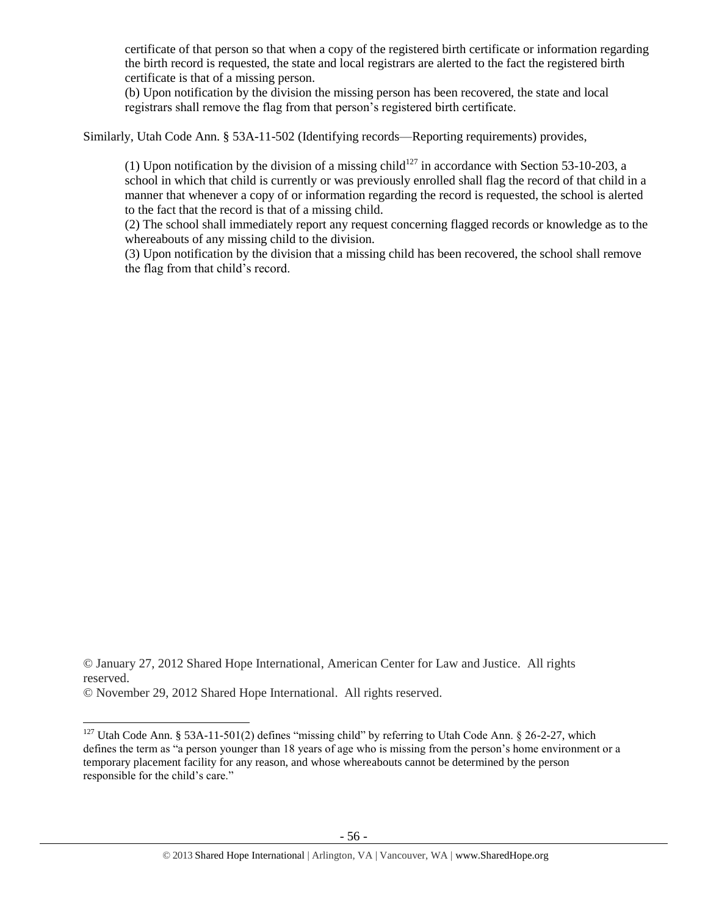certificate of that person so that when a copy of the registered birth certificate or information regarding the birth record is requested, the state and local registrars are alerted to the fact the registered birth certificate is that of a missing person.

(b) Upon notification by the division the missing person has been recovered, the state and local registrars shall remove the flag from that person's registered birth certificate.

Similarly, Utah Code Ann. § 53A-11-502 (Identifying records—Reporting requirements) provides,

> (1) Upon notification by the division of a missing child[127] in accordance with Section 53-10-203, a school in which that child is currently or was previously enrolled shall flag the record of that child in a manner that whenever a copy of or information regarding the record is requested, the school is alerted to the fact that the record is that of a missing child.
>
> (2) The school shall immediately report any request concerning flagged records or knowledge as to the whereabouts of any missing child to the division.
>
> (3) Upon notification by the division that a missing child has been recovered, the school shall remove the flag from that child's record.

© January 27, 2012 Shared Hope International, American Center for Law and Justice. All rights reserved.

© November 29, 2012 Shared Hope International. All rights reserved.

[127] Utah Code Ann. § 53A-11-501(2) defines "missing child" by referring to Utah Code Ann. § 26-2-27, which defines the term as "a person younger than 18 years of age who is missing from the person's home environment or a temporary placement facility for any reason, and whose whereabouts cannot be determined by the person responsible for the child's care."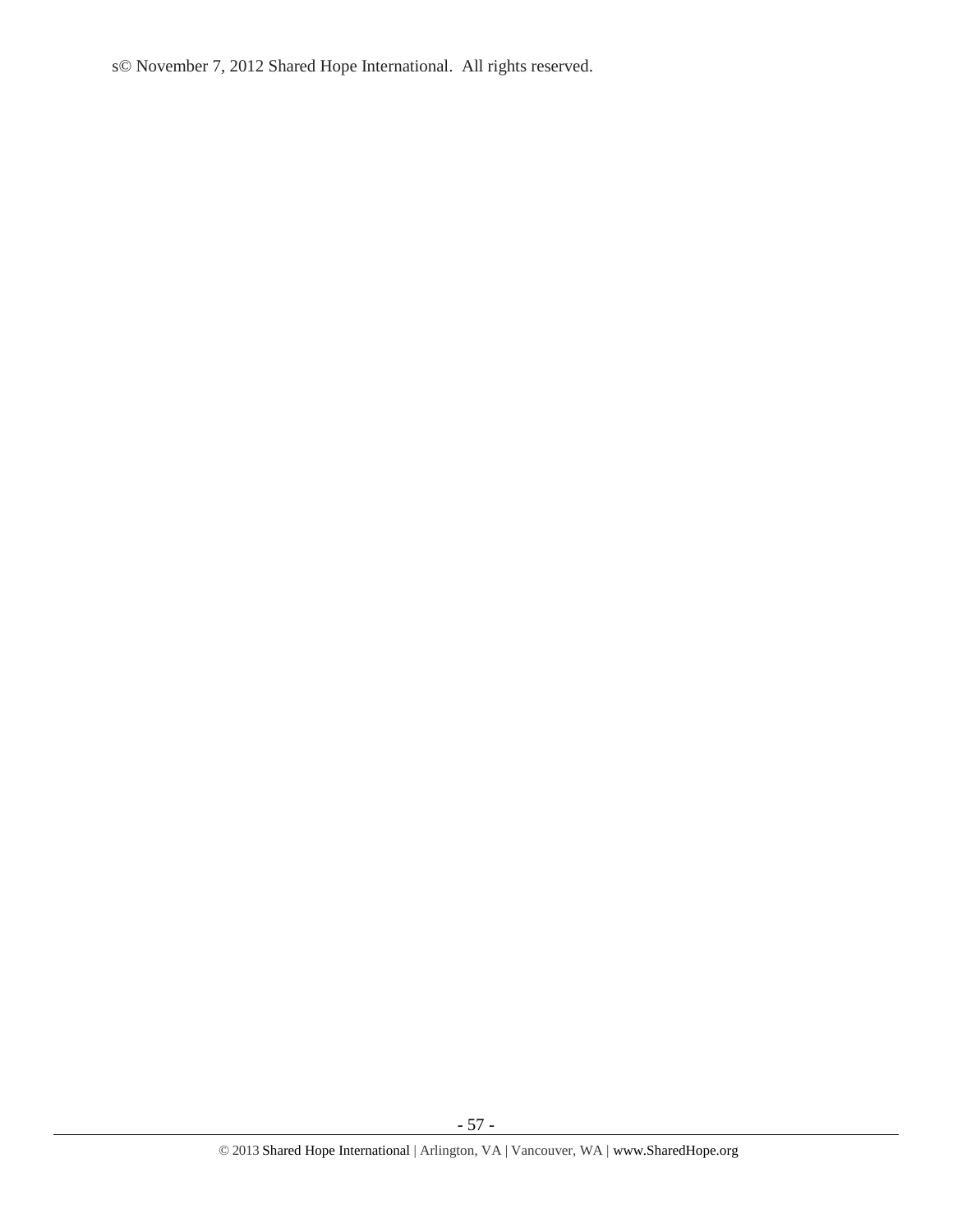s© November 7, 2012 Shared Hope International. All rights reserved.